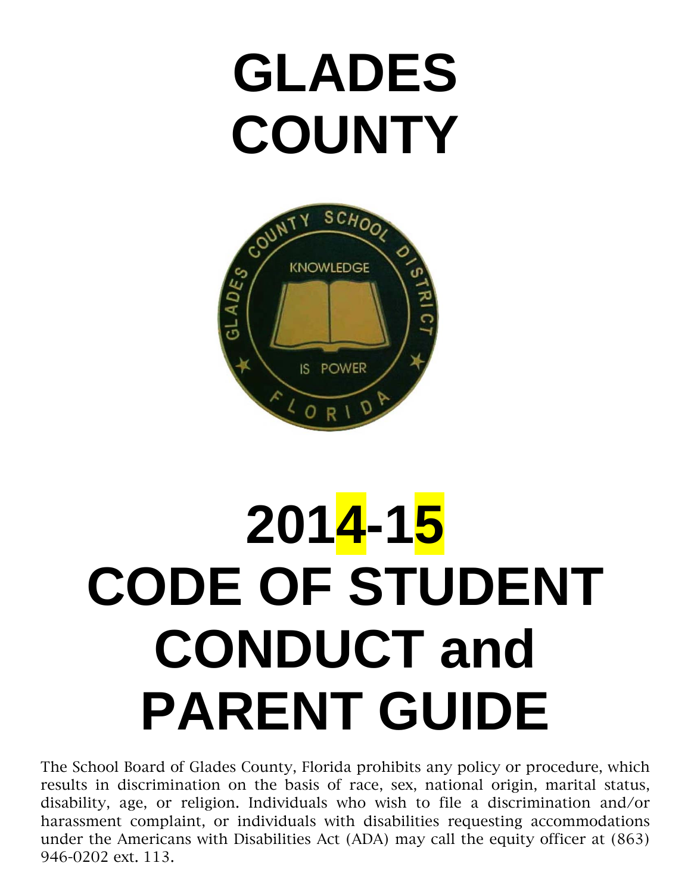# GLADES COUNTY

# 2014-15 CODE OF STUDENT CONDUCT and PARENT GUIDE

The School Board of Glades County, Florida prohibits any policy or procedure, which results in discrimination on the basis of race, sex, national origin, marital status, disability, age, or religion. Individuals who wish to file a discrimination and/or harassment complaint, or individuals with disabilities requesting accommodations under the Americans with Disabilities Act (ADA) may call the equity officer at (863) 946-0202 ext. 113.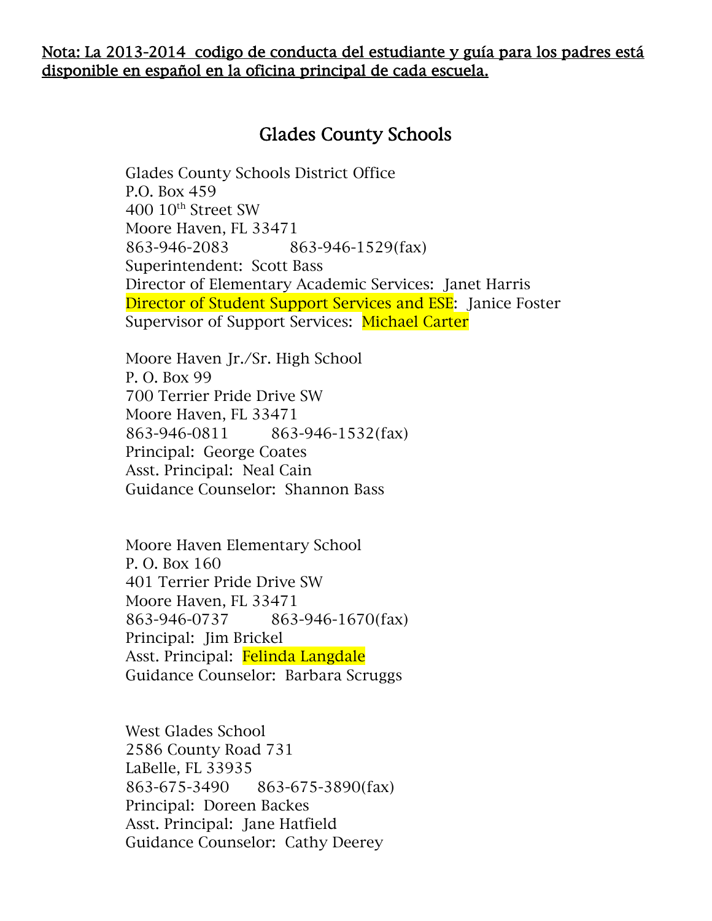**Nota: La 2013-2014 codigo de conducta del estudiante y guía para los padres está disponible en español en la oficina principal de cada escuela.**

# Glades County Schools

Glades County Schools District Office
P.O. Box 459
400 10th Street SW
Moore Haven, FL 33471
863-946-2083 863-946-1529(fax)
Superintendent: Scott Bass
Director of Elementary Academic Services: Janet Harris
Director of Student Support Services and ESE: Janice Foster
Supervisor of Support Services: Michael Carter

Moore Haven Jr./Sr. High School
P. O. Box 99
700 Terrier Pride Drive SW
Moore Haven, FL 33471
863-946-0811 863-946-1532(fax)
Principal: George Coates
Asst. Principal: Neal Cain
Guidance Counselor: Shannon Bass

Moore Haven Elementary School
P. O. Box 160
401 Terrier Pride Drive SW
Moore Haven, FL 33471
863-946-0737 863-946-1670(fax)
Principal: Jim Brickel
Asst. Principal: Felinda Langdale
Guidance Counselor: Barbara Scruggs

West Glades School
2586 County Road 731
LaBelle, FL 33935
863-675-3490 863-675-3890(fax)
Principal: Doreen Backes
Asst. Principal: Jane Hatfield
Guidance Counselor: Cathy Deerey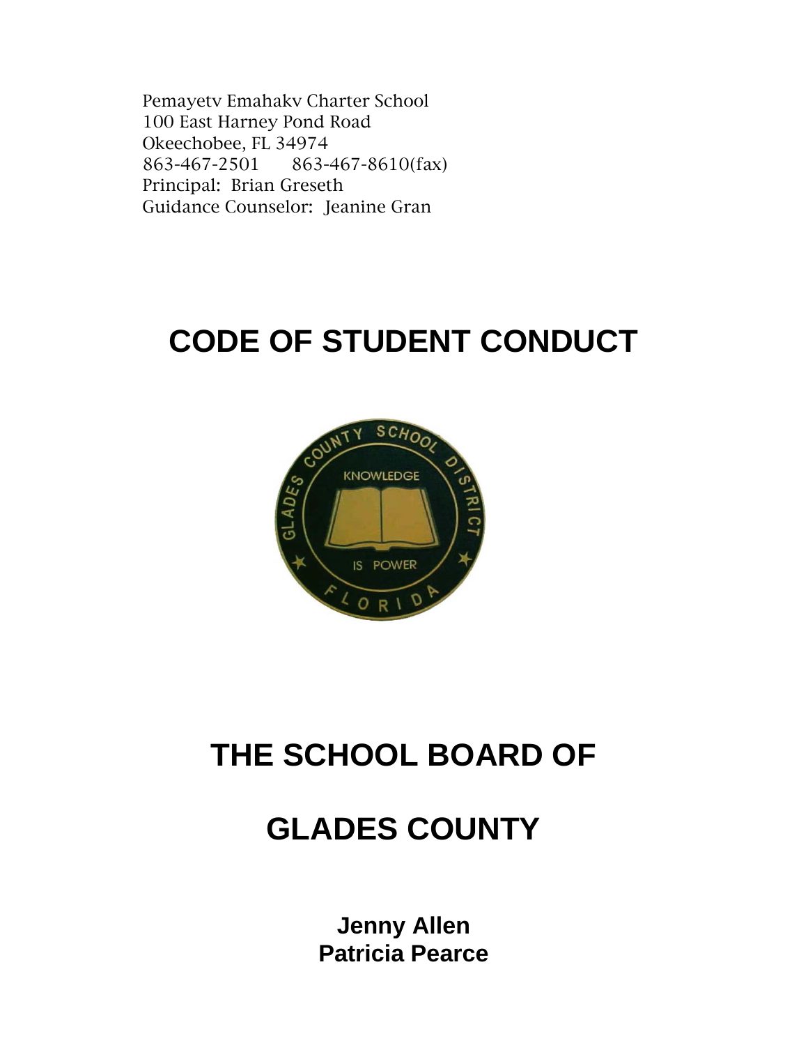Pemayetv Emahakv Charter School
100 East Harney Pond Road
Okeechobee, FL 34974
863-467-2501 863-467-8610(fax)
Principal: Brian Greseth
Guidance Counselor: Jeanine Gran

# CODE OF STUDENT CONDUCT

# THE SCHOOL BOARD OF

# GLADES COUNTY

**Jenny Allen**
**Patricia Pearce**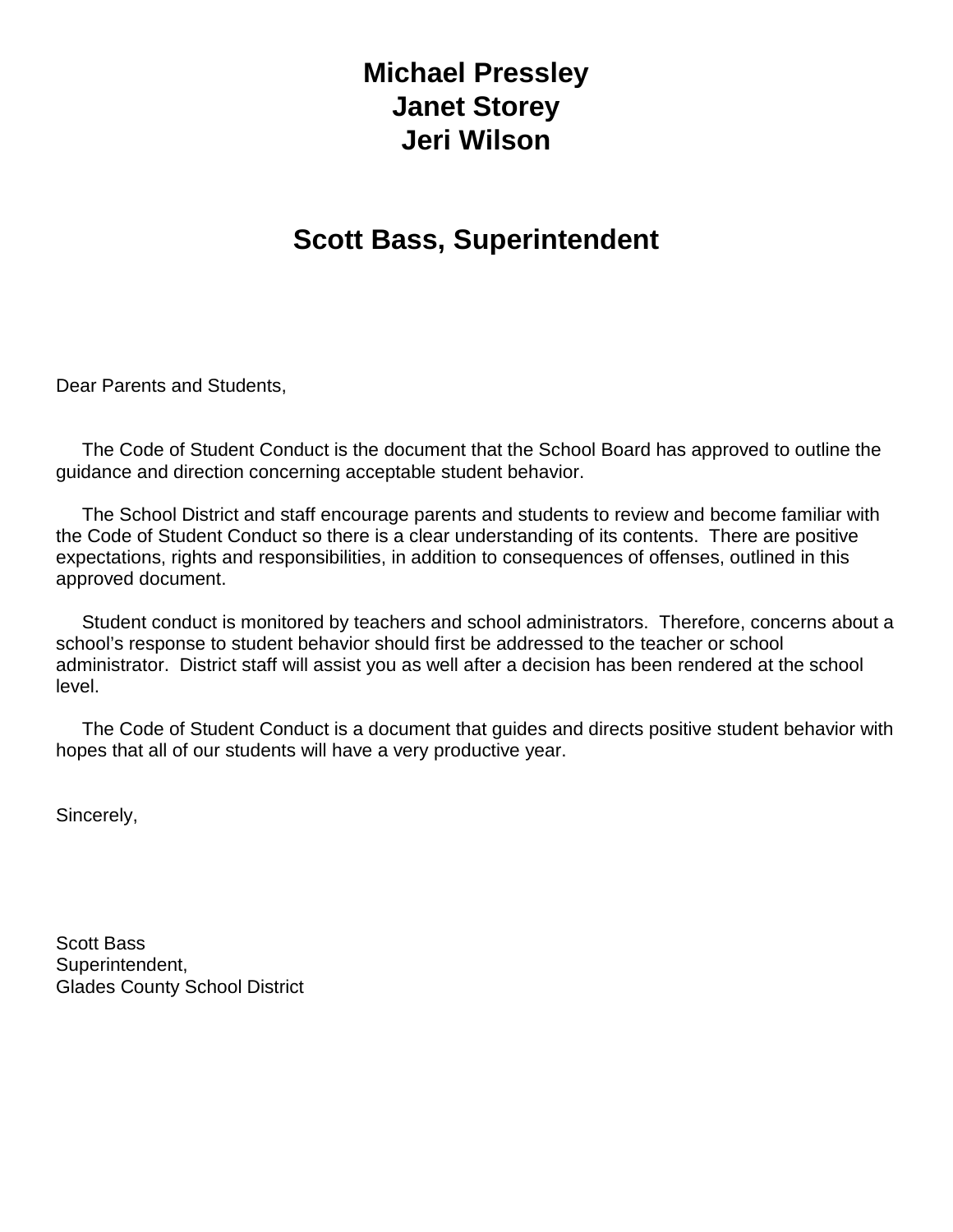**Michael Pressley**
**Janet Storey**
**Jeri Wilson**

## Scott Bass, Superintendent

Dear Parents and Students,

The Code of Student Conduct is the document that the School Board has approved to outline the guidance and direction concerning acceptable student behavior.

The School District and staff encourage parents and students to review and become familiar with the Code of Student Conduct so there is a clear understanding of its contents. There are positive expectations, rights and responsibilities, in addition to consequences of offenses, outlined in this approved document.

Student conduct is monitored by teachers and school administrators. Therefore, concerns about a school's response to student behavior should first be addressed to the teacher or school administrator. District staff will assist you as well after a decision has been rendered at the school level.

The Code of Student Conduct is a document that guides and directs positive student behavior with hopes that all of our students will have a very productive year.

Sincerely,

Scott Bass
Superintendent,
Glades County School District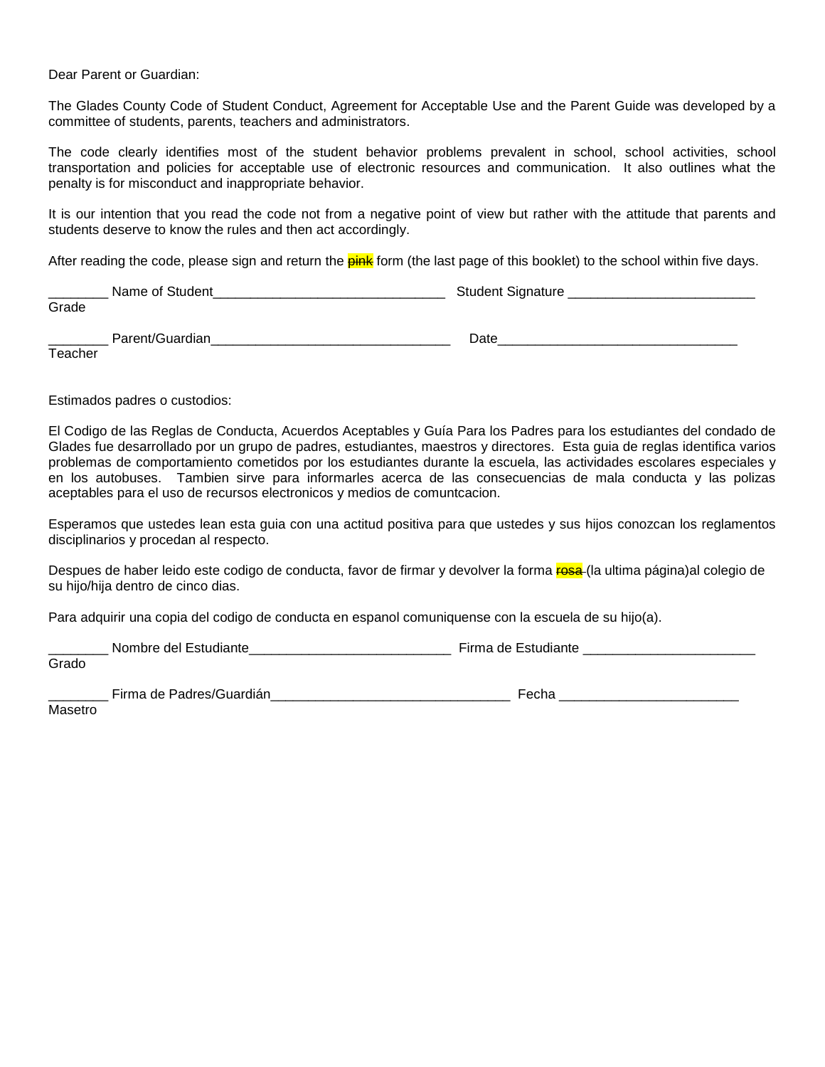Dear Parent or Guardian:

The Glades County Code of Student Conduct, Agreement for Acceptable Use and the Parent Guide was developed by a committee of students, parents, teachers and administrators.

The code clearly identifies most of the student behavior problems prevalent in school, school activities, school transportation and policies for acceptable use of electronic resources and communication. It also outlines what the penalty is for misconduct and inappropriate behavior.

It is our intention that you read the code not from a negative point of view but rather with the attitude that parents and students deserve to know the rules and then act accordingly.

After reading the code, please sign and return the ~~pink~~ form (the last page of this booklet) to the school within five days.

________ Name of Student________________________________ Student Signature __________________________
Grade

________ Parent/Guardian_________________________________ Date_________________________________
Teacher

Estimados padres o custodios:

El Codigo de las Reglas de Conducta, Acuerdos Aceptables y Guía Para los Padres para los estudiantes del condado de Glades fue desarrollado por un grupo de padres, estudiantes, maestros y directores. Esta guia de reglas identifica varios problemas de comportamiento cometidos por los estudiantes durante la escuela, las actividades escolares especiales y en los autobuses. Tambien sirve para informarles acerca de las consecuencias de mala conducta y las polizas aceptables para el uso de recursos electronicos y medios de comuntcacion.

Esperamos que ustedes lean esta guia con una actitud positiva para que ustedes y sus hijos conozcan los reglamentos disciplinarios y procedan al respecto.

Despues de haber leido este codigo de conducta, favor de firmar y devolver la forma ~~rosa~~ (la ultima página)al colegio de su hijo/hija dentro de cinco dias.

Para adquirir una copia del codigo de conducta en espanol comuniquense con la escuela de su hijo(a).

________ Nombre del Estudiante____________________________ Firma de Estudiante ________________________
Grado

________ Firma de Padres/Guardián_________________________________ Fecha _________________________
Masetro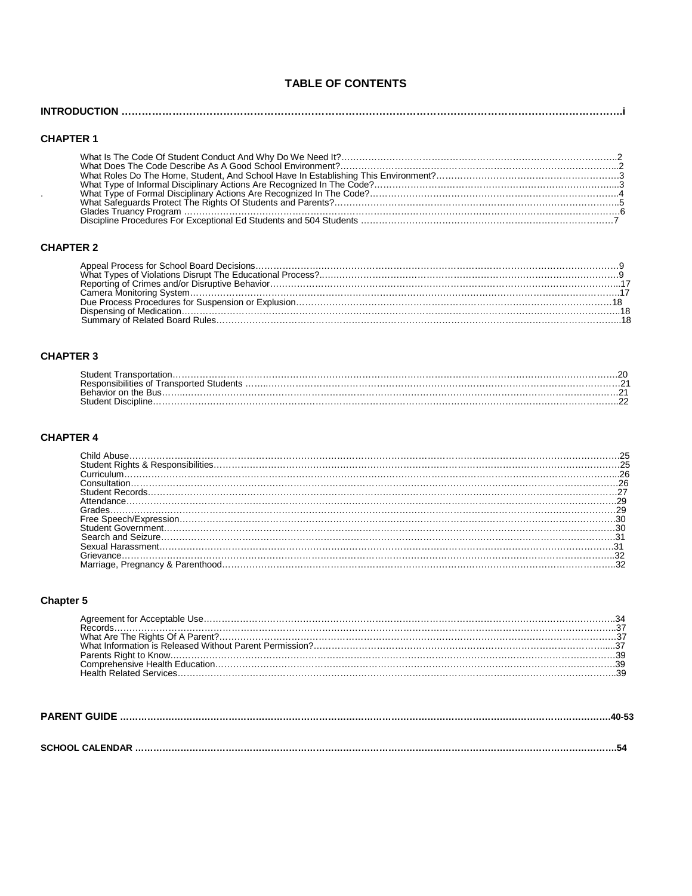# TABLE OF CONTENTS

**INTRODUCTION** ……………………………………………………………………………………………………………i

## CHAPTER 1

What Is The Code Of Student Conduct And Why Do We Need It?……………………………………………2
What Does The Code Describe As A Good School Environment?……………………………………………2
What Roles Do The Home, Student, And School Have In Establishing This Environment?…………………3
What Type of Informal Disciplinary Actions Are Recognized In The Code?…………………………………3
What Type of Formal Disciplinary Actions Are Recognized In The Code?……………………………………4
What Safeguards Protect The Rights Of Students and Parents?………………………………………………5
Glades Truancy Program ……………………………………………………………………………………………6
Discipline Procedures For Exceptional Ed Students and 504 Students ……………………………………7

## CHAPTER 2

Appeal Process for School Board Decisions……………………………………………………………………9
What Types of Violations Disrupt The Educational Process?…………………………………………………9
Reporting of Crimes and/or Disruptive Behavior………………………………………………………………17
Camera Monitoring System………………………………………………………………………………………17
Due Process Procedures for Suspension or Expulsion…………………………………………………………18
Dispensing of Medication…………………………………………………………………………………………18
Summary of Related Board Rules…………………………………………………………………………………18

## CHAPTER 3

Student Transportation……………………………………………………………………………………………20
Responsibilities of Transported Students …………………………………………………………………………21
Behavior on the Bus…………………………………………………………………………………………………21
Student Discipline……………………………………………………………………………………………………22

## CHAPTER 4

Child Abuse…………………………………………………………………………………………………………25
Student Rights & Responsibilities…………………………………………………………………………………25
Curriculum……………………………………………………………………………………………………………26
Consultation…………………………………………………………………………………………………………26
Student Records……………………………………………………………………………………………………27
Attendance……………………………………………………………………………………………………………29
Grades…………………………………………………………………………………………………………………29
Free Speech/Expression……………………………………………………………………………………………30
Student Government………………………………………………………………………………………………30
Search and Seizure…………………………………………………………………………………………………31
Sexual Harassment…………………………………………………………………………………………………31
Grievance……………………………………………………………………………………………………………32
Marriage, Pregnancy & Parenthood………………………………………………………………………………32

## Chapter 5

Agreement for Acceptable Use……………………………………………………………………………………34
Records………………………………………………………………………………………………………………37
What Are The Rights Of A Parent?…………………………………………………………………………………37
What Information is Released Without Parent Permission?……………………………………………………37
Parents Right to Know………………………………………………………………………………………………39
Comprehensive Health Education…………………………………………………………………………………39
Health Related Services……………………………………………………………………………………………39

**PARENT GUIDE** ……………………………………………………………………………………………………40-53

**SCHOOL CALENDAR** ……………………………………………………………………………………………54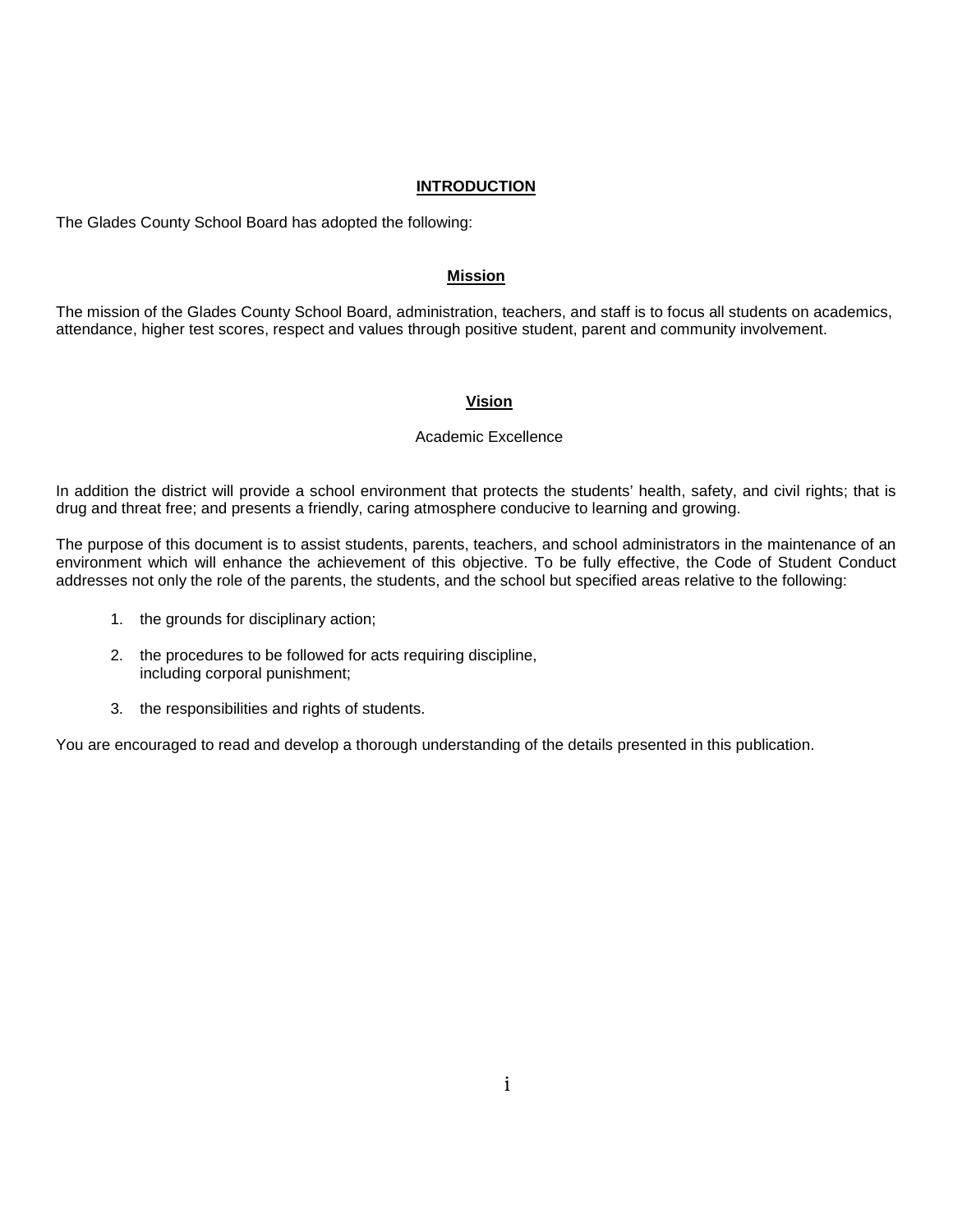## INTRODUCTION

The Glades County School Board has adopted the following:

### Mission

The mission of the Glades County School Board, administration, teachers, and staff is to focus all students on academics, attendance, higher test scores, respect and values through positive student, parent and community involvement.

### Vision

Academic Excellence

In addition the district will provide a school environment that protects the students' health, safety, and civil rights; that is drug and threat free; and presents a friendly, caring atmosphere conducive to learning and growing.

The purpose of this document is to assist students, parents, teachers, and school administrators in the maintenance of an environment which will enhance the achievement of this objective. To be fully effective, the Code of Student Conduct addresses not only the role of the parents, the students, and the school but specified areas relative to the following:

1. the grounds for disciplinary action;
2. the procedures to be followed for acts requiring discipline, including corporal punishment;
3. the responsibilities and rights of students.

You are encouraged to read and develop a thorough understanding of the details presented in this publication.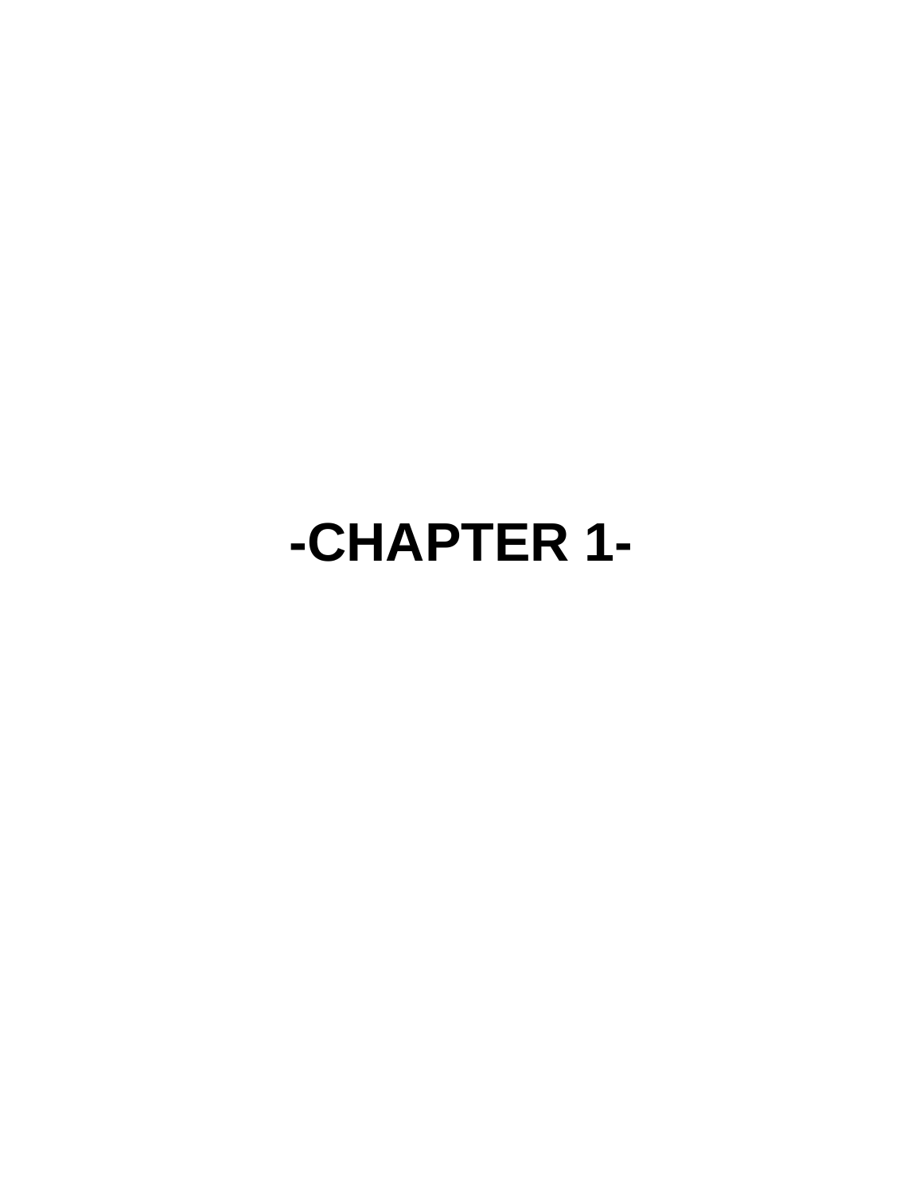# -CHAPTER 1-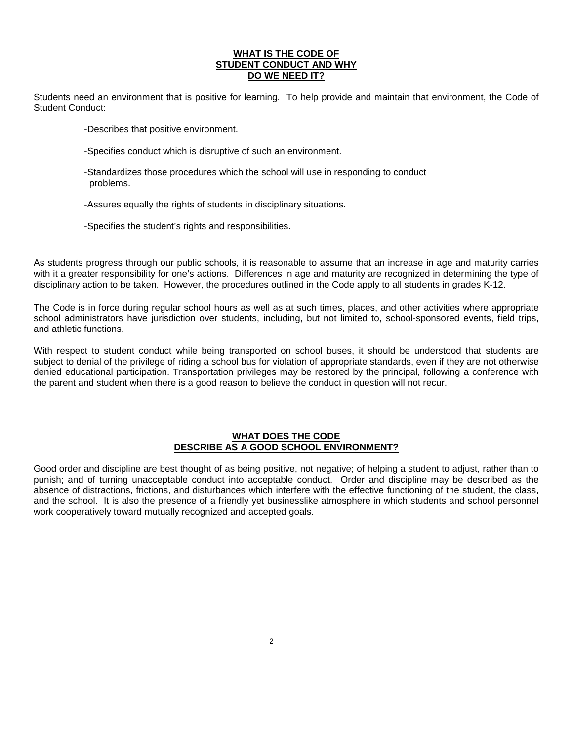## WHAT IS THE CODE OF STUDENT CONDUCT AND WHY DO WE NEED IT?

Students need an environment that is positive for learning. To help provide and maintain that environment, the Code of Student Conduct:

- Describes that positive environment.
- Specifies conduct which is disruptive of such an environment.
- Standardizes those procedures which the school will use in responding to conduct problems.
- Assures equally the rights of students in disciplinary situations.
- Specifies the student's rights and responsibilities.

As students progress through our public schools, it is reasonable to assume that an increase in age and maturity carries with it a greater responsibility for one's actions. Differences in age and maturity are recognized in determining the type of disciplinary action to be taken. However, the procedures outlined in the Code apply to all students in grades K-12.

The Code is in force during regular school hours as well as at such times, places, and other activities where appropriate school administrators have jurisdiction over students, including, but not limited to, school-sponsored events, field trips, and athletic functions.

With respect to student conduct while being transported on school buses, it should be understood that students are subject to denial of the privilege of riding a school bus for violation of appropriate standards, even if they are not otherwise denied educational participation. Transportation privileges may be restored by the principal, following a conference with the parent and student when there is a good reason to believe the conduct in question will not recur.

## WHAT DOES THE CODE DESCRIBE AS A GOOD SCHOOL ENVIRONMENT?

Good order and discipline are best thought of as being positive, not negative; of helping a student to adjust, rather than to punish; and of turning unacceptable conduct into acceptable conduct. Order and discipline may be described as the absence of distractions, frictions, and disturbances which interfere with the effective functioning of the student, the class, and the school. It is also the presence of a friendly yet businesslike atmosphere in which students and school personnel work cooperatively toward mutually recognized and accepted goals.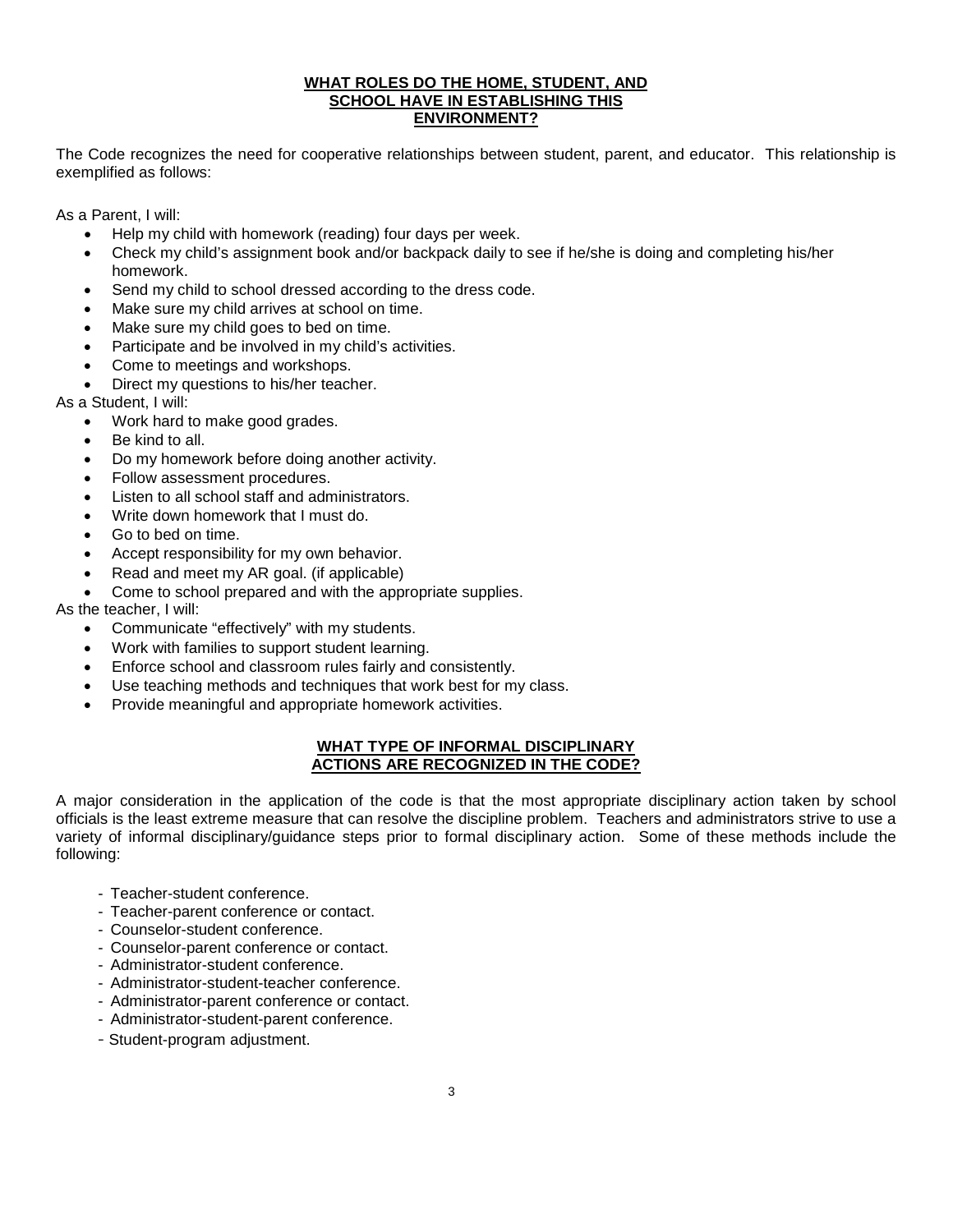## WHAT ROLES DO THE HOME, STUDENT, AND SCHOOL HAVE IN ESTABLISHING THIS ENVIRONMENT?

The Code recognizes the need for cooperative relationships between student, parent, and educator. This relationship is exemplified as follows:

As a Parent, I will:

- Help my child with homework (reading) four days per week.
- Check my child's assignment book and/or backpack daily to see if he/she is doing and completing his/her homework.
- Send my child to school dressed according to the dress code.
- Make sure my child arrives at school on time.
- Make sure my child goes to bed on time.
- Participate and be involved in my child's activities.
- Come to meetings and workshops.
- Direct my questions to his/her teacher.

As a Student, I will:

- Work hard to make good grades.
- Be kind to all.
- Do my homework before doing another activity.
- Follow assessment procedures.
- Listen to all school staff and administrators.
- Write down homework that I must do.
- Go to bed on time.
- Accept responsibility for my own behavior.
- Read and meet my AR goal. (if applicable)
- Come to school prepared and with the appropriate supplies.

As the teacher, I will:

- Communicate "effectively" with my students.
- Work with families to support student learning.
- Enforce school and classroom rules fairly and consistently.
- Use teaching methods and techniques that work best for my class.
- Provide meaningful and appropriate homework activities.

## WHAT TYPE OF INFORMAL DISCIPLINARY ACTIONS ARE RECOGNIZED IN THE CODE?

A major consideration in the application of the code is that the most appropriate disciplinary action taken by school officials is the least extreme measure that can resolve the discipline problem. Teachers and administrators strive to use a variety of informal disciplinary/guidance steps prior to formal disciplinary action. Some of these methods include the following:

- Teacher-student conference.
- Teacher-parent conference or contact.
- Counselor-student conference.
- Counselor-parent conference or contact.
- Administrator-student conference.
- Administrator-student-teacher conference.
- Administrator-parent conference or contact.
- Administrator-student-parent conference.
- Student-program adjustment.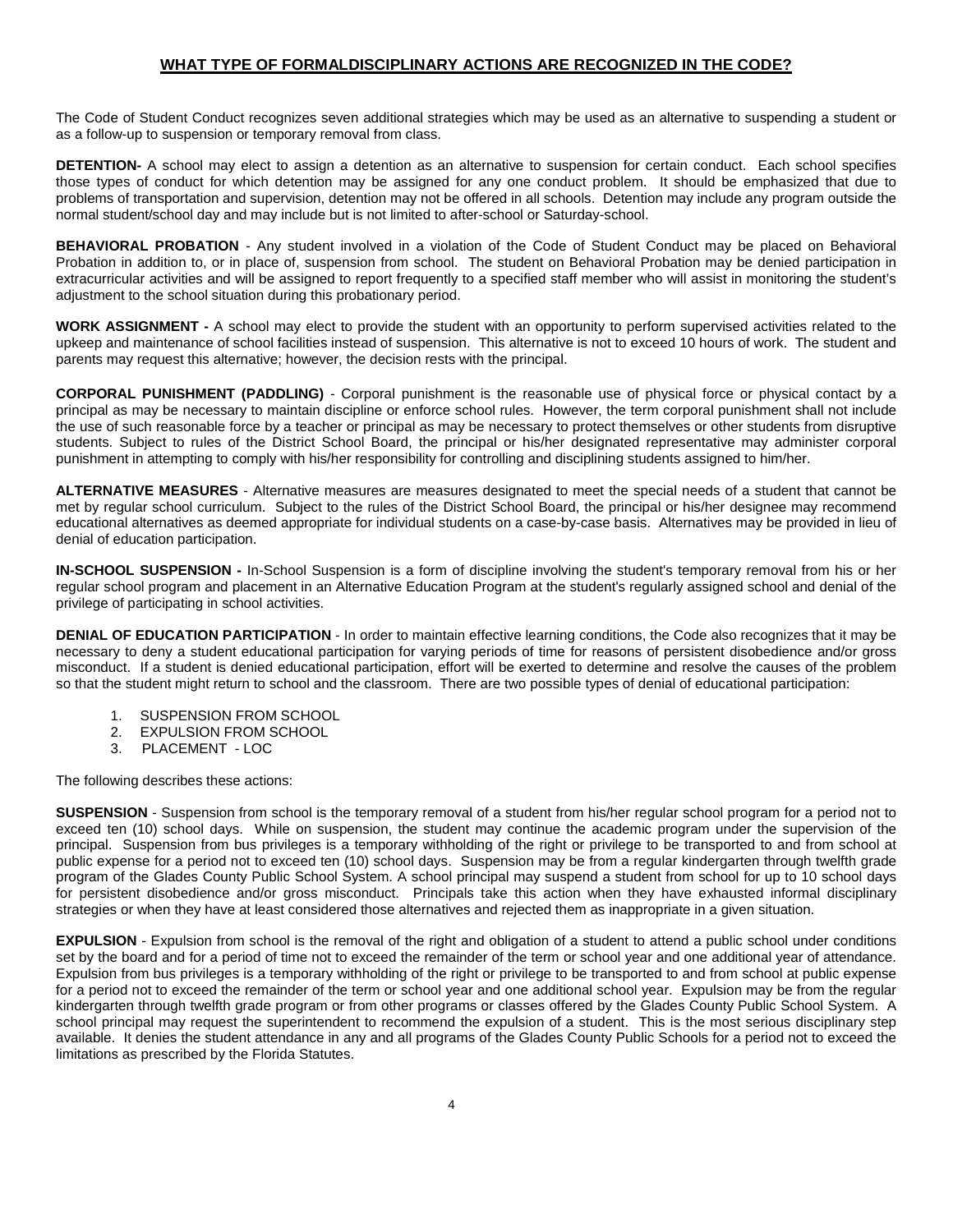## WHAT TYPE OF FORMALDISCIPLINARY ACTIONS ARE RECOGNIZED IN THE CODE?

The Code of Student Conduct recognizes seven additional strategies which may be used as an alternative to suspending a student or as a follow-up to suspension or temporary removal from class.

**DETENTION-** A school may elect to assign a detention as an alternative to suspension for certain conduct. Each school specifies those types of conduct for which detention may be assigned for any one conduct problem. It should be emphasized that due to problems of transportation and supervision, detention may not be offered in all schools. Detention may include any program outside the normal student/school day and may include but is not limited to after-school or Saturday-school.

**BEHAVIORAL PROBATION** - Any student involved in a violation of the Code of Student Conduct may be placed on Behavioral Probation in addition to, or in place of, suspension from school. The student on Behavioral Probation may be denied participation in extracurricular activities and will be assigned to report frequently to a specified staff member who will assist in monitoring the student's adjustment to the school situation during this probationary period.

**WORK ASSIGNMENT -** A school may elect to provide the student with an opportunity to perform supervised activities related to the upkeep and maintenance of school facilities instead of suspension. This alternative is not to exceed 10 hours of work. The student and parents may request this alternative; however, the decision rests with the principal.

**CORPORAL PUNISHMENT (PADDLING)** - Corporal punishment is the reasonable use of physical force or physical contact by a principal as may be necessary to maintain discipline or enforce school rules. However, the term corporal punishment shall not include the use of such reasonable force by a teacher or principal as may be necessary to protect themselves or other students from disruptive students. Subject to rules of the District School Board, the principal or his/her designated representative may administer corporal punishment in attempting to comply with his/her responsibility for controlling and disciplining students assigned to him/her.

**ALTERNATIVE MEASURES** - Alternative measures are measures designated to meet the special needs of a student that cannot be met by regular school curriculum. Subject to the rules of the District School Board, the principal or his/her designee may recommend educational alternatives as deemed appropriate for individual students on a case-by-case basis. Alternatives may be provided in lieu of denial of education participation.

**IN-SCHOOL SUSPENSION -** In-School Suspension is a form of discipline involving the student's temporary removal from his or her regular school program and placement in an Alternative Education Program at the student's regularly assigned school and denial of the privilege of participating in school activities.

**DENIAL OF EDUCATION PARTICIPATION** - In order to maintain effective learning conditions, the Code also recognizes that it may be necessary to deny a student educational participation for varying periods of time for reasons of persistent disobedience and/or gross misconduct. If a student is denied educational participation, effort will be exerted to determine and resolve the causes of the problem so that the student might return to school and the classroom. There are two possible types of denial of educational participation:

1. SUSPENSION FROM SCHOOL
2. EXPULSION FROM SCHOOL
3. PLACEMENT - LOC

The following describes these actions:

**SUSPENSION** - Suspension from school is the temporary removal of a student from his/her regular school program for a period not to exceed ten (10) school days. While on suspension, the student may continue the academic program under the supervision of the principal. Suspension from bus privileges is a temporary withholding of the right or privilege to be transported to and from school at public expense for a period not to exceed ten (10) school days. Suspension may be from a regular kindergarten through twelfth grade program of the Glades County Public School System. A school principal may suspend a student from school for up to 10 school days for persistent disobedience and/or gross misconduct. Principals take this action when they have exhausted informal disciplinary strategies or when they have at least considered those alternatives and rejected them as inappropriate in a given situation.

**EXPULSION** - Expulsion from school is the removal of the right and obligation of a student to attend a public school under conditions set by the board and for a period of time not to exceed the remainder of the term or school year and one additional year of attendance. Expulsion from bus privileges is a temporary withholding of the right or privilege to be transported to and from school at public expense for a period not to exceed the remainder of the term or school year and one additional school year. Expulsion may be from the regular kindergarten through twelfth grade program or from other programs or classes offered by the Glades County Public School System. A school principal may request the superintendent to recommend the expulsion of a student. This is the most serious disciplinary step available. It denies the student attendance in any and all programs of the Glades County Public Schools for a period not to exceed the limitations as prescribed by the Florida Statutes.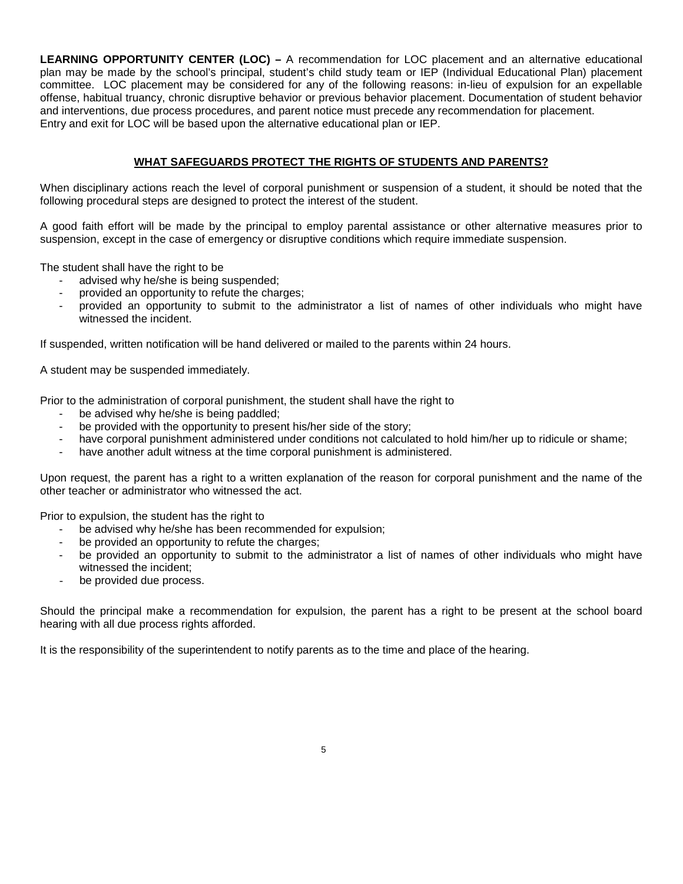**LEARNING OPPORTUNITY CENTER (LOC) –** A recommendation for LOC placement and an alternative educational plan may be made by the school's principal, student's child study team or IEP (Individual Educational Plan) placement committee. LOC placement may be considered for any of the following reasons: in-lieu of expulsion for an expellable offense, habitual truancy, chronic disruptive behavior or previous behavior placement. Documentation of student behavior and interventions, due process procedures, and parent notice must precede any recommendation for placement. Entry and exit for LOC will be based upon the alternative educational plan or IEP.

## WHAT SAFEGUARDS PROTECT THE RIGHTS OF STUDENTS AND PARENTS?

When disciplinary actions reach the level of corporal punishment or suspension of a student, it should be noted that the following procedural steps are designed to protect the interest of the student.

A good faith effort will be made by the principal to employ parental assistance or other alternative measures prior to suspension, except in the case of emergency or disruptive conditions which require immediate suspension.

The student shall have the right to be

- advised why he/she is being suspended;
- provided an opportunity to refute the charges;
- provided an opportunity to submit to the administrator a list of names of other individuals who might have witnessed the incident.

If suspended, written notification will be hand delivered or mailed to the parents within 24 hours.

A student may be suspended immediately.

Prior to the administration of corporal punishment, the student shall have the right to

- be advised why he/she is being paddled;
- be provided with the opportunity to present his/her side of the story;
- have corporal punishment administered under conditions not calculated to hold him/her up to ridicule or shame;
- have another adult witness at the time corporal punishment is administered.

Upon request, the parent has a right to a written explanation of the reason for corporal punishment and the name of the other teacher or administrator who witnessed the act.

Prior to expulsion, the student has the right to

- be advised why he/she has been recommended for expulsion;
- be provided an opportunity to refute the charges;
- be provided an opportunity to submit to the administrator a list of names of other individuals who might have witnessed the incident;
- be provided due process.

Should the principal make a recommendation for expulsion, the parent has a right to be present at the school board hearing with all due process rights afforded.

It is the responsibility of the superintendent to notify parents as to the time and place of the hearing.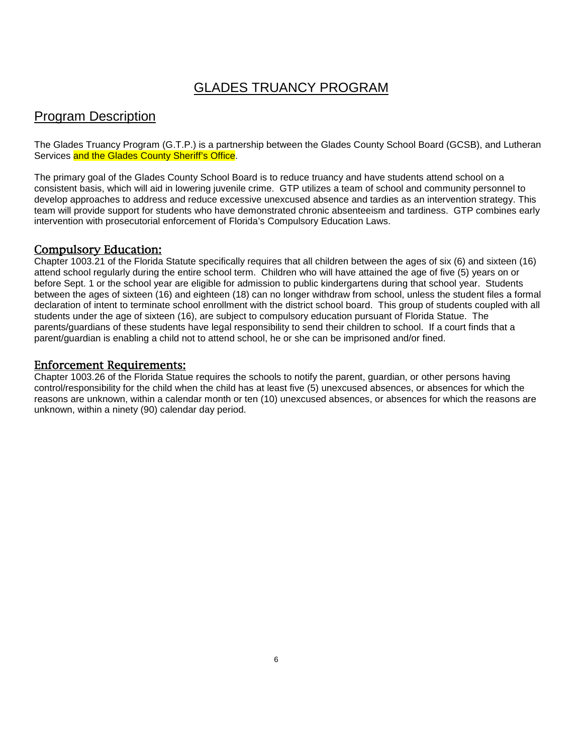# GLADES TRUANCY PROGRAM

## Program Description

The Glades Truancy Program (G.T.P.) is a partnership between the Glades County School Board (GCSB), and Lutheran Services and the Glades County Sheriff's Office.

The primary goal of the Glades County School Board is to reduce truancy and have students attend school on a consistent basis, which will aid in lowering juvenile crime. GTP utilizes a team of school and community personnel to develop approaches to address and reduce excessive unexcused absence and tardies as an intervention strategy. This team will provide support for students who have demonstrated chronic absenteeism and tardiness. GTP combines early intervention with prosecutorial enforcement of Florida's Compulsory Education Laws.

### Compulsory Education:

Chapter 1003.21 of the Florida Statute specifically requires that all children between the ages of six (6) and sixteen (16) attend school regularly during the entire school term. Children who will have attained the age of five (5) years on or before Sept. 1 or the school year are eligible for admission to public kindergartens during that school year. Students between the ages of sixteen (16) and eighteen (18) can no longer withdraw from school, unless the student files a formal declaration of intent to terminate school enrollment with the district school board. This group of students coupled with all students under the age of sixteen (16), are subject to compulsory education pursuant of Florida Statue. The parents/guardians of these students have legal responsibility to send their children to school. If a court finds that a parent/guardian is enabling a child not to attend school, he or she can be imprisoned and/or fined.

### Enforcement Requirements:

Chapter 1003.26 of the Florida Statue requires the schools to notify the parent, guardian, or other persons having control/responsibility for the child when the child has at least five (5) unexcused absences, or absences for which the reasons are unknown, within a calendar month or ten (10) unexcused absences, or absences for which the reasons are unknown, within a ninety (90) calendar day period.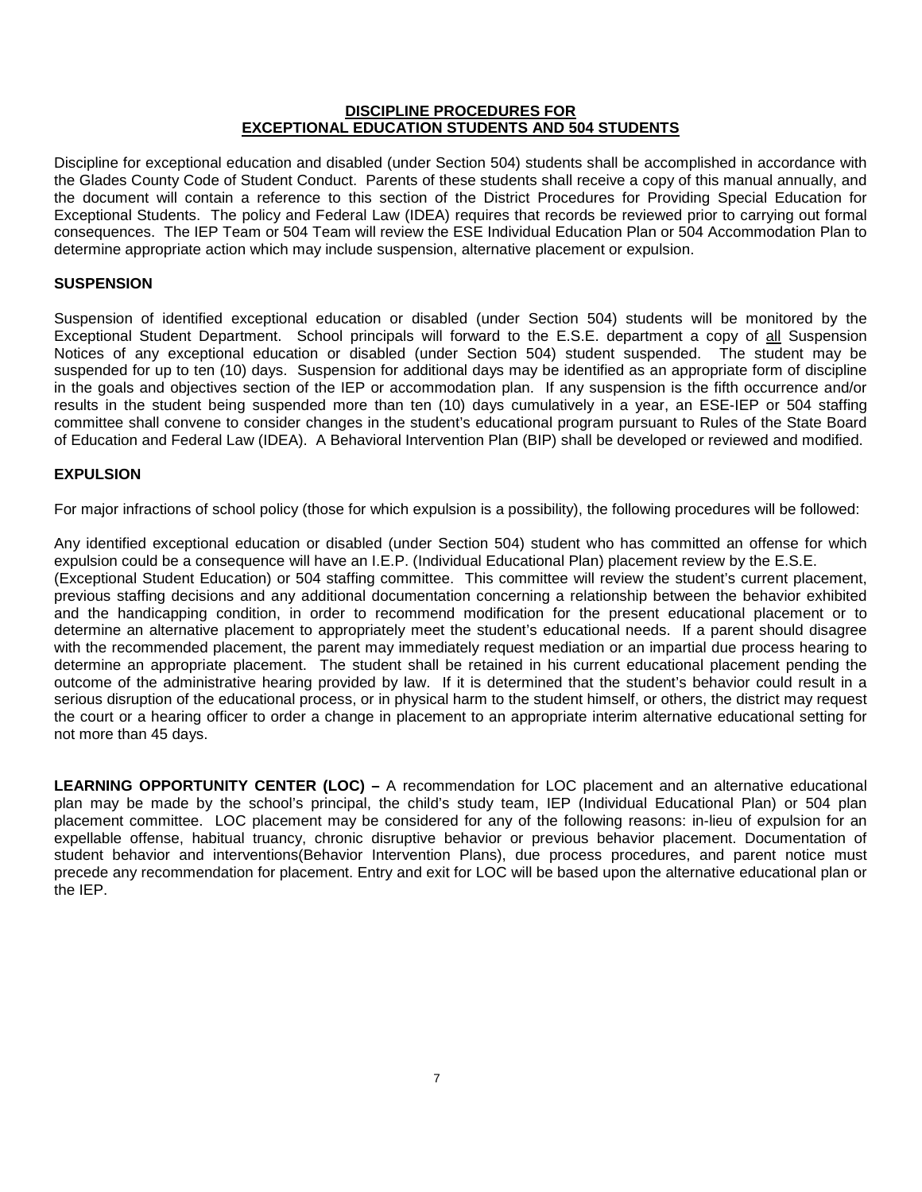## DISCIPLINE PROCEDURES FOR EXCEPTIONAL EDUCATION STUDENTS AND 504 STUDENTS

Discipline for exceptional education and disabled (under Section 504) students shall be accomplished in accordance with the Glades County Code of Student Conduct. Parents of these students shall receive a copy of this manual annually, and the document will contain a reference to this section of the District Procedures for Providing Special Education for Exceptional Students. The policy and Federal Law (IDEA) requires that records be reviewed prior to carrying out formal consequences. The IEP Team or 504 Team will review the ESE Individual Education Plan or 504 Accommodation Plan to determine appropriate action which may include suspension, alternative placement or expulsion.

### SUSPENSION

Suspension of identified exceptional education or disabled (under Section 504) students will be monitored by the Exceptional Student Department. School principals will forward to the E.S.E. department a copy of all Suspension Notices of any exceptional education or disabled (under Section 504) student suspended. The student may be suspended for up to ten (10) days. Suspension for additional days may be identified as an appropriate form of discipline in the goals and objectives section of the IEP or accommodation plan. If any suspension is the fifth occurrence and/or results in the student being suspended more than ten (10) days cumulatively in a year, an ESE-IEP or 504 staffing committee shall convene to consider changes in the student's educational program pursuant to Rules of the State Board of Education and Federal Law (IDEA). A Behavioral Intervention Plan (BIP) shall be developed or reviewed and modified.

### EXPULSION

For major infractions of school policy (those for which expulsion is a possibility), the following procedures will be followed:

Any identified exceptional education or disabled (under Section 504) student who has committed an offense for which expulsion could be a consequence will have an I.E.P. (Individual Educational Plan) placement review by the E.S.E. (Exceptional Student Education) or 504 staffing committee. This committee will review the student's current placement, previous staffing decisions and any additional documentation concerning a relationship between the behavior exhibited and the handicapping condition, in order to recommend modification for the present educational placement or to determine an alternative placement to appropriately meet the student's educational needs. If a parent should disagree with the recommended placement, the parent may immediately request mediation or an impartial due process hearing to determine an appropriate placement. The student shall be retained in his current educational placement pending the outcome of the administrative hearing provided by law. If it is determined that the student's behavior could result in a serious disruption of the educational process, or in physical harm to the student himself, or others, the district may request the court or a hearing officer to order a change in placement to an appropriate interim alternative educational setting for not more than 45 days.

**LEARNING OPPORTUNITY CENTER (LOC) –** A recommendation for LOC placement and an alternative educational plan may be made by the school's principal, the child's study team, IEP (Individual Educational Plan) or 504 plan placement committee. LOC placement may be considered for any of the following reasons: in-lieu of expulsion for an expellable offense, habitual truancy, chronic disruptive behavior or previous behavior placement. Documentation of student behavior and interventions(Behavior Intervention Plans), due process procedures, and parent notice must precede any recommendation for placement. Entry and exit for LOC will be based upon the alternative educational plan or the IEP.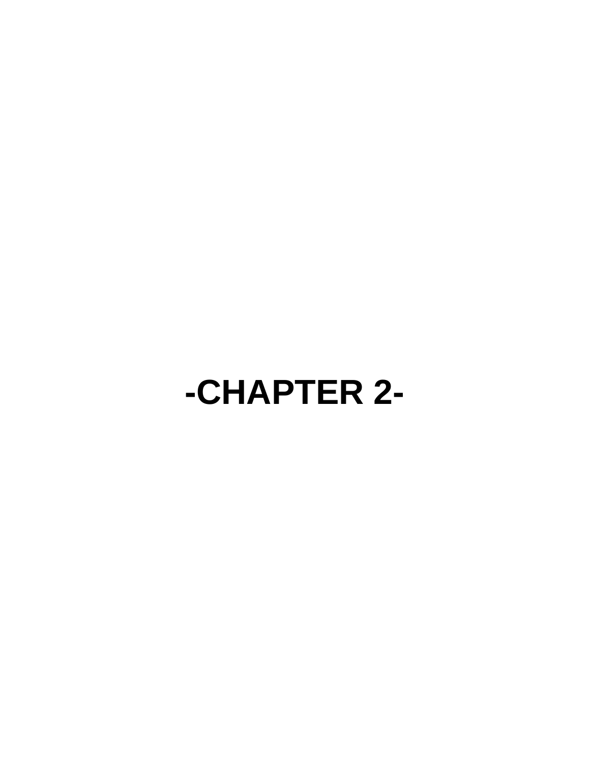# -CHAPTER 2-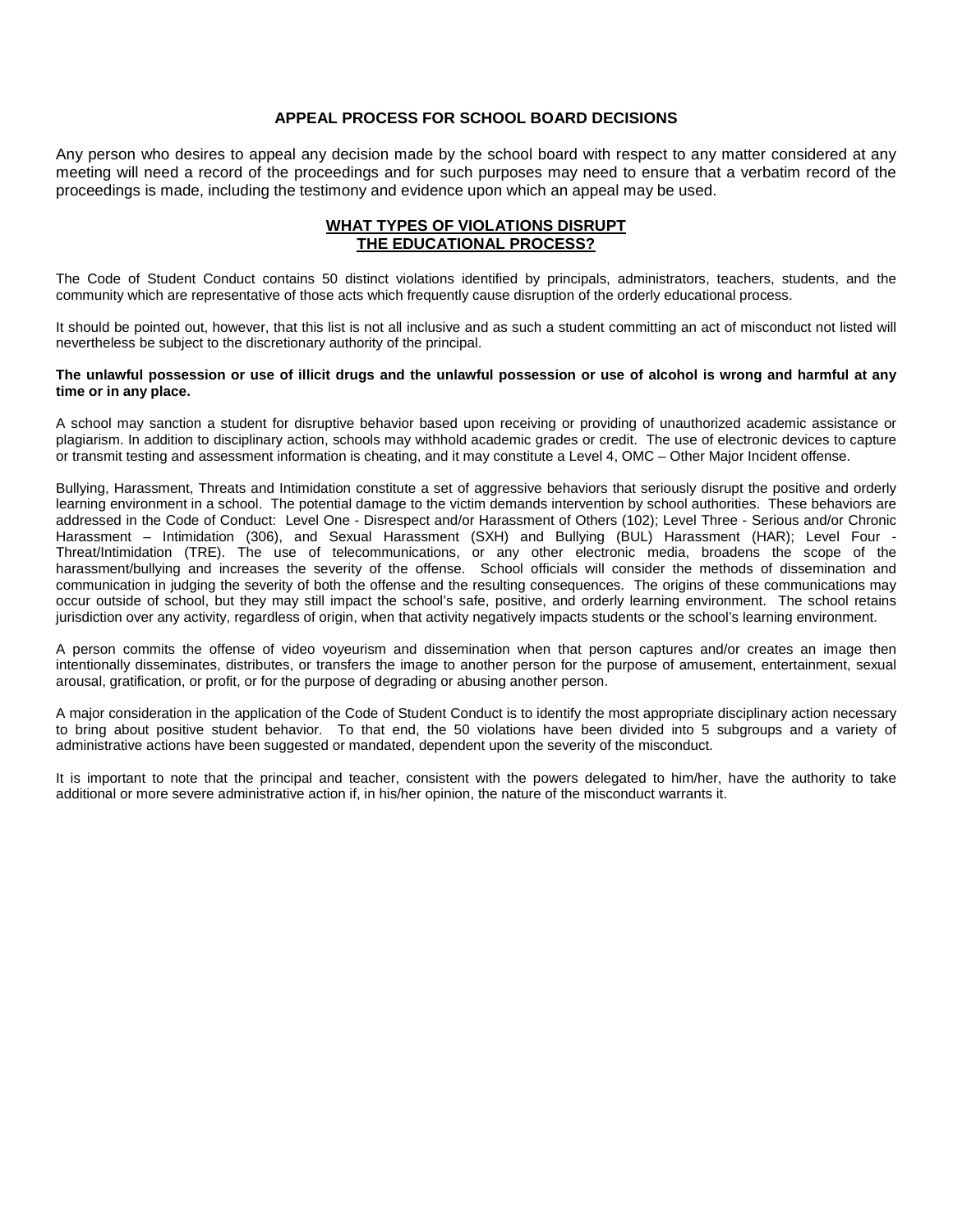## APPEAL PROCESS FOR SCHOOL BOARD DECISIONS

Any person who desires to appeal any decision made by the school board with respect to any matter considered at any meeting will need a record of the proceedings and for such purposes may need to ensure that a verbatim record of the proceedings is made, including the testimony and evidence upon which an appeal may be used.

## WHAT TYPES OF VIOLATIONS DISRUPT THE EDUCATIONAL PROCESS?

The Code of Student Conduct contains 50 distinct violations identified by principals, administrators, teachers, students, and the community which are representative of those acts which frequently cause disruption of the orderly educational process.

It should be pointed out, however, that this list is not all inclusive and as such a student committing an act of misconduct not listed will nevertheless be subject to the discretionary authority of the principal.

**The unlawful possession or use of illicit drugs and the unlawful possession or use of alcohol is wrong and harmful at any time or in any place.**

A school may sanction a student for disruptive behavior based upon receiving or providing of unauthorized academic assistance or plagiarism. In addition to disciplinary action, schools may withhold academic grades or credit. The use of electronic devices to capture or transmit testing and assessment information is cheating, and it may constitute a Level 4, OMC – Other Major Incident offense.

Bullying, Harassment, Threats and Intimidation constitute a set of aggressive behaviors that seriously disrupt the positive and orderly learning environment in a school. The potential damage to the victim demands intervention by school authorities. These behaviors are addressed in the Code of Conduct: Level One - Disrespect and/or Harassment of Others (102); Level Three - Serious and/or Chronic Harassment – Intimidation (306), and Sexual Harassment (SXH) and Bullying (BUL) Harassment (HAR); Level Four - Threat/Intimidation (TRE). The use of telecommunications, or any other electronic media, broadens the scope of the harassment/bullying and increases the severity of the offense. School officials will consider the methods of dissemination and communication in judging the severity of both the offense and the resulting consequences. The origins of these communications may occur outside of school, but they may still impact the school's safe, positive, and orderly learning environment. The school retains jurisdiction over any activity, regardless of origin, when that activity negatively impacts students or the school's learning environment.

A person commits the offense of video voyeurism and dissemination when that person captures and/or creates an image then intentionally disseminates, distributes, or transfers the image to another person for the purpose of amusement, entertainment, sexual arousal, gratification, or profit, or for the purpose of degrading or abusing another person.

A major consideration in the application of the Code of Student Conduct is to identify the most appropriate disciplinary action necessary to bring about positive student behavior. To that end, the 50 violations have been divided into 5 subgroups and a variety of administrative actions have been suggested or mandated, dependent upon the severity of the misconduct.

It is important to note that the principal and teacher, consistent with the powers delegated to him/her, have the authority to take additional or more severe administrative action if, in his/her opinion, the nature of the misconduct warrants it.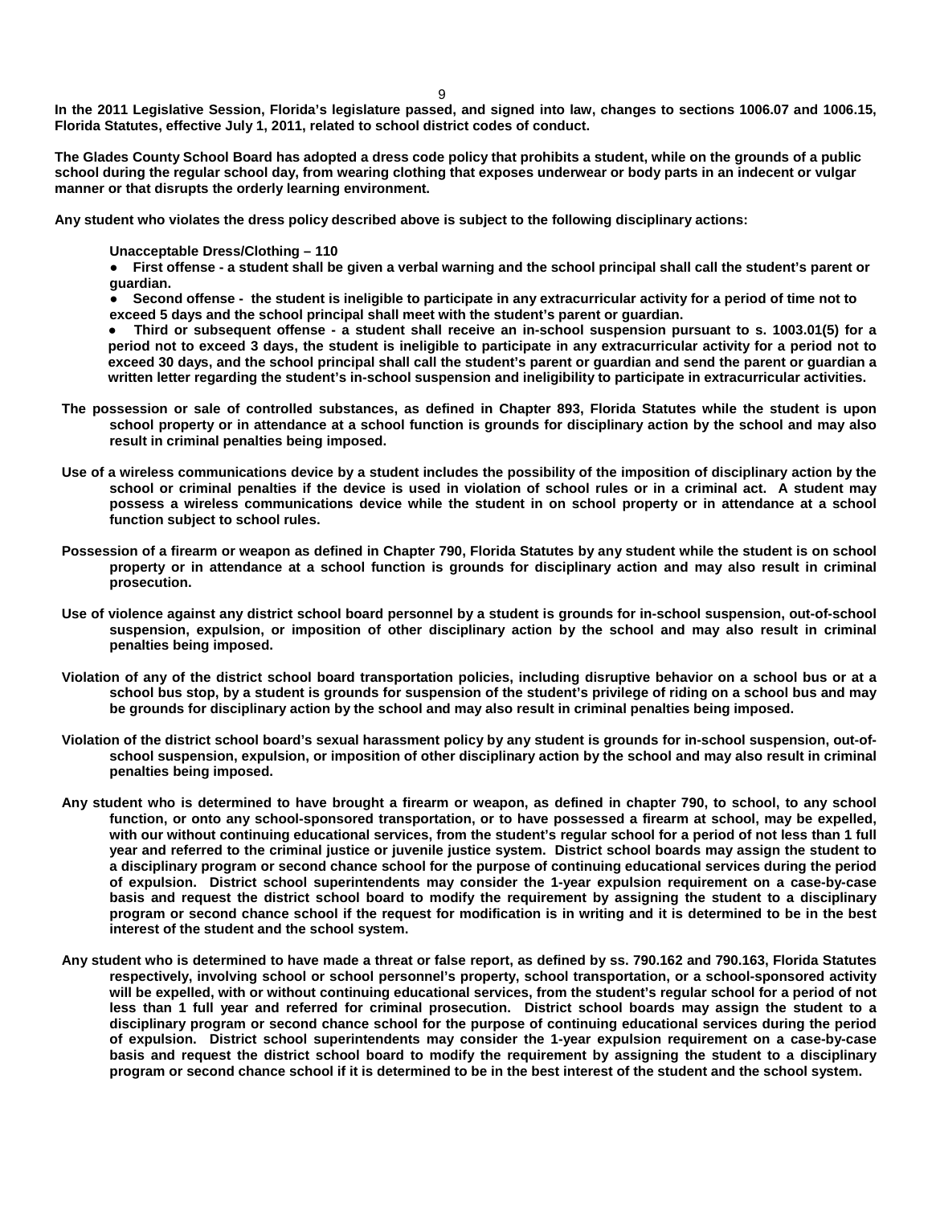**In the 2011 Legislative Session, Florida's legislature passed, and signed into law, changes to sections 1006.07 and 1006.15, Florida Statutes, effective July 1, 2011, related to school district codes of conduct.**

**The Glades County School Board has adopted a dress code policy that prohibits a student, while on the grounds of a public school during the regular school day, from wearing clothing that exposes underwear or body parts in an indecent or vulgar manner or that disrupts the orderly learning environment.**

**Any student who violates the dress policy described above is subject to the following disciplinary actions:**

**Unacceptable Dress/Clothing – 110**

- **First offense - a student shall be given a verbal warning and the school principal shall call the student's parent or guardian.**
- **Second offense - the student is ineligible to participate in any extracurricular activity for a period of time not to exceed 5 days and the school principal shall meet with the student's parent or guardian.**
- **Third or subsequent offense - a student shall receive an in-school suspension pursuant to s. 1003.01(5) for a period not to exceed 3 days, the student is ineligible to participate in any extracurricular activity for a period not to exceed 30 days, and the school principal shall call the student's parent or guardian and send the parent or guardian a written letter regarding the student's in-school suspension and ineligibility to participate in extracurricular activities.**

**The possession or sale of controlled substances, as defined in Chapter 893, Florida Statutes while the student is upon school property or in attendance at a school function is grounds for disciplinary action by the school and may also result in criminal penalties being imposed.**

**Use of a wireless communications device by a student includes the possibility of the imposition of disciplinary action by the school or criminal penalties if the device is used in violation of school rules or in a criminal act. A student may possess a wireless communications device while the student in on school property or in attendance at a school function subject to school rules.**

**Possession of a firearm or weapon as defined in Chapter 790, Florida Statutes by any student while the student is on school property or in attendance at a school function is grounds for disciplinary action and may also result in criminal prosecution.**

**Use of violence against any district school board personnel by a student is grounds for in-school suspension, out-of-school suspension, expulsion, or imposition of other disciplinary action by the school and may also result in criminal penalties being imposed.**

**Violation of any of the district school board transportation policies, including disruptive behavior on a school bus or at a school bus stop, by a student is grounds for suspension of the student's privilege of riding on a school bus and may be grounds for disciplinary action by the school and may also result in criminal penalties being imposed.**

**Violation of the district school board's sexual harassment policy by any student is grounds for in-school suspension, out-of-school suspension, expulsion, or imposition of other disciplinary action by the school and may also result in criminal penalties being imposed.**

**Any student who is determined to have brought a firearm or weapon, as defined in chapter 790, to school, to any school function, or onto any school-sponsored transportation, or to have possessed a firearm at school, may be expelled, with our without continuing educational services, from the student's regular school for a period of not less than 1 full year and referred to the criminal justice or juvenile justice system. District school boards may assign the student to a disciplinary program or second chance school for the purpose of continuing educational services during the period of expulsion. District school superintendents may consider the 1-year expulsion requirement on a case-by-case basis and request the district school board to modify the requirement by assigning the student to a disciplinary program or second chance school if the request for modification is in writing and it is determined to be in the best interest of the student and the school system.**

**Any student who is determined to have made a threat or false report, as defined by ss. 790.162 and 790.163, Florida Statutes respectively, involving school or school personnel's property, school transportation, or a school-sponsored activity will be expelled, with or without continuing educational services, from the student's regular school for a period of not less than 1 full year and referred for criminal prosecution. District school boards may assign the student to a disciplinary program or second chance school for the purpose of continuing educational services during the period of expulsion. District school superintendents may consider the 1-year expulsion requirement on a case-by-case basis and request the district school board to modify the requirement by assigning the student to a disciplinary program or second chance school if it is determined to be in the best interest of the student and the school system.**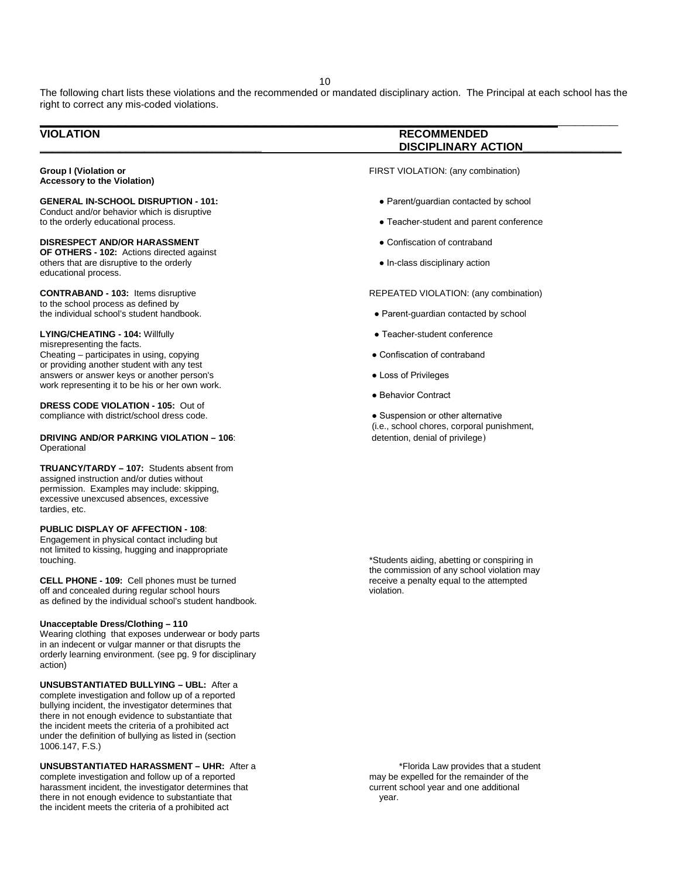The following chart lists these violations and the recommended or mandated disciplinary action. The Principal at each school has the right to correct any mis-coded violations.

| VIOLATION | RECOMMENDED DISCIPLINARY ACTION |
|---|---|
| **Group I (Violation or Accessory to the Violation)** | FIRST VIOLATION: (any combination) |
| **GENERAL IN-SCHOOL DISRUPTION - 101:** Conduct and/or behavior which is disruptive to the orderly educational process. | ● Parent/guardian contacted by school<br>● Teacher-student and parent conference |
| **DISRESPECT AND/OR HARASSMENT OF OTHERS - 102:** Actions directed against others that are disruptive to the orderly educational process. | ● Confiscation of contraband<br>● In-class disciplinary action |
| **CONTRABAND - 103:** Items disruptive to the school process as defined by the individual school's student handbook. | REPEATED VIOLATION: (any combination)<br>● Parent-guardian contacted by school |
| **LYING/CHEATING - 104:** Willfully misrepresenting the facts. Cheating – participates in using, copying or providing another student with any test answers or answer keys or another person's work representing it to be his or her own work. | ● Teacher-student conference<br>● Confiscation of contraband<br>● Loss of Privileges<br>● Behavior Contract |
| **DRESS CODE VIOLATION - 105:** Out of compliance with district/school dress code. | ● Suspension or other alternative (i.e., school chores, corporal punishment, detention, denial of privilege) |
| **DRIVING AND/OR PARKING VIOLATION – 106**: Operational | |
| **TRUANCY/TARDY – 107:** Students absent from assigned instruction and/or duties without permission. Examples may include: skipping, excessive unexcused absences, excessive tardies, etc. | |
| **PUBLIC DISPLAY OF AFFECTION - 108**: Engagement in physical contact including but not limited to kissing, hugging and inappropriate touching. | *Students aiding, abetting or conspiring in the commission of any school violation may receive a penalty equal to the attempted violation. |
| **CELL PHONE - 109:** Cell phones must be turned off and concealed during regular school hours as defined by the individual school's student handbook. | |
| **Unacceptable Dress/Clothing – 110** Wearing clothing that exposes underwear or body parts in an indecent or vulgar manner or that disrupts the orderly learning environment. (see pg. 9 for disciplinary action) | |
| **UNSUBSTANTIATED BULLYING – UBL:** After a complete investigation and follow up of a reported bullying incident, the investigator determines that there in not enough evidence to substantiate that the incident meets the criteria of a prohibited act under the definition of bullying as listed in (section 1006.147, F.S.) | |
| **UNSUBSTANTIATED HARASSMENT – UHR:** After a complete investigation and follow up of a reported harassment incident, the investigator determines that there in not enough evidence to substantiate that the incident meets the criteria of a prohibited act | *Florida Law provides that a student may be expelled for the remainder of the current school year and one additional year. |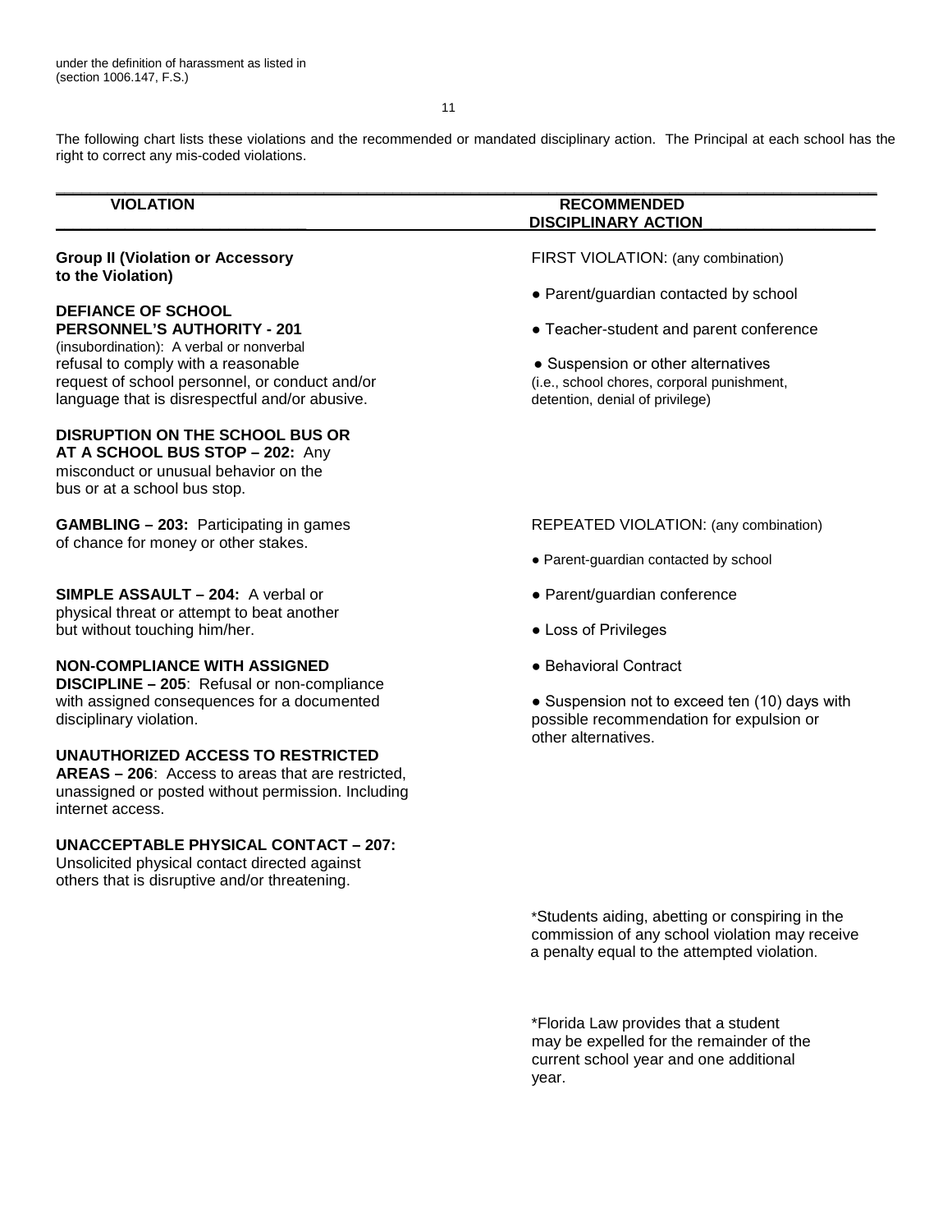under the definition of harassment as listed in (section 1006.147, F.S.)

The following chart lists these violations and the recommended or mandated disciplinary action. The Principal at each school has the right to correct any mis-coded violations.

| VIOLATION | RECOMMENDED DISCIPLINARY ACTION |
|---|---|
| **Group II (Violation or Accessory to the Violation)**<br><br>**DEFIANCE OF SCHOOL PERSONNEL'S AUTHORITY - 201** (insubordination): A verbal or nonverbal refusal to comply with a reasonable request of school personnel, or conduct and/or language that is disrespectful and/or abusive.<br><br>**DISRUPTION ON THE SCHOOL BUS OR AT A SCHOOL BUS STOP – 202:** Any misconduct or unusual behavior on the bus or at a school bus stop. | FIRST VIOLATION: (any combination)<br><br>● Parent/guardian contacted by school<br>● Teacher-student and parent conference<br>● Suspension or other alternatives (i.e., school chores, corporal punishment, detention, denial of privilege) |
| **GAMBLING – 203:** Participating in games of chance for money or other stakes.<br><br>**SIMPLE ASSAULT – 204:** A verbal or physical threat or attempt to beat another but without touching him/her.<br><br>**NON-COMPLIANCE WITH ASSIGNED DISCIPLINE – 205**: Refusal or non-compliance with assigned consequences for a documented disciplinary violation.<br><br>**UNAUTHORIZED ACCESS TO RESTRICTED AREAS – 206**: Access to areas that are restricted, unassigned or posted without permission. Including internet access.<br><br>**UNACCEPTABLE PHYSICAL CONTACT – 207:** Unsolicited physical contact directed against others that is disruptive and/or threatening. | REPEATED VIOLATION: (any combination)<br><br>● Parent-guardian contacted by school<br>● Parent/guardian conference<br>● Loss of Privileges<br>● Behavioral Contract<br>● Suspension not to exceed ten (10) days with possible recommendation for expulsion or other alternatives.<br><br>*Students aiding, abetting or conspiring in the commission of any school violation may receive a penalty equal to the attempted violation.<br><br>*Florida Law provides that a student may be expelled for the remainder of the current school year and one additional year. |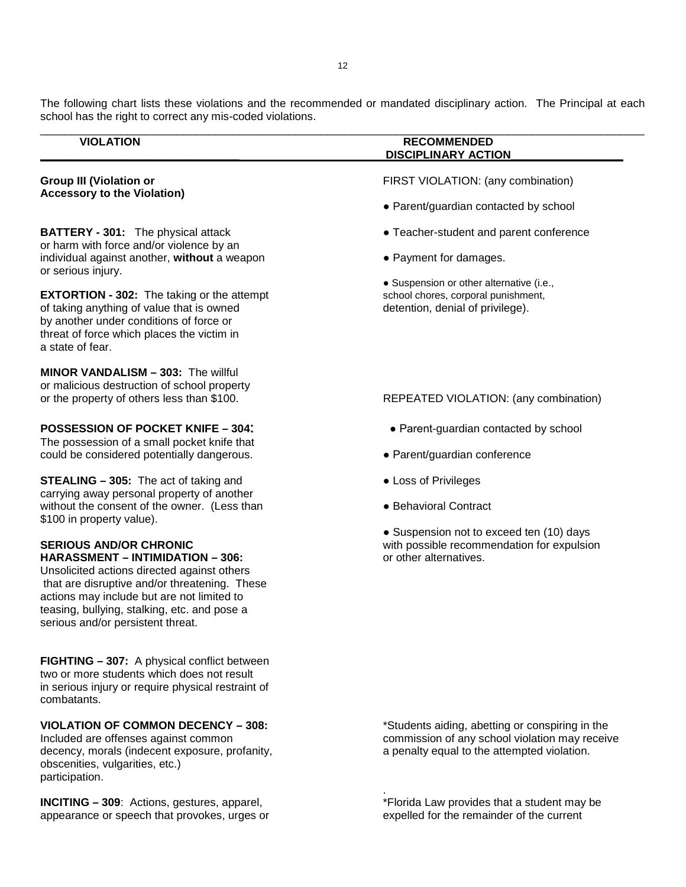The following chart lists these violations and the recommended or mandated disciplinary action. The Principal at each school has the right to correct any mis-coded violations.

| VIOLATION | RECOMMENDED DISCIPLINARY ACTION |
|---|---|
| **Group III (Violation or Accessory to the Violation)**<br><br>**BATTERY - 301:** The physical attack or harm with force and/or violence by an individual against another, **without** a weapon or serious injury.<br><br>**EXTORTION - 302:** The taking or the attempt of taking anything of value that is owned by another under conditions of force or threat of force which places the victim in a state of fear.<br><br>**MINOR VANDALISM – 303:** The willful or malicious destruction of school property or the property of others less than $100.<br><br>**POSSESSION OF POCKET KNIFE – 304:** The possession of a small pocket knife that could be considered potentially dangerous.<br><br>**STEALING – 305:** The act of taking and carrying away personal property of another without the consent of the owner. (Less than $100 in property value).<br><br>**SERIOUS AND/OR CHRONIC HARASSMENT – INTIMIDATION – 306:** Unsolicited actions directed against others that are disruptive and/or threatening. These actions may include but are not limited to teasing, bullying, stalking, etc. and pose a serious and/or persistent threat.<br><br>**FIGHTING – 307:** A physical conflict between two or more students which does not result in serious injury or require physical restraint of combatants.<br><br>**VIOLATION OF COMMON DECENCY – 308:** Included are offenses against common decency, morals (indecent exposure, profanity, obscenities, vulgarities, etc.) participation.<br><br>**INCITING – 309**: Actions, gestures, apparel, appearance or speech that provokes, urges or | FIRST VIOLATION: (any combination)<br><br>● Parent/guardian contacted by school<br>● Teacher-student and parent conference<br>● Payment for damages.<br>● Suspension or other alternative (i.e., school chores, corporal punishment, detention, denial of privilege).<br><br>REPEATED VIOLATION: (any combination)<br><br>● Parent-guardian contacted by school<br>● Parent/guardian conference<br>● Loss of Privileges<br>● Behavioral Contract<br>● Suspension not to exceed ten (10) days with possible recommendation for expulsion or other alternatives.<br><br>*Students aiding, abetting or conspiring in the commission of any school violation may receive a penalty equal to the attempted violation.<br><br>*Florida Law provides that a student may be expelled for the remainder of the current |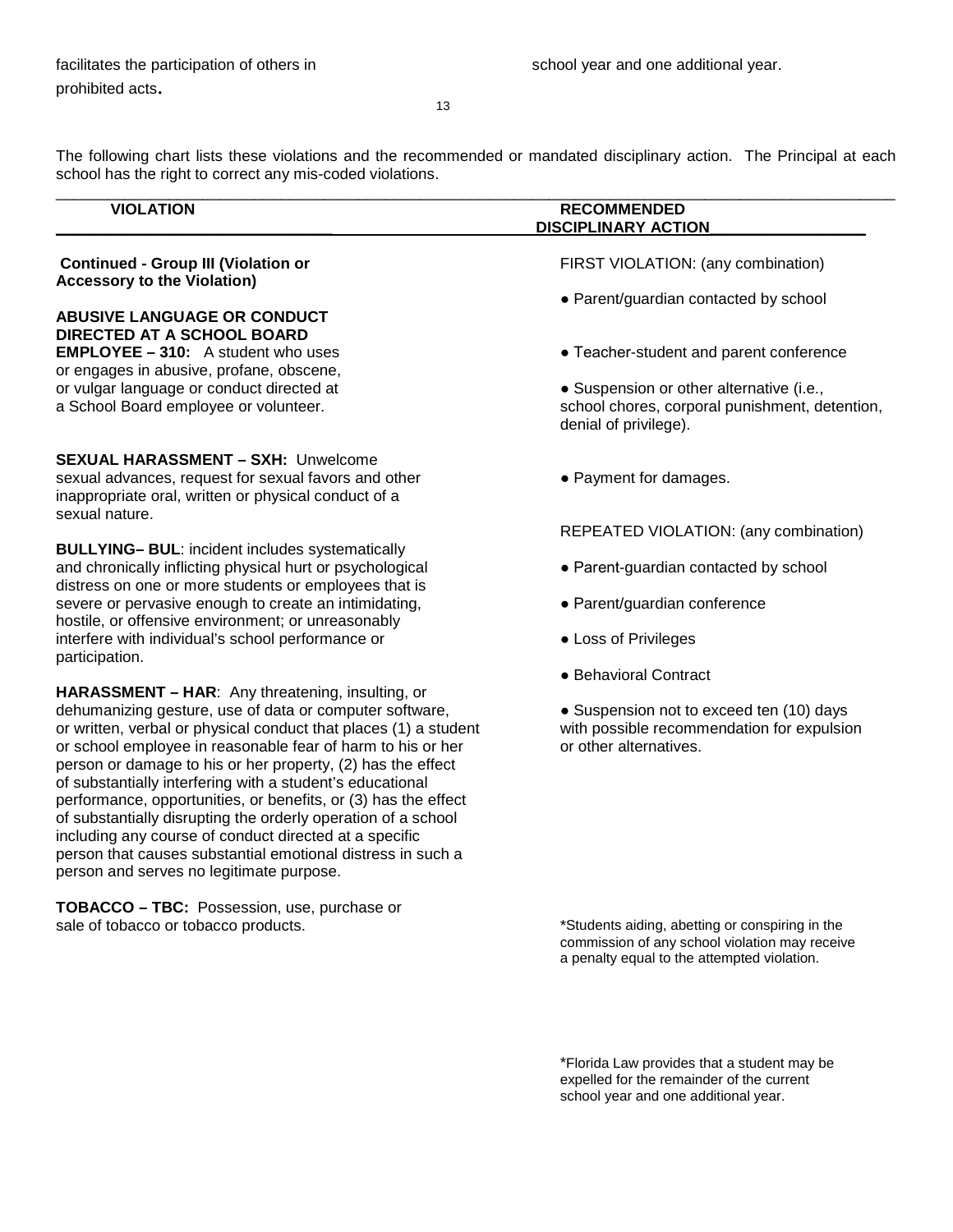facilitates the participation of others in prohibited acts.

school year and one additional year.

The following chart lists these violations and the recommended or mandated disciplinary action. The Principal at each school has the right to correct any mis-coded violations.

| VIOLATION | RECOMMENDED DISCIPLINARY ACTION |
|---|---|
| **Continued - Group III (Violation or Accessory to the Violation)**<br><br>**ABUSIVE LANGUAGE OR CONDUCT DIRECTED AT A SCHOOL BOARD EMPLOYEE – 310:** A student who uses or engages in abusive, profane, obscene, or vulgar language or conduct directed at a School Board employee or volunteer.<br><br>**SEXUAL HARASSMENT – SXH:** Unwelcome sexual advances, request for sexual favors and other inappropriate oral, written or physical conduct of a sexual nature.<br><br>**BULLYING– BUL**: incident includes systematically and chronically inflicting physical hurt or psychological distress on one or more students or employees that is severe or pervasive enough to create an intimidating, hostile, or offensive environment; or unreasonably interfere with individual's school performance or participation.<br><br>**HARASSMENT – HAR**: Any threatening, insulting, or dehumanizing gesture, use of data or computer software, or written, verbal or physical conduct that places (1) a student or school employee in reasonable fear of harm to his or her person or damage to his or her property, (2) has the effect of substantially interfering with a student's educational performance, opportunities, or benefits, or (3) has the effect of substantially disrupting the orderly operation of a school including any course of conduct directed at a specific person that causes substantial emotional distress in such a person and serves no legitimate purpose.<br><br>**TOBACCO – TBC:** Possession, use, purchase or sale of tobacco or tobacco products. | FIRST VIOLATION: (any combination)<br><br>● Parent/guardian contacted by school<br><br>● Teacher-student and parent conference<br><br>● Suspension or other alternative (i.e., school chores, corporal punishment, detention, denial of privilege).<br><br>● Payment for damages.<br><br>REPEATED VIOLATION: (any combination)<br><br>● Parent-guardian contacted by school<br><br>● Parent/guardian conference<br><br>● Loss of Privileges<br><br>● Behavioral Contract<br><br>● Suspension not to exceed ten (10) days with possible recommendation for expulsion or other alternatives.<br><br>*Students aiding, abetting or conspiring in the commission of any school violation may receive a penalty equal to the attempted violation.<br><br>*Florida Law provides that a student may be expelled for the remainder of the current school year and one additional year. |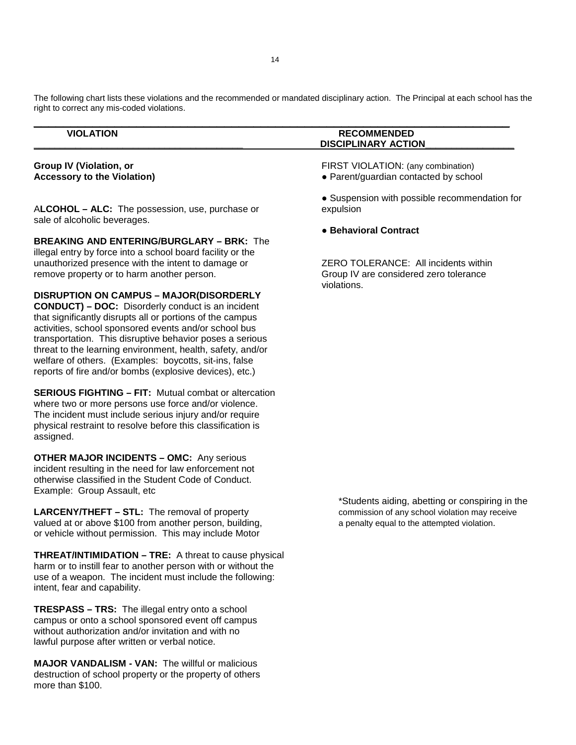The following chart lists these violations and the recommended or mandated disciplinary action. The Principal at each school has the right to correct any mis-coded violations.

| VIOLATION | RECOMMENDED DISCIPLINARY ACTION |
|---|---|
| **Group IV (Violation, or Accessory to the Violation)** | FIRST VIOLATION: (any combination)<br>● Parent/guardian contacted by school<br>● Suspension with possible recommendation for expulsion<br>● **Behavioral Contract**<br><br>ZERO TOLERANCE: All incidents within Group IV are considered zero tolerance violations. |
| **ALCOHOL – ALC:** The possession, use, purchase or sale of alcoholic beverages. | |
| **BREAKING AND ENTERING/BURGLARY – BRK:** The illegal entry by force into a school board facility or the unauthorized presence with the intent to damage or remove property or to harm another person. | |
| **DISRUPTION ON CAMPUS – MAJOR(DISORDERLY CONDUCT) – DOC:** Disorderly conduct is an incident that significantly disrupts all or portions of the campus activities, school sponsored events and/or school bus transportation. This disruptive behavior poses a serious threat to the learning environment, health, safety, and/or welfare of others. (Examples: boycotts, sit-ins, false reports of fire and/or bombs (explosive devices), etc.) | |
| **SERIOUS FIGHTING – FIT:** Mutual combat or altercation where two or more persons use force and/or violence. The incident must include serious injury and/or require physical restraint to resolve before this classification is assigned. | |
| **OTHER MAJOR INCIDENTS – OMC:** Any serious incident resulting in the need for law enforcement not otherwise classified in the Student Code of Conduct. Example: Group Assault, etc | |
| **LARCENY/THEFT – STL:** The removal of property valued at or above $100 from another person, building, or vehicle without permission. This may include Motor | *Students aiding, abetting or conspiring in the commission of any school violation may receive a penalty equal to the attempted violation. |
| **THREAT/INTIMIDATION – TRE:** A threat to cause physical harm or to instill fear to another person with or without the use of a weapon. The incident must include the following: intent, fear and capability. | |
| **TRESPASS – TRS:** The illegal entry onto a school campus or onto a school sponsored event off campus without authorization and/or invitation and with no lawful purpose after written or verbal notice. | |
| **MAJOR VANDALISM - VAN:** The willful or malicious destruction of school property or the property of others more than $100. | |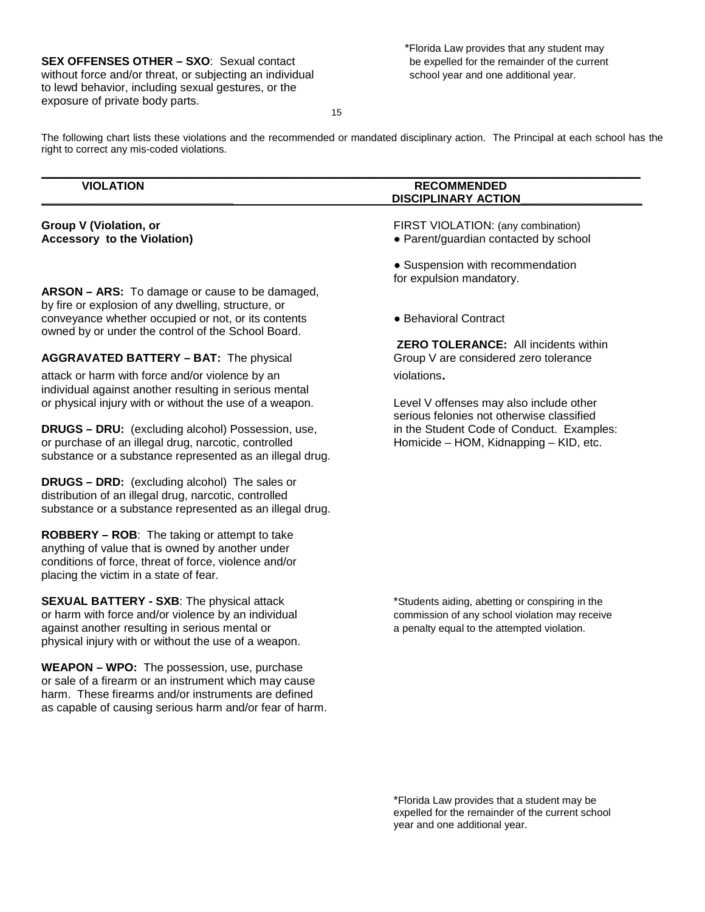**SEX OFFENSES OTHER – SXO**: Sexual contact without force and/or threat, or subjecting an individual to lewd behavior, including sexual gestures, or the exposure of private body parts.

*Florida Law provides that any student may be expelled for the remainder of the current school year and one additional year.

The following chart lists these violations and the recommended or mandated disciplinary action. The Principal at each school has the right to correct any mis-coded violations.

| VIOLATION | RECOMMENDED DISCIPLINARY ACTION |
|---|---|
| **Group V (Violation, or Accessory to the Violation)** | FIRST VIOLATION: (any combination)<br>● Parent/guardian contacted by school<br>● Suspension with recommendation for expulsion mandatory.<br>● Behavioral Contract |

**ARSON – ARS:** To damage or cause to be damaged, by fire or explosion of any dwelling, structure, or conveyance whether occupied or not, or its contents owned by or under the control of the School Board.

**AGGRAVATED BATTERY – BAT:** The physical attack or harm with force and/or violence by an individual against another resulting in serious mental or physical injury with or without the use of a weapon.

**DRUGS – DRU:** (excluding alcohol) Possession, use, or purchase of an illegal drug, narcotic, controlled substance or a substance represented as an illegal drug.

**DRUGS – DRD:** (excluding alcohol) The sales or distribution of an illegal drug, narcotic, controlled substance or a substance represented as an illegal drug.

**ROBBERY – ROB**: The taking or attempt to take anything of value that is owned by another under conditions of force, threat of force, violence and/or placing the victim in a state of fear.

**SEXUAL BATTERY - SXB**: The physical attack or harm with force and/or violence by an individual against another resulting in serious mental or physical injury with or without the use of a weapon.

**WEAPON – WPO:** The possession, use, purchase or sale of a firearm or an instrument which may cause harm. These firearms and/or instruments are defined as capable of causing serious harm and/or fear of harm.

**ZERO TOLERANCE:** All incidents within Group V are considered zero tolerance violations.

Level V offenses may also include other serious felonies not otherwise classified in the Student Code of Conduct. Examples: Homicide – HOM, Kidnapping – KID, etc.

*Students aiding, abetting or conspiring in the commission of any school violation may receive a penalty equal to the attempted violation.

*Florida Law provides that a student may be expelled for the remainder of the current school year and one additional year.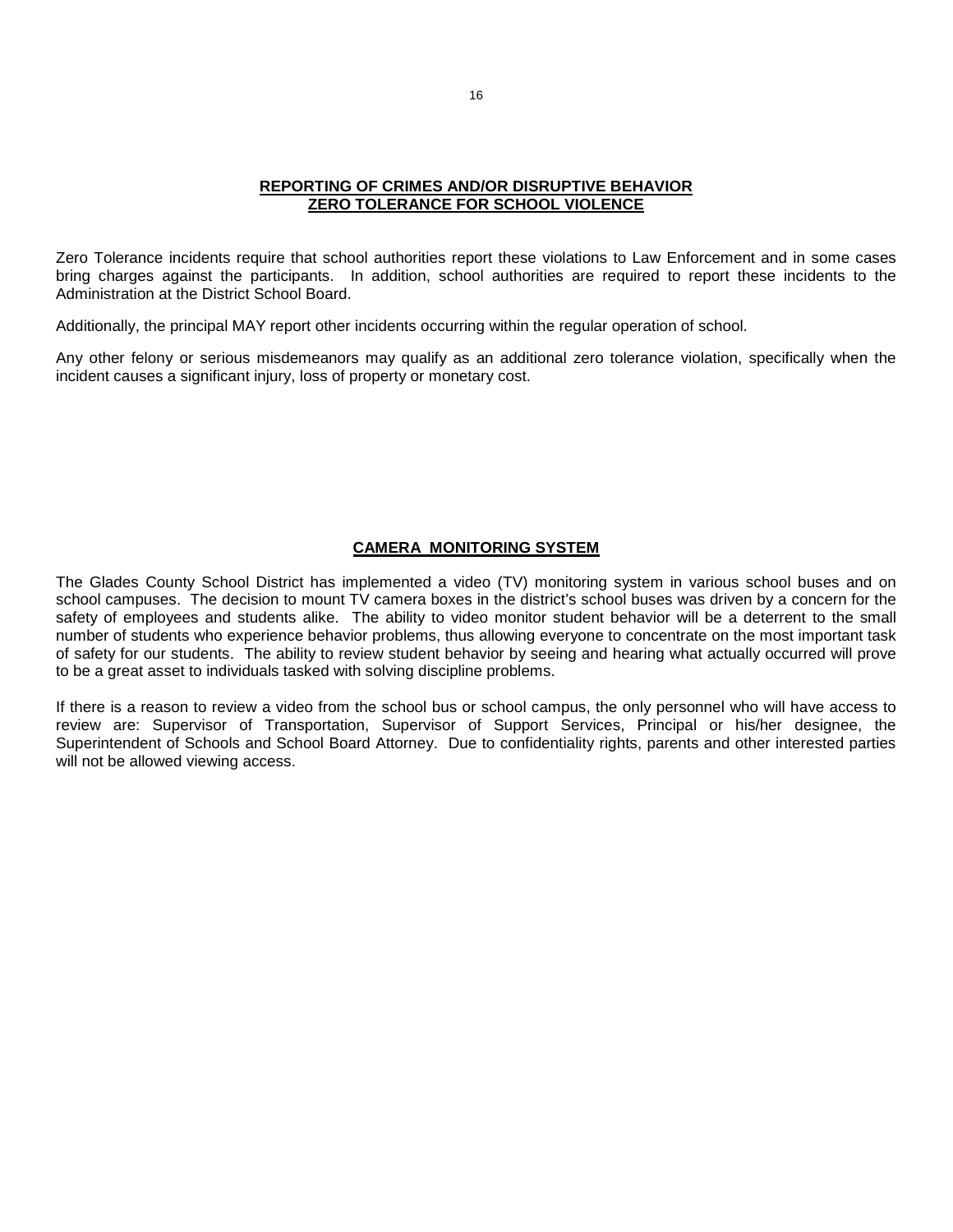## REPORTING OF CRIMES AND/OR DISRUPTIVE BEHAVIOR
## ZERO TOLERANCE FOR SCHOOL VIOLENCE

Zero Tolerance incidents require that school authorities report these violations to Law Enforcement and in some cases bring charges against the participants. In addition, school authorities are required to report these incidents to the Administration at the District School Board.

Additionally, the principal MAY report other incidents occurring within the regular operation of school.

Any other felony or serious misdemeanors may qualify as an additional zero tolerance violation, specifically when the incident causes a significant injury, loss of property or monetary cost.

## CAMERA MONITORING SYSTEM

The Glades County School District has implemented a video (TV) monitoring system in various school buses and on school campuses. The decision to mount TV camera boxes in the district's school buses was driven by a concern for the safety of employees and students alike. The ability to video monitor student behavior will be a deterrent to the small number of students who experience behavior problems, thus allowing everyone to concentrate on the most important task of safety for our students. The ability to review student behavior by seeing and hearing what actually occurred will prove to be a great asset to individuals tasked with solving discipline problems.

If there is a reason to review a video from the school bus or school campus, the only personnel who will have access to review are: Supervisor of Transportation, Supervisor of Support Services, Principal or his/her designee, the Superintendent of Schools and School Board Attorney. Due to confidentiality rights, parents and other interested parties will not be allowed viewing access.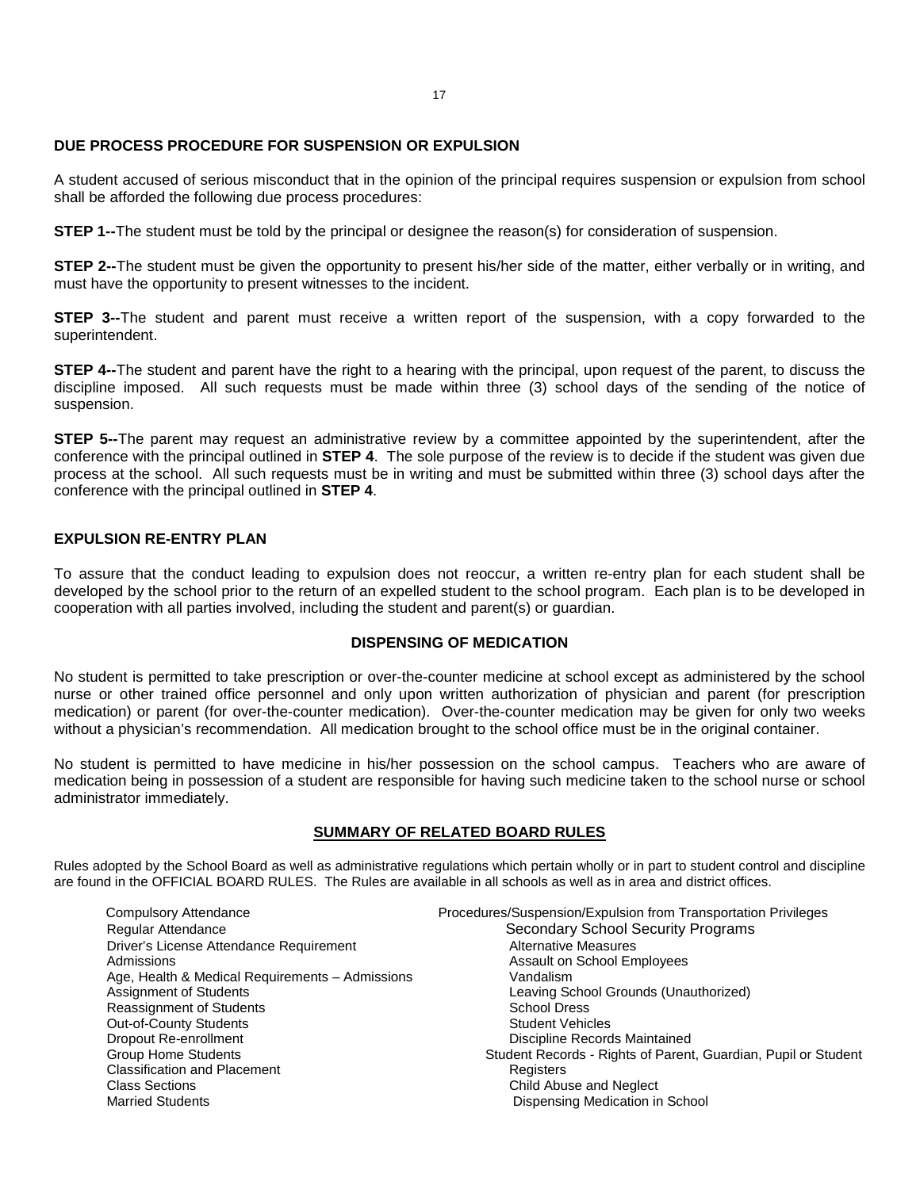## DUE PROCESS PROCEDURE FOR SUSPENSION OR EXPULSION

A student accused of serious misconduct that in the opinion of the principal requires suspension or expulsion from school shall be afforded the following due process procedures:

**STEP 1--**The student must be told by the principal or designee the reason(s) for consideration of suspension.

**STEP 2--**The student must be given the opportunity to present his/her side of the matter, either verbally or in writing, and must have the opportunity to present witnesses to the incident.

**STEP 3--**The student and parent must receive a written report of the suspension, with a copy forwarded to the superintendent.

**STEP 4--**The student and parent have the right to a hearing with the principal, upon request of the parent, to discuss the discipline imposed. All such requests must be made within three (3) school days of the sending of the notice of suspension.

**STEP 5--**The parent may request an administrative review by a committee appointed by the superintendent, after the conference with the principal outlined in **STEP 4**. The sole purpose of the review is to decide if the student was given due process at the school. All such requests must be in writing and must be submitted within three (3) school days after the conference with the principal outlined in **STEP 4**.

## EXPULSION RE-ENTRY PLAN

To assure that the conduct leading to expulsion does not reoccur, a written re-entry plan for each student shall be developed by the school prior to the return of an expelled student to the school program. Each plan is to be developed in cooperation with all parties involved, including the student and parent(s) or guardian.

## DISPENSING OF MEDICATION

No student is permitted to take prescription or over-the-counter medicine at school except as administered by the school nurse or other trained office personnel and only upon written authorization of physician and parent (for prescription medication) or parent (for over-the-counter medication). Over-the-counter medication may be given for only two weeks without a physician's recommendation. All medication brought to the school office must be in the original container.

No student is permitted to have medicine in his/her possession on the school campus. Teachers who are aware of medication being in possession of a student are responsible for having such medicine taken to the school nurse or school administrator immediately.

## SUMMARY OF RELATED BOARD RULES

Rules adopted by the School Board as well as administrative regulations which pertain wholly or in part to student control and discipline are found in the OFFICIAL BOARD RULES. The Rules are available in all schools as well as in area and district offices.

- Compulsory Attendance
- Regular Attendance
- Driver's License Attendance Requirement
- Admissions
- Age, Health & Medical Requirements – Admissions
- Assignment of Students
- Reassignment of Students
- Out-of-County Students
- Dropout Re-enrollment
- Group Home Students
- Classification and Placement
- Class Sections
- Married Students
- Procedures/Suspension/Expulsion from Transportation Privileges
- Secondary School Security Programs
- Alternative Measures
- Assault on School Employees
- Vandalism
- Leaving School Grounds (Unauthorized)
- School Dress
- Student Vehicles
- Discipline Records Maintained
- Student Records - Rights of Parent, Guardian, Pupil or Student
- Registers
- Child Abuse and Neglect
- Dispensing Medication in School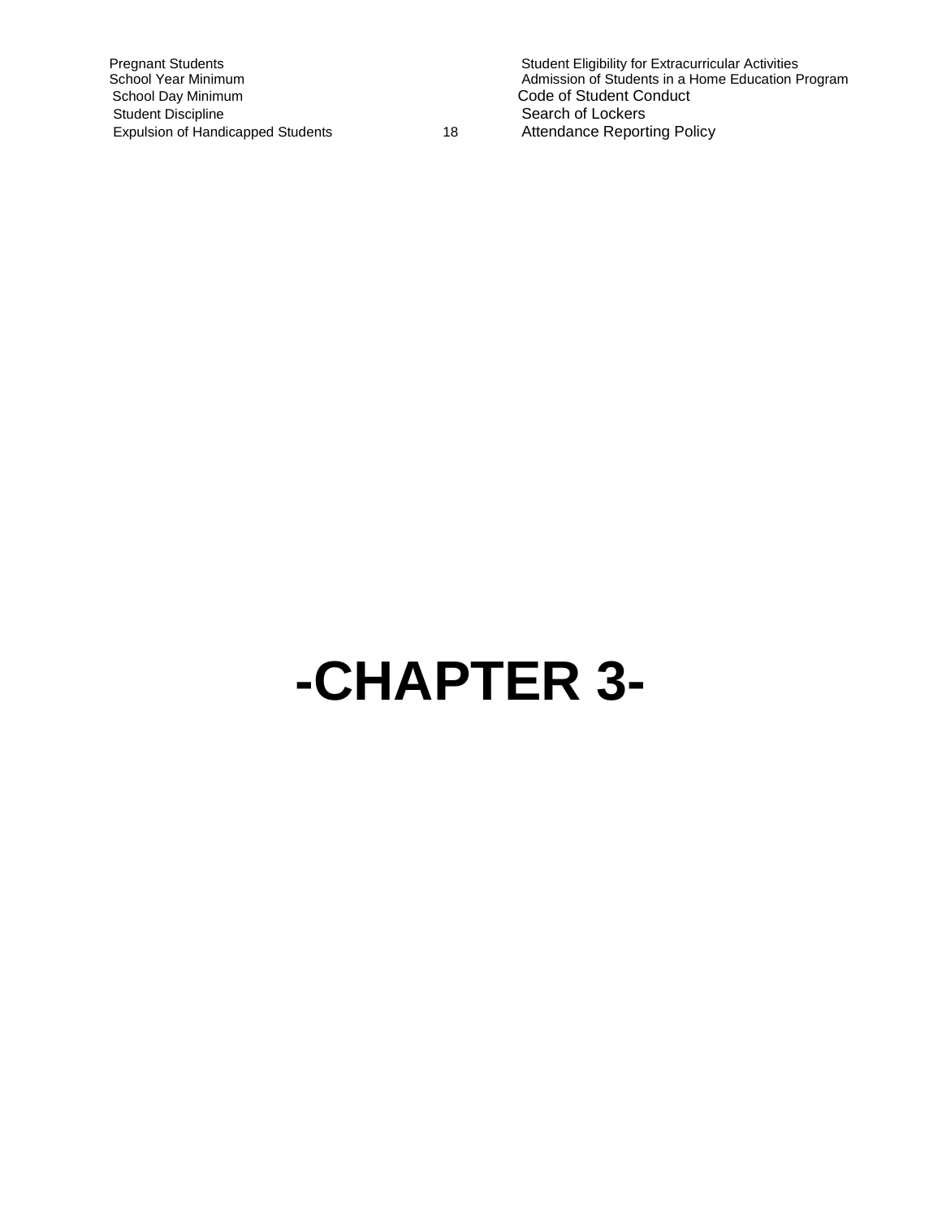Pregnant Students
School Year Minimum
School Day Minimum
Student Discipline
Expulsion of Handicapped Students

Student Eligibility for Extracurricular Activities
Admission of Students in a Home Education Program
Code of Student Conduct
Search of Lockers
Attendance Reporting Policy

# -CHAPTER 3-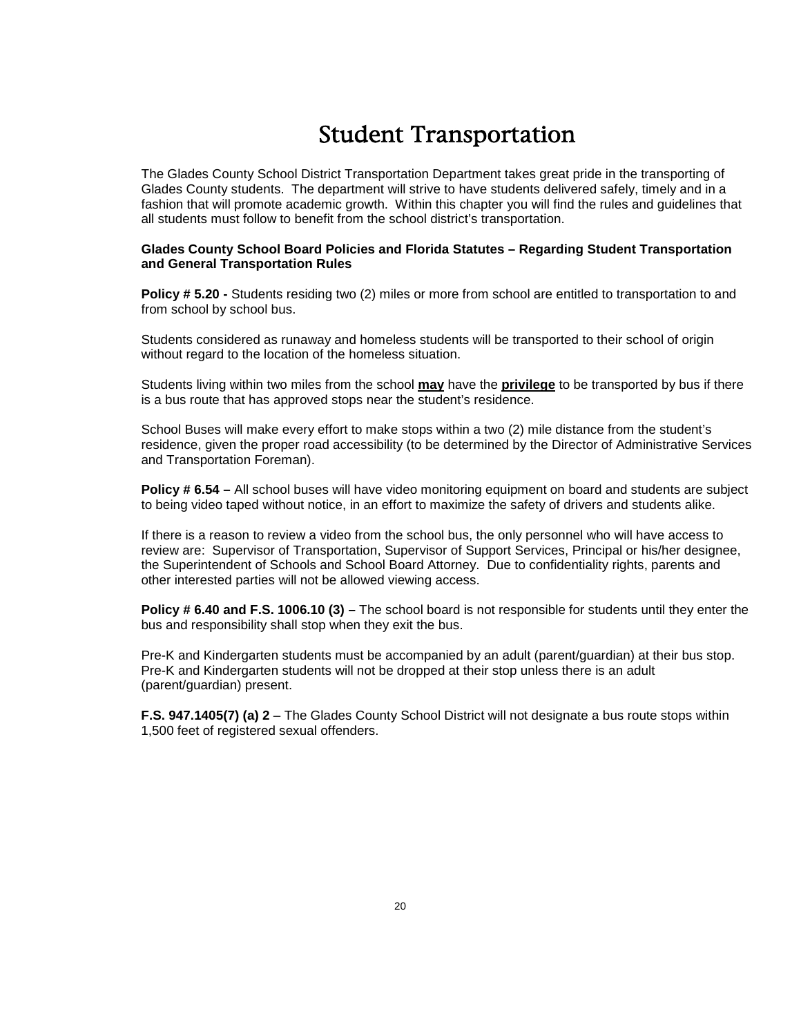# Student Transportation

The Glades County School District Transportation Department takes great pride in the transporting of Glades County students. The department will strive to have students delivered safely, timely and in a fashion that will promote academic growth. Within this chapter you will find the rules and guidelines that all students must follow to benefit from the school district's transportation.

**Glades County School Board Policies and Florida Statutes – Regarding Student Transportation and General Transportation Rules**

**Policy # 5.20 -** Students residing two (2) miles or more from school are entitled to transportation to and from school by school bus.

Students considered as runaway and homeless students will be transported to their school of origin without regard to the location of the homeless situation.

Students living within two miles from the school **may** have the **privilege** to be transported by bus if there is a bus route that has approved stops near the student's residence.

School Buses will make every effort to make stops within a two (2) mile distance from the student's residence, given the proper road accessibility (to be determined by the Director of Administrative Services and Transportation Foreman).

**Policy # 6.54 –** All school buses will have video monitoring equipment on board and students are subject to being video taped without notice, in an effort to maximize the safety of drivers and students alike.

If there is a reason to review a video from the school bus, the only personnel who will have access to review are: Supervisor of Transportation, Supervisor of Support Services, Principal or his/her designee, the Superintendent of Schools and School Board Attorney. Due to confidentiality rights, parents and other interested parties will not be allowed viewing access.

**Policy # 6.40 and F.S. 1006.10 (3) –** The school board is not responsible for students until they enter the bus and responsibility shall stop when they exit the bus.

Pre-K and Kindergarten students must be accompanied by an adult (parent/guardian) at their bus stop. Pre-K and Kindergarten students will not be dropped at their stop unless there is an adult (parent/guardian) present.

**F.S. 947.1405(7) (a) 2** – The Glades County School District will not designate a bus route stops within 1,500 feet of registered sexual offenders.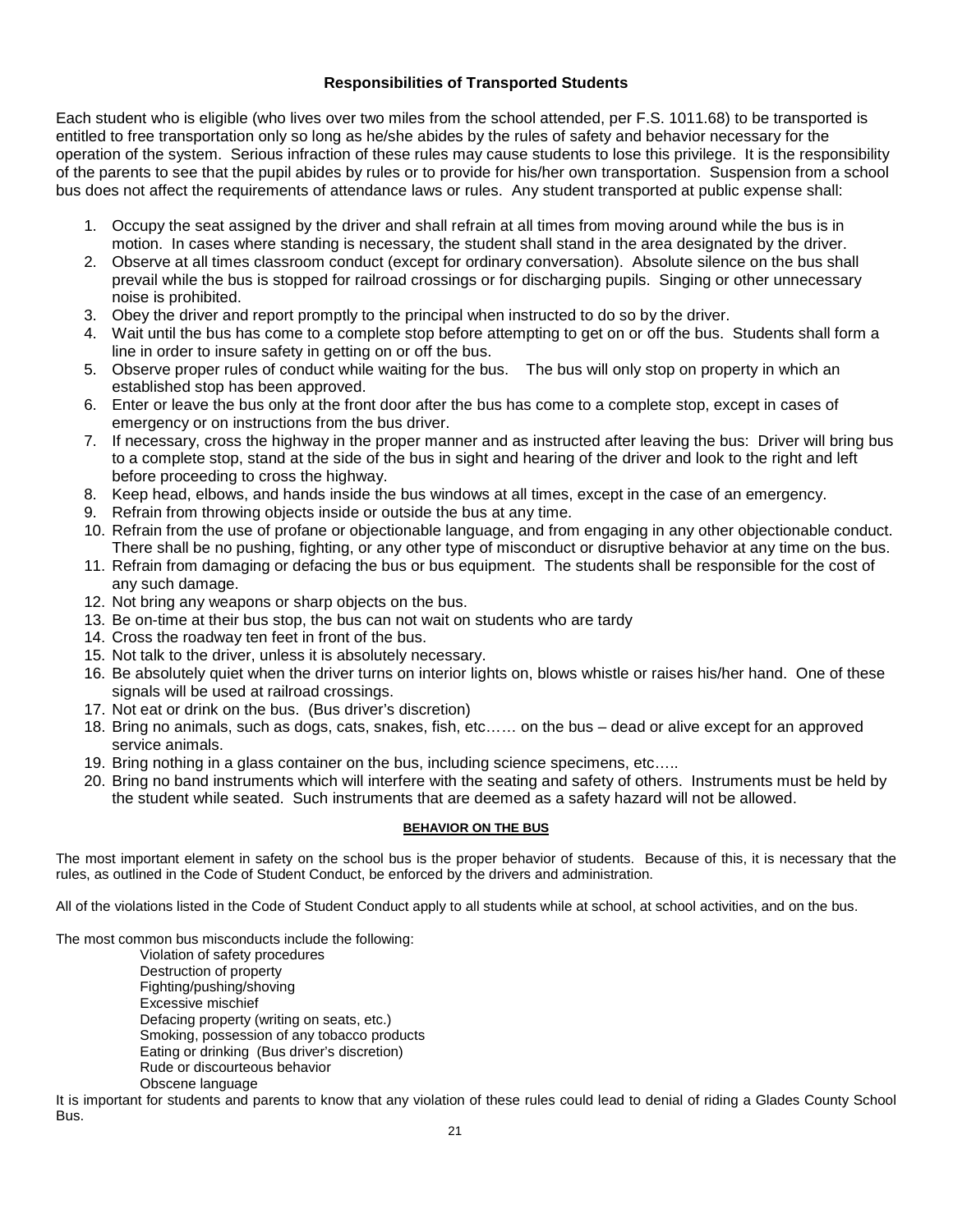## Responsibilities of Transported Students

Each student who is eligible (who lives over two miles from the school attended, per F.S. 1011.68) to be transported is entitled to free transportation only so long as he/she abides by the rules of safety and behavior necessary for the operation of the system. Serious infraction of these rules may cause students to lose this privilege. It is the responsibility of the parents to see that the pupil abides by rules or to provide for his/her own transportation. Suspension from a school bus does not affect the requirements of attendance laws or rules. Any student transported at public expense shall:

1. Occupy the seat assigned by the driver and shall refrain at all times from moving around while the bus is in motion. In cases where standing is necessary, the student shall stand in the area designated by the driver.
2. Observe at all times classroom conduct (except for ordinary conversation). Absolute silence on the bus shall prevail while the bus is stopped for railroad crossings or for discharging pupils. Singing or other unnecessary noise is prohibited.
3. Obey the driver and report promptly to the principal when instructed to do so by the driver.
4. Wait until the bus has come to a complete stop before attempting to get on or off the bus. Students shall form a line in order to insure safety in getting on or off the bus.
5. Observe proper rules of conduct while waiting for the bus. The bus will only stop on property in which an established stop has been approved.
6. Enter or leave the bus only at the front door after the bus has come to a complete stop, except in cases of emergency or on instructions from the bus driver.
7. If necessary, cross the highway in the proper manner and as instructed after leaving the bus: Driver will bring bus to a complete stop, stand at the side of the bus in sight and hearing of the driver and look to the right and left before proceeding to cross the highway.
8. Keep head, elbows, and hands inside the bus windows at all times, except in the case of an emergency.
9. Refrain from throwing objects inside or outside the bus at any time.
10. Refrain from the use of profane or objectionable language, and from engaging in any other objectionable conduct. There shall be no pushing, fighting, or any other type of misconduct or disruptive behavior at any time on the bus.
11. Refrain from damaging or defacing the bus or bus equipment. The students shall be responsible for the cost of any such damage.
12. Not bring any weapons or sharp objects on the bus.
13. Be on-time at their bus stop, the bus can not wait on students who are tardy
14. Cross the roadway ten feet in front of the bus.
15. Not talk to the driver, unless it is absolutely necessary.
16. Be absolutely quiet when the driver turns on interior lights on, blows whistle or raises his/her hand. One of these signals will be used at railroad crossings.
17. Not eat or drink on the bus. (Bus driver's discretion)
18. Bring no animals, such as dogs, cats, snakes, fish, etc…… on the bus – dead or alive except for an approved service animals.
19. Bring nothing in a glass container on the bus, including science specimens, etc…..
20. Bring no band instruments which will interfere with the seating and safety of others. Instruments must be held by the student while seated. Such instruments that are deemed as a safety hazard will not be allowed.

### BEHAVIOR ON THE BUS

The most important element in safety on the school bus is the proper behavior of students. Because of this, it is necessary that the rules, as outlined in the Code of Student Conduct, be enforced by the drivers and administration.

All of the violations listed in the Code of Student Conduct apply to all students while at school, at school activities, and on the bus.

The most common bus misconducts include the following:

- Violation of safety procedures
- Destruction of property
- Fighting/pushing/shoving
- Excessive mischief
- Defacing property (writing on seats, etc.)
- Smoking, possession of any tobacco products
- Eating or drinking (Bus driver's discretion)
- Rude or discourteous behavior
- Obscene language

It is important for students and parents to know that any violation of these rules could lead to denial of riding a Glades County School Bus.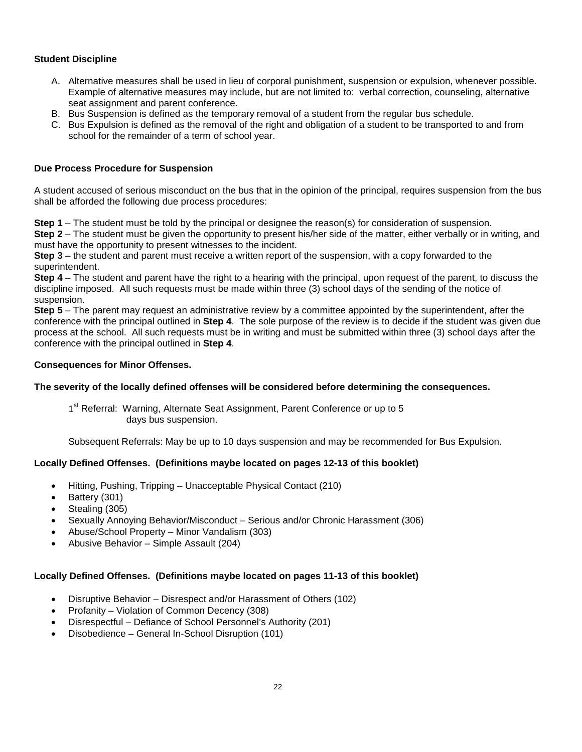### Student Discipline

A. Alternative measures shall be used in lieu of corporal punishment, suspension or expulsion, whenever possible. Example of alternative measures may include, but are not limited to: verbal correction, counseling, alternative seat assignment and parent conference.
B. Bus Suspension is defined as the temporary removal of a student from the regular bus schedule.
C. Bus Expulsion is defined as the removal of the right and obligation of a student to be transported to and from school for the remainder of a term of school year.

### Due Process Procedure for Suspension

A student accused of serious misconduct on the bus that in the opinion of the principal, requires suspension from the bus shall be afforded the following due process procedures:

**Step 1** – The student must be told by the principal or designee the reason(s) for consideration of suspension.
**Step 2** – The student must be given the opportunity to present his/her side of the matter, either verbally or in writing, and must have the opportunity to present witnesses to the incident.
**Step 3** – the student and parent must receive a written report of the suspension, with a copy forwarded to the superintendent.
**Step 4** – The student and parent have the right to a hearing with the principal, upon request of the parent, to discuss the discipline imposed. All such requests must be made within three (3) school days of the sending of the notice of suspension.
**Step 5** – The parent may request an administrative review by a committee appointed by the superintendent, after the conference with the principal outlined in **Step 4**. The sole purpose of the review is to decide if the student was given due process at the school. All such requests must be in writing and must be submitted within three (3) school days after the conference with the principal outlined in **Step 4**.

### Consequences for Minor Offenses.

**The severity of the locally defined offenses will be considered before determining the consequences.**

1st Referral: Warning, Alternate Seat Assignment, Parent Conference or up to 5 days bus suspension.

Subsequent Referrals: May be up to 10 days suspension and may be recommended for Bus Expulsion.

**Locally Defined Offenses. (Definitions maybe located on pages 12-13 of this booklet)**

- Hitting, Pushing, Tripping – Unacceptable Physical Contact (210)
- Battery (301)
- Stealing (305)
- Sexually Annoying Behavior/Misconduct – Serious and/or Chronic Harassment (306)
- Abuse/School Property – Minor Vandalism (303)
- Abusive Behavior – Simple Assault (204)

**Locally Defined Offenses. (Definitions maybe located on pages 11-13 of this booklet)**

- Disruptive Behavior – Disrespect and/or Harassment of Others (102)
- Profanity – Violation of Common Decency (308)
- Disrespectful – Defiance of School Personnel's Authority (201)
- Disobedience – General In-School Disruption (101)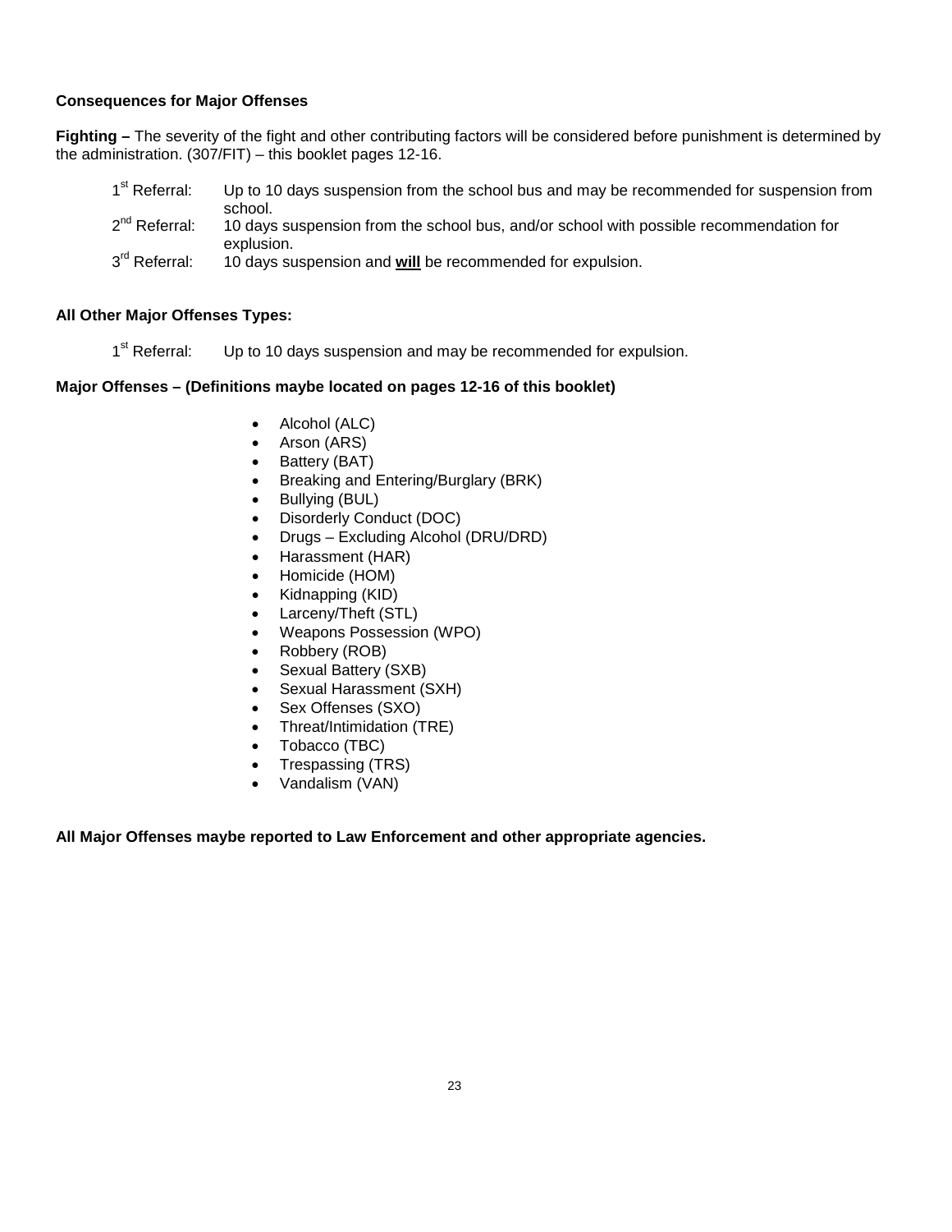## Consequences for Major Offenses

**Fighting –** The severity of the fight and other contributing factors will be considered before punishment is determined by the administration. (307/FIT) – this booklet pages 12-16.

1st Referral: Up to 10 days suspension from the school bus and may be recommended for suspension from school.
2nd Referral: 10 days suspension from the school bus, and/or school with possible recommendation for explusion.
3rd Referral: 10 days suspension and <u>**will**</u> be recommended for expulsion.

### All Other Major Offenses Types:

1st Referral: Up to 10 days suspension and may be recommended for expulsion.

### Major Offenses – (Definitions maybe located on pages 12-16 of this booklet)

- Alcohol (ALC)
- Arson (ARS)
- Battery (BAT)
- Breaking and Entering/Burglary (BRK)
- Bullying (BUL)
- Disorderly Conduct (DOC)
- Drugs – Excluding Alcohol (DRU/DRD)
- Harassment (HAR)
- Homicide (HOM)
- Kidnapping (KID)
- Larceny/Theft (STL)
- Weapons Possession (WPO)
- Robbery (ROB)
- Sexual Battery (SXB)
- Sexual Harassment (SXH)
- Sex Offenses (SXO)
- Threat/Intimidation (TRE)
- Tobacco (TBC)
- Trespassing (TRS)
- Vandalism (VAN)

**All Major Offenses maybe reported to Law Enforcement and other appropriate agencies.**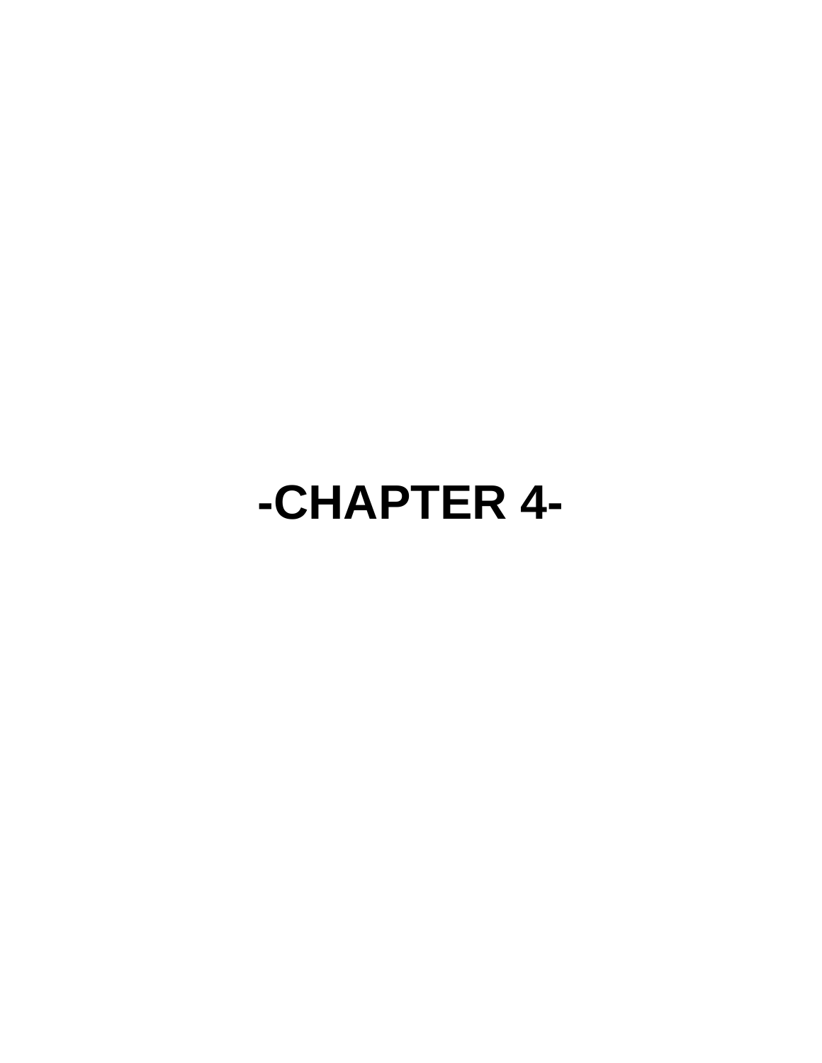# -CHAPTER 4-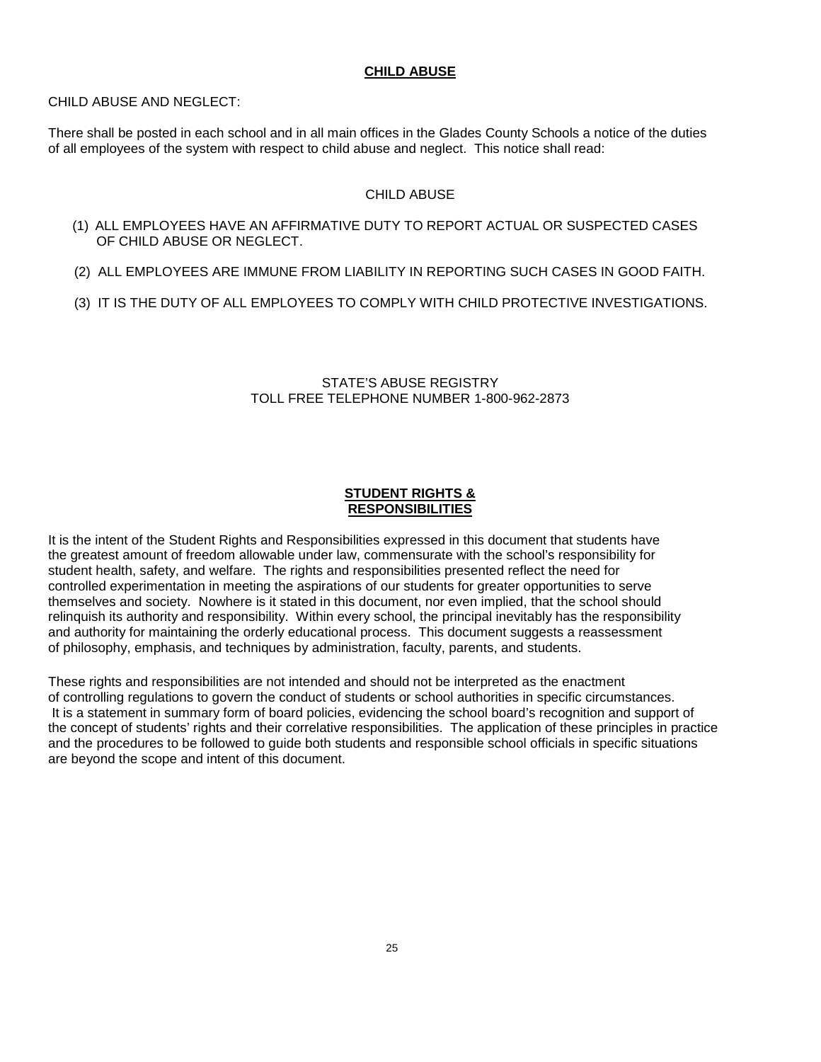## CHILD ABUSE

CHILD ABUSE AND NEGLECT:

There shall be posted in each school and in all main offices in the Glades County Schools a notice of the duties of all employees of the system with respect to child abuse and neglect. This notice shall read:

### CHILD ABUSE

(1) ALL EMPLOYEES HAVE AN AFFIRMATIVE DUTY TO REPORT ACTUAL OR SUSPECTED CASES OF CHILD ABUSE OR NEGLECT.

(2) ALL EMPLOYEES ARE IMMUNE FROM LIABILITY IN REPORTING SUCH CASES IN GOOD FAITH.

(3) IT IS THE DUTY OF ALL EMPLOYEES TO COMPLY WITH CHILD PROTECTIVE INVESTIGATIONS.

STATE'S ABUSE REGISTRY
TOLL FREE TELEPHONE NUMBER 1-800-962-2873

## STUDENT RIGHTS & RESPONSIBILITIES

It is the intent of the Student Rights and Responsibilities expressed in this document that students have the greatest amount of freedom allowable under law, commensurate with the school's responsibility for student health, safety, and welfare. The rights and responsibilities presented reflect the need for controlled experimentation in meeting the aspirations of our students for greater opportunities to serve themselves and society. Nowhere is it stated in this document, nor even implied, that the school should relinquish its authority and responsibility. Within every school, the principal inevitably has the responsibility and authority for maintaining the orderly educational process. This document suggests a reassessment of philosophy, emphasis, and techniques by administration, faculty, parents, and students.

These rights and responsibilities are not intended and should not be interpreted as the enactment of controlling regulations to govern the conduct of students or school authorities in specific circumstances. It is a statement in summary form of board policies, evidencing the school board's recognition and support of the concept of students' rights and their correlative responsibilities. The application of these principles in practice and the procedures to be followed to guide both students and responsible school officials in specific situations are beyond the scope and intent of this document.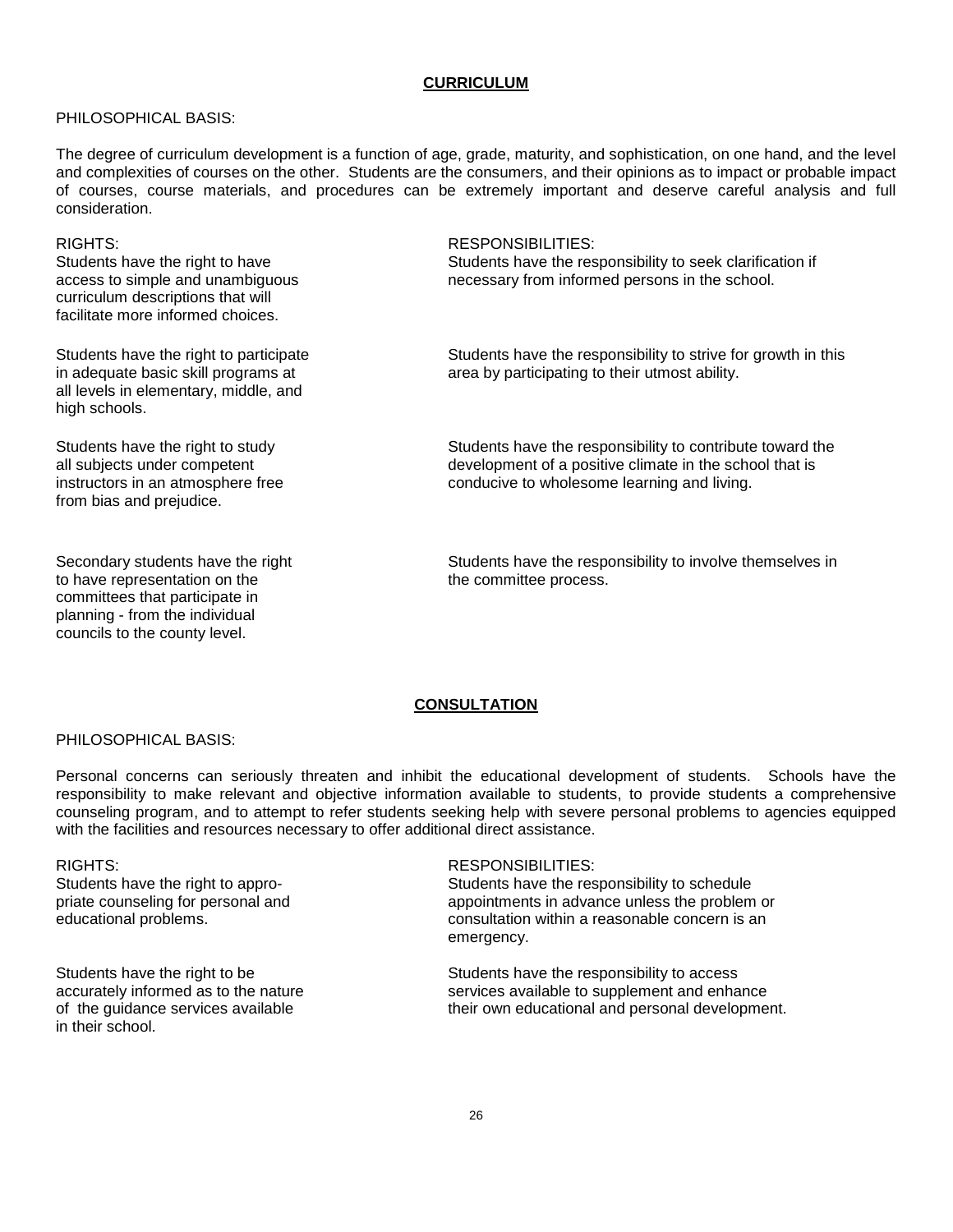## CURRICULUM

PHILOSOPHICAL BASIS:

The degree of curriculum development is a function of age, grade, maturity, and sophistication, on one hand, and the level and complexities of courses on the other. Students are the consumers, and their opinions as to impact or probable impact of courses, course materials, and procedures can be extremely important and deserve careful analysis and full consideration.

| RIGHTS: | RESPONSIBILITIES: |
|---|---|
| Students have the right to have access to simple and unambiguous curriculum descriptions that will facilitate more informed choices. | Students have the responsibility to seek clarification if necessary from informed persons in the school. |
| Students have the right to participate in adequate basic skill programs at all levels in elementary, middle, and high schools. | Students have the responsibility to strive for growth in this area by participating to their utmost ability. |
| Students have the right to study all subjects under competent instructors in an atmosphere free from bias and prejudice. | Students have the responsibility to contribute toward the development of a positive climate in the school that is conducive to wholesome learning and living. |
| Secondary students have the right to have representation on the committees that participate in planning - from the individual councils to the county level. | Students have the responsibility to involve themselves in the committee process. |

## CONSULTATION

PHILOSOPHICAL BASIS:

Personal concerns can seriously threaten and inhibit the educational development of students. Schools have the responsibility to make relevant and objective information available to students, to provide students a comprehensive counseling program, and to attempt to refer students seeking help with severe personal problems to agencies equipped with the facilities and resources necessary to offer additional direct assistance.

| RIGHTS: | RESPONSIBILITIES: |
|---|---|
| Students have the right to appropriate counseling for personal and educational problems. | Students have the responsibility to schedule appointments in advance unless the problem or consultation within a reasonable concern is an emergency. |
| Students have the right to be accurately informed as to the nature of the guidance services available in their school. | Students have the responsibility to access services available to supplement and enhance their own educational and personal development. |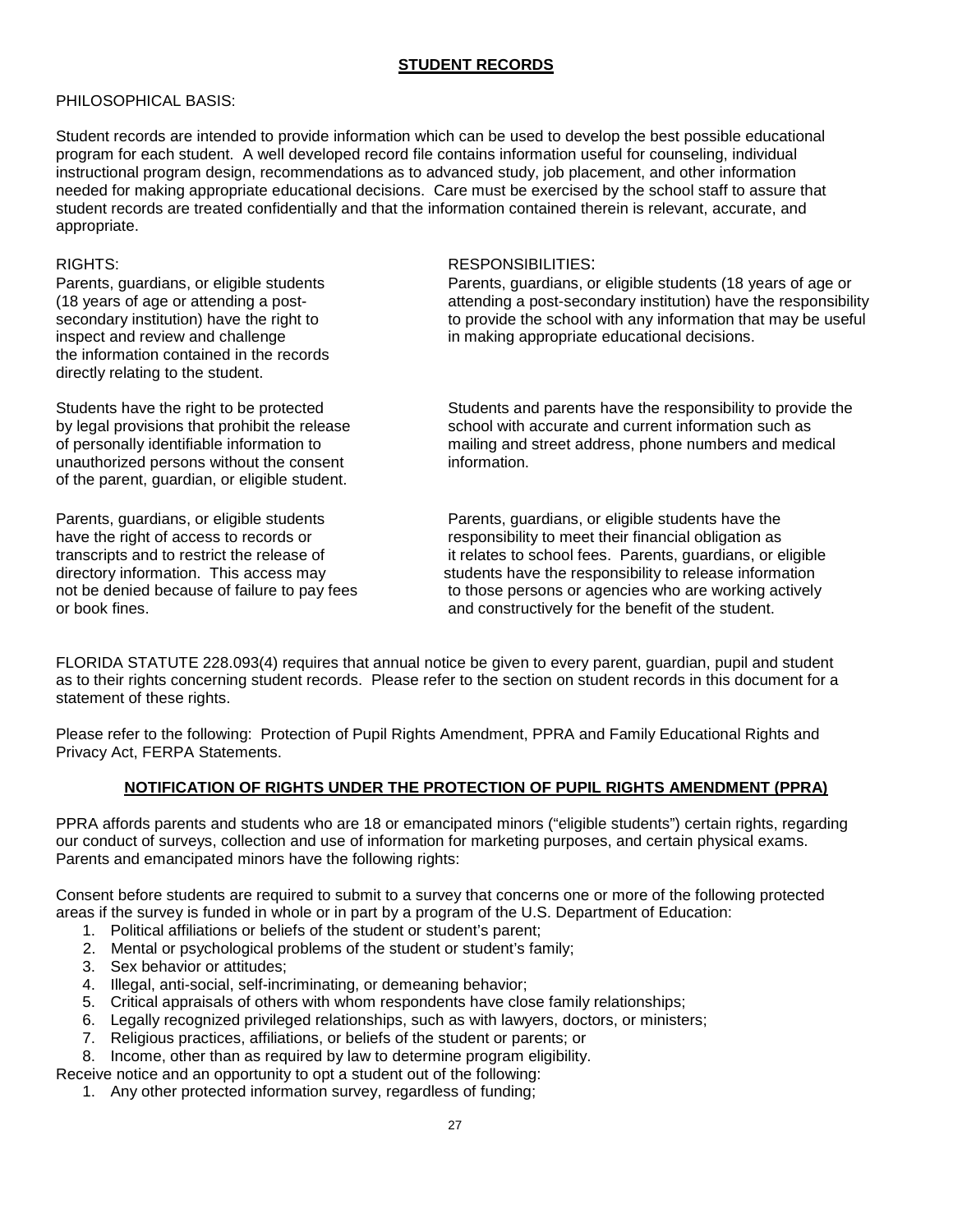## STUDENT RECORDS

PHILOSOPHICAL BASIS:

Student records are intended to provide information which can be used to develop the best possible educational program for each student. A well developed record file contains information useful for counseling, individual instructional program design, recommendations as to advanced study, job placement, and other information needed for making appropriate educational decisions. Care must be exercised by the school staff to assure that student records are treated confidentially and that the information contained therein is relevant, accurate, and appropriate.

| RIGHTS: | RESPONSIBILITIES: |
|---|---|
| Parents, guardians, or eligible students (18 years of age or attending a post-secondary institution) have the right to inspect and review and challenge the information contained in the records directly relating to the student. | Parents, guardians, or eligible students (18 years of age or attending a post-secondary institution) have the responsibility to provide the school with any information that may be useful in making appropriate educational decisions. |
| Students have the right to be protected by legal provisions that prohibit the release of personally identifiable information to unauthorized persons without the consent of the parent, guardian, or eligible student. | Students and parents have the responsibility to provide the school with accurate and current information such as mailing and street address, phone numbers and medical information. |
| Parents, guardians, or eligible students have the right of access to records or transcripts and to restrict the release of directory information. This access may not be denied because of failure to pay fees or book fines. | Parents, guardians, or eligible students have the responsibility to meet their financial obligation as it relates to school fees. Parents, guardians, or eligible students have the responsibility to release information to those persons or agencies who are working actively and constructively for the benefit of the student. |

FLORIDA STATUTE 228.093(4) requires that annual notice be given to every parent, guardian, pupil and student as to their rights concerning student records. Please refer to the section on student records in this document for a statement of these rights.

Please refer to the following: Protection of Pupil Rights Amendment, PPRA and Family Educational Rights and Privacy Act, FERPA Statements.

## NOTIFICATION OF RIGHTS UNDER THE PROTECTION OF PUPIL RIGHTS AMENDMENT (PPRA)

PPRA affords parents and students who are 18 or emancipated minors ("eligible students") certain rights, regarding our conduct of surveys, collection and use of information for marketing purposes, and certain physical exams. Parents and emancipated minors have the following rights:

Consent before students are required to submit to a survey that concerns one or more of the following protected areas if the survey is funded in whole or in part by a program of the U.S. Department of Education:

1. Political affiliations or beliefs of the student or student's parent;
2. Mental or psychological problems of the student or student's family;
3. Sex behavior or attitudes;
4. Illegal, anti-social, self-incriminating, or demeaning behavior;
5. Critical appraisals of others with whom respondents have close family relationships;
6. Legally recognized privileged relationships, such as with lawyers, doctors, or ministers;
7. Religious practices, affiliations, or beliefs of the student or parents; or
8. Income, other than as required by law to determine program eligibility.

Receive notice and an opportunity to opt a student out of the following:

1. Any other protected information survey, regardless of funding;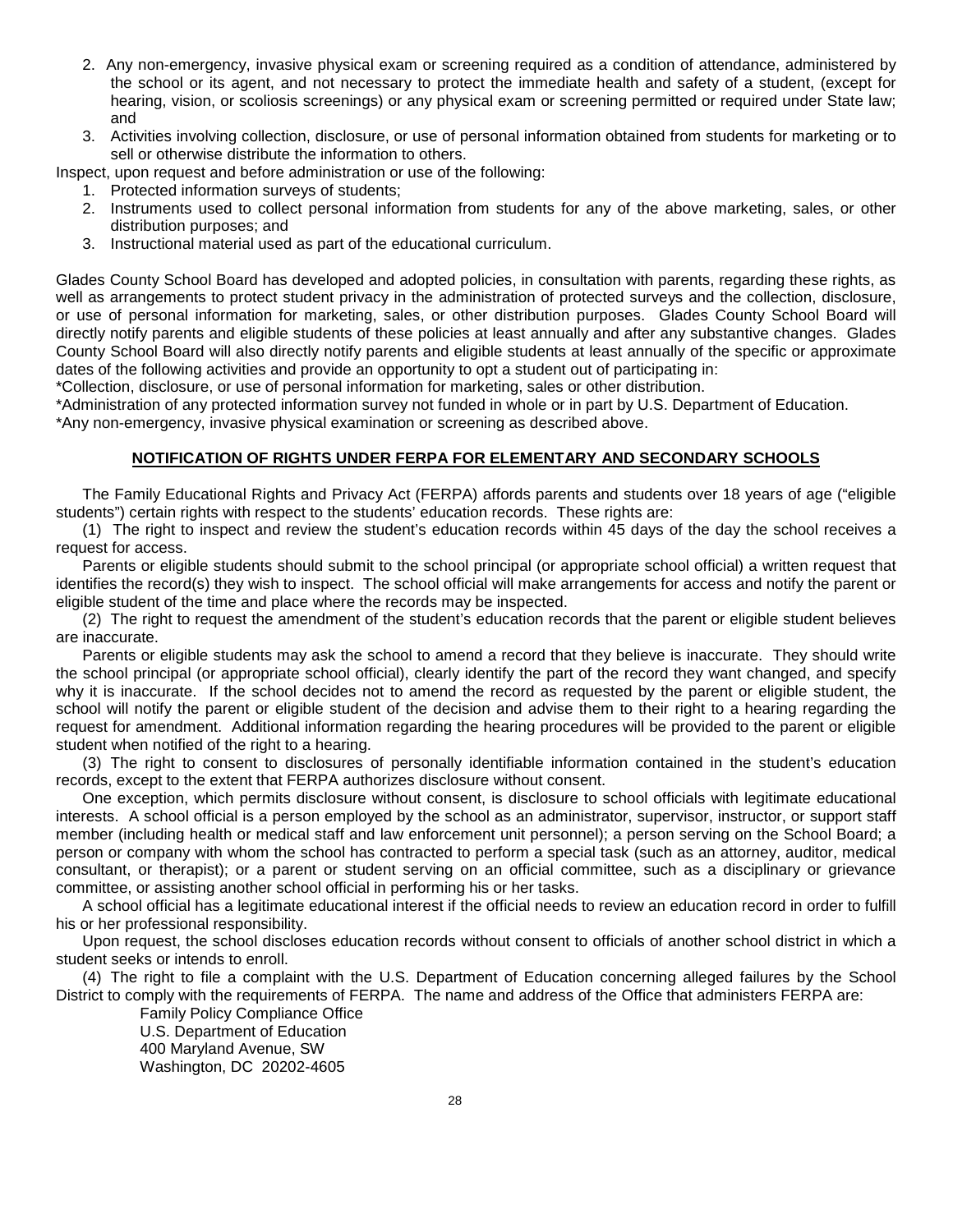2. Any non-emergency, invasive physical exam or screening required as a condition of attendance, administered by the school or its agent, and not necessary to protect the immediate health and safety of a student, (except for hearing, vision, or scoliosis screenings) or any physical exam or screening permitted or required under State law; and
3. Activities involving collection, disclosure, or use of personal information obtained from students for marketing or to sell or otherwise distribute the information to others.

Inspect, upon request and before administration or use of the following:

1. Protected information surveys of students;
2. Instruments used to collect personal information from students for any of the above marketing, sales, or other distribution purposes; and
3. Instructional material used as part of the educational curriculum.

Glades County School Board has developed and adopted policies, in consultation with parents, regarding these rights, as well as arrangements to protect student privacy in the administration of protected surveys and the collection, disclosure, or use of personal information for marketing, sales, or other distribution purposes. Glades County School Board will directly notify parents and eligible students of these policies at least annually and after any substantive changes. Glades County School Board will also directly notify parents and eligible students at least annually of the specific or approximate dates of the following activities and provide an opportunity to opt a student out of participating in:

*Collection, disclosure, or use of personal information for marketing, sales or other distribution.
*Administration of any protected information survey not funded in whole or in part by U.S. Department of Education.
*Any non-emergency, invasive physical examination or screening as described above.

## NOTIFICATION OF RIGHTS UNDER FERPA FOR ELEMENTARY AND SECONDARY SCHOOLS

The Family Educational Rights and Privacy Act (FERPA) affords parents and students over 18 years of age ("eligible students") certain rights with respect to the students' education records. These rights are:

(1) The right to inspect and review the student's education records within 45 days of the day the school receives a request for access.

Parents or eligible students should submit to the school principal (or appropriate school official) a written request that identifies the record(s) they wish to inspect. The school official will make arrangements for access and notify the parent or eligible student of the time and place where the records may be inspected.

(2) The right to request the amendment of the student's education records that the parent or eligible student believes are inaccurate.

Parents or eligible students may ask the school to amend a record that they believe is inaccurate. They should write the school principal (or appropriate school official), clearly identify the part of the record they want changed, and specify why it is inaccurate. If the school decides not to amend the record as requested by the parent or eligible student, the school will notify the parent or eligible student of the decision and advise them to their right to a hearing regarding the request for amendment. Additional information regarding the hearing procedures will be provided to the parent or eligible student when notified of the right to a hearing.

(3) The right to consent to disclosures of personally identifiable information contained in the student's education records, except to the extent that FERPA authorizes disclosure without consent.

One exception, which permits disclosure without consent, is disclosure to school officials with legitimate educational interests. A school official is a person employed by the school as an administrator, supervisor, instructor, or support staff member (including health or medical staff and law enforcement unit personnel); a person serving on the School Board; a person or company with whom the school has contracted to perform a special task (such as an attorney, auditor, medical consultant, or therapist); or a parent or student serving on an official committee, such as a disciplinary or grievance committee, or assisting another school official in performing his or her tasks.

A school official has a legitimate educational interest if the official needs to review an education record in order to fulfill his or her professional responsibility.

Upon request, the school discloses education records without consent to officials of another school district in which a student seeks or intends to enroll.

(4) The right to file a complaint with the U.S. Department of Education concerning alleged failures by the School District to comply with the requirements of FERPA. The name and address of the Office that administers FERPA are:

Family Policy Compliance Office
U.S. Department of Education
400 Maryland Avenue, SW
Washington, DC 20202-4605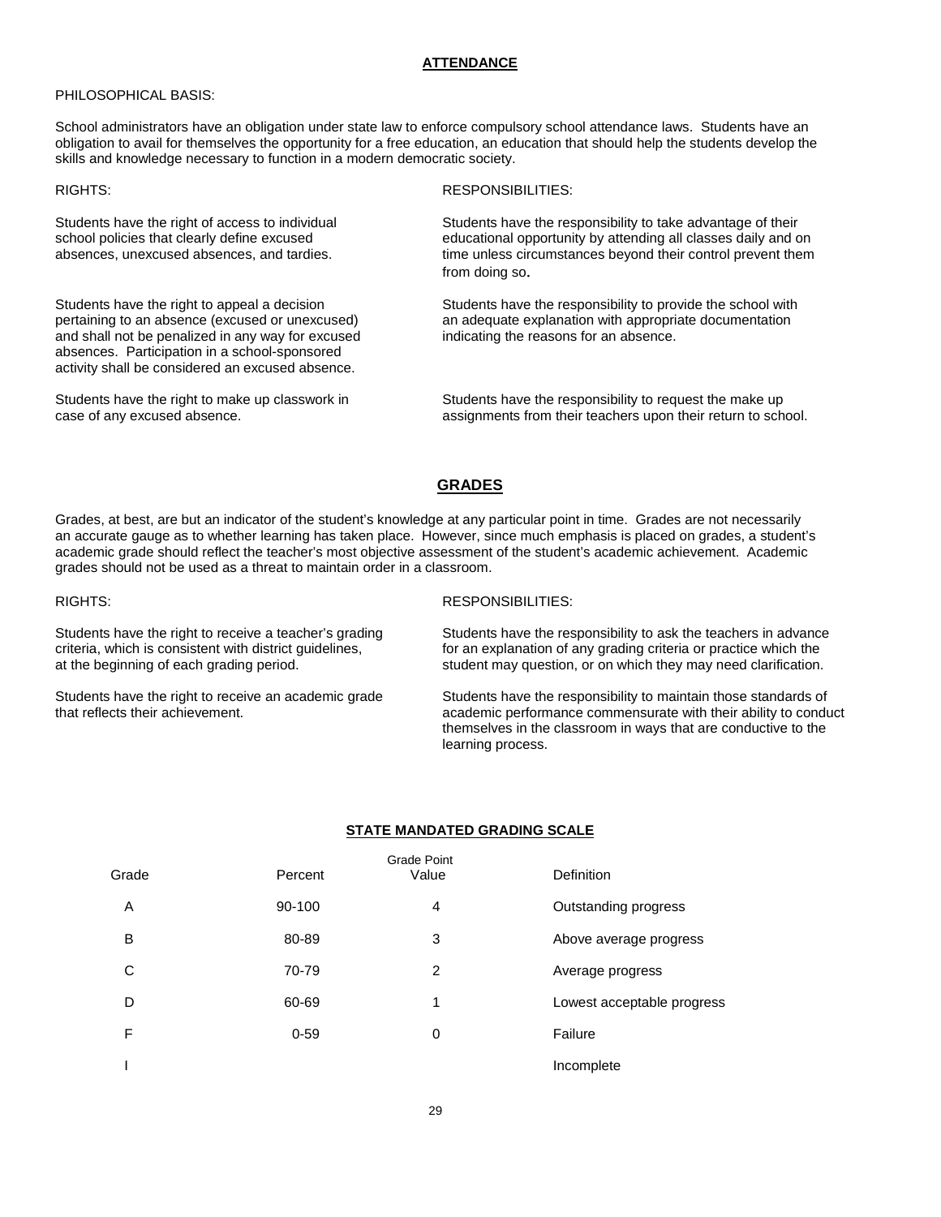## ATTENDANCE

PHILOSOPHICAL BASIS:

School administrators have an obligation under state law to enforce compulsory school attendance laws. Students have an obligation to avail for themselves the opportunity for a free education, an education that should help the students develop the skills and knowledge necessary to function in a modern democratic society.

| RIGHTS: | RESPONSIBILITIES: |
|---|---|
| Students have the right of access to individual school policies that clearly define excused absences, unexcused absences, and tardies. | Students have the responsibility to take advantage of their educational opportunity by attending all classes daily and on time unless circumstances beyond their control prevent them from doing so. |
| Students have the right to appeal a decision pertaining to an absence (excused or unexcused) and shall not be penalized in any way for excused absences. Participation in a school-sponsored activity shall be considered an excused absence. | Students have the responsibility to provide the school with an adequate explanation with appropriate documentation indicating the reasons for an absence. |
| Students have the right to make up classwork in case of any excused absence. | Students have the responsibility to request the make up assignments from their teachers upon their return to school. |

## GRADES

Grades, at best, are but an indicator of the student's knowledge at any particular point in time. Grades are not necessarily an accurate gauge as to whether learning has taken place. However, since much emphasis is placed on grades, a student's academic grade should reflect the teacher's most objective assessment of the student's academic achievement. Academic grades should not be used as a threat to maintain order in a classroom.

| RIGHTS: | RESPONSIBILITIES: |
|---|---|
| Students have the right to receive a teacher's grading criteria, which is consistent with district guidelines, at the beginning of each grading period. | Students have the responsibility to ask the teachers in advance for an explanation of any grading criteria or practice which the student may question, or on which they may need clarification. |
| Students have the right to receive an academic grade that reflects their achievement. | Students have the responsibility to maintain those standards of academic performance commensurate with their ability to conduct themselves in the classroom in ways that are conductive to the learning process. |

### STATE MANDATED GRADING SCALE

| Grade | Percent | Grade Point Value | Definition |
|---|---|---|---|
| A | 90-100 | 4 | Outstanding progress |
| B | 80-89 | 3 | Above average progress |
| C | 70-79 | 2 | Average progress |
| D | 60-69 | 1 | Lowest acceptable progress |
| F | 0-59 | 0 | Failure |
| I | | | Incomplete |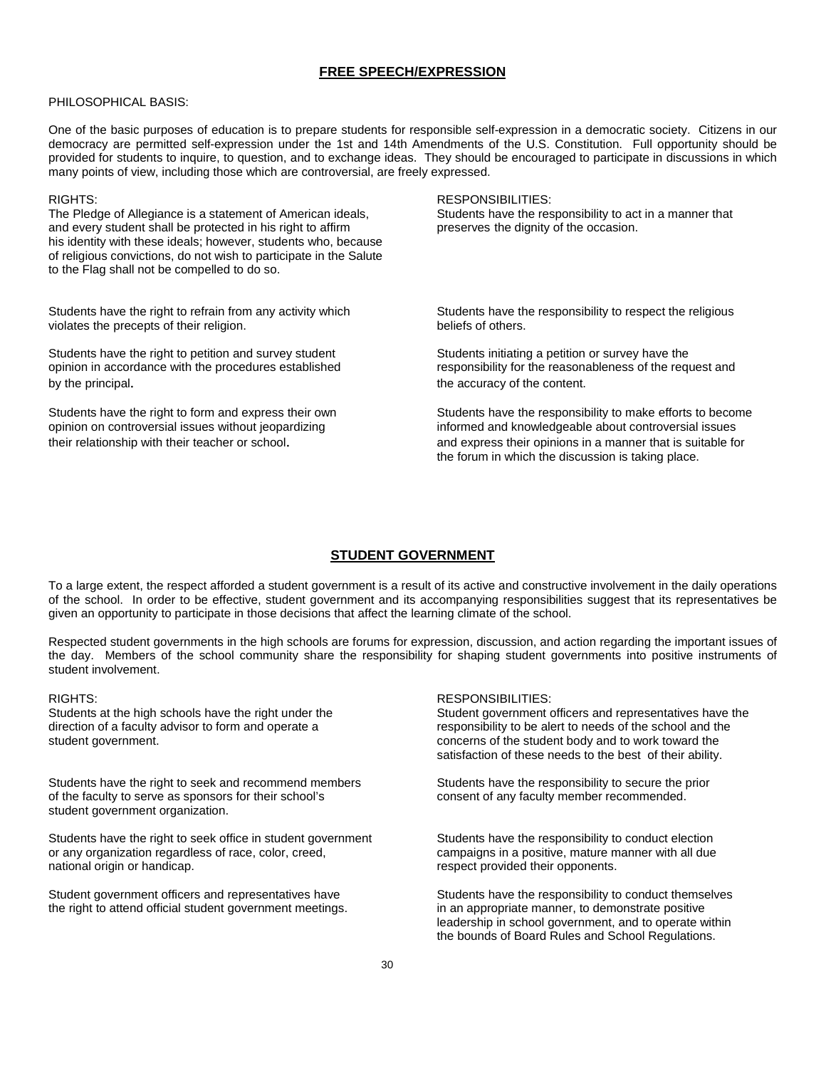## FREE SPEECH/EXPRESSION

PHILOSOPHICAL BASIS:

One of the basic purposes of education is to prepare students for responsible self-expression in a democratic society. Citizens in our democracy are permitted self-expression under the 1st and 14th Amendments of the U.S. Constitution. Full opportunity should be provided for students to inquire, to question, and to exchange ideas. They should be encouraged to participate in discussions in which many points of view, including those which are controversial, are freely expressed.

| RIGHTS: | RESPONSIBILITIES: |
|---|---|
| The Pledge of Allegiance is a statement of American ideals, and every student shall be protected in his right to affirm his identity with these ideals; however, students who, because of religious convictions, do not wish to participate in the Salute to the Flag shall not be compelled to do so. | Students have the responsibility to act in a manner that preserves the dignity of the occasion. |
| Students have the right to refrain from any activity which violates the precepts of their religion. | Students have the responsibility to respect the religious beliefs of others. |
| Students have the right to petition and survey student opinion in accordance with the procedures established by the principal. | Students initiating a petition or survey have the responsibility for the reasonableness of the request and the accuracy of the content. |
| Students have the right to form and express their own opinion on controversial issues without jeopardizing their relationship with their teacher or school. | Students have the responsibility to make efforts to become informed and knowledgeable about controversial issues and express their opinions in a manner that is suitable for the forum in which the discussion is taking place. |

## STUDENT GOVERNMENT

To a large extent, the respect afforded a student government is a result of its active and constructive involvement in the daily operations of the school. In order to be effective, student government and its accompanying responsibilities suggest that its representatives be given an opportunity to participate in those decisions that affect the learning climate of the school.

Respected student governments in the high schools are forums for expression, discussion, and action regarding the important issues of the day. Members of the school community share the responsibility for shaping student governments into positive instruments of student involvement.

| RIGHTS: | RESPONSIBILITIES: |
|---|---|
| Students at the high schools have the right under the direction of a faculty advisor to form and operate a student government. | Student government officers and representatives have the responsibility to be alert to needs of the school and the concerns of the student body and to work toward the satisfaction of these needs to the best of their ability. |
| Students have the right to seek and recommend members of the faculty to serve as sponsors for their school's student government organization. | Students have the responsibility to secure the prior consent of any faculty member recommended. |
| Students have the right to seek office in student government or any organization regardless of race, color, creed, national origin or handicap. | Students have the responsibility to conduct election campaigns in a positive, mature manner with all due respect provided their opponents. |
| Student government officers and representatives have the right to attend official student government meetings. | Students have the responsibility to conduct themselves in an appropriate manner, to demonstrate positive leadership in school government, and to operate within the bounds of Board Rules and School Regulations. |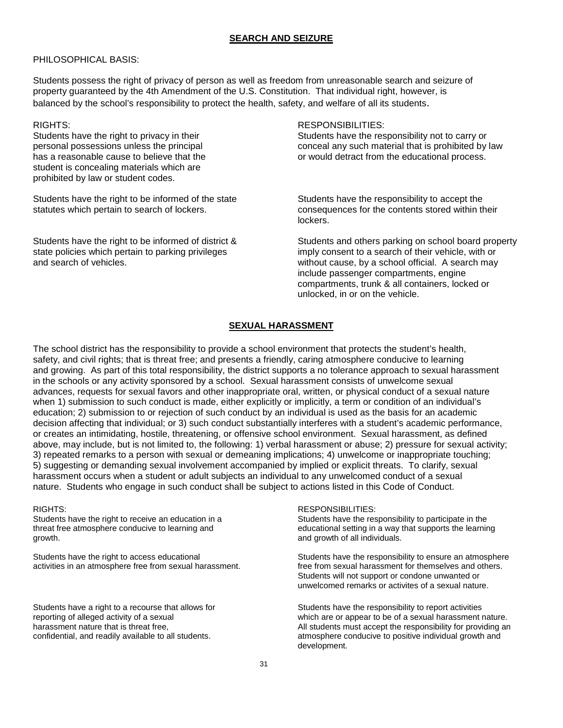## SEARCH AND SEIZURE

PHILOSOPHICAL BASIS:

Students possess the right of privacy of person as well as freedom from unreasonable search and seizure of property guaranteed by the 4th Amendment of the U.S. Constitution. That individual right, however, is balanced by the school's responsibility to protect the health, safety, and welfare of all its students.

| RIGHTS: | RESPONSIBILITIES: |
|---|---|
| Students have the right to privacy in their personal possessions unless the principal has a reasonable cause to believe that the student is concealing materials which are prohibited by law or student codes. | Students have the responsibility not to carry or conceal any such material that is prohibited by law or would detract from the educational process. |
| Students have the right to be informed of the state statutes which pertain to search of lockers. | Students have the responsibility to accept the consequences for the contents stored within their lockers. |
| Students have the right to be informed of district & state policies which pertain to parking privileges and search of vehicles. | Students and others parking on school board property imply consent to a search of their vehicle, with or without cause, by a school official. A search may include passenger compartments, engine compartments, trunk & all containers, locked or unlocked, in or on the vehicle. |

## SEXUAL HARASSMENT

The school district has the responsibility to provide a school environment that protects the student's health, safety, and civil rights; that is threat free; and presents a friendly, caring atmosphere conducive to learning and growing. As part of this total responsibility, the district supports a no tolerance approach to sexual harassment in the schools or any activity sponsored by a school. Sexual harassment consists of unwelcome sexual advances, requests for sexual favors and other inappropriate oral, written, or physical conduct of a sexual nature when 1) submission to such conduct is made, either explicitly or implicitly, a term or condition of an individual's education; 2) submission to or rejection of such conduct by an individual is used as the basis for an academic decision affecting that individual; or 3) such conduct substantially interferes with a student's academic performance, or creates an intimidating, hostile, threatening, or offensive school environment. Sexual harassment, as defined above, may include, but is not limited to, the following: 1) verbal harassment or abuse; 2) pressure for sexual activity; 3) repeated remarks to a person with sexual or demeaning implications; 4) unwelcome or inappropriate touching; 5) suggesting or demanding sexual involvement accompanied by implied or explicit threats. To clarify, sexual harassment occurs when a student or adult subjects an individual to any unwelcomed conduct of a sexual nature. Students who engage in such conduct shall be subject to actions listed in this Code of Conduct.

| RIGHTS: | RESPONSIBILITIES: |
|---|---|
| Students have the right to receive an education in a threat free atmosphere conducive to learning and growth. | Students have the responsibility to participate in the educational setting in a way that supports the learning and growth of all individuals. |
| Students have the right to access educational activities in an atmosphere free from sexual harassment. | Students have the responsibility to ensure an atmosphere free from sexual harassment for themselves and others. Students will not support or condone unwanted or unwelcomed remarks or activites of a sexual nature. |
| Students have a right to a recourse that allows for reporting of alleged activity of a sexual harassment nature that is threat free, confidential, and readily available to all students. | Students have the responsibility to report activities which are or appear to be of a sexual harassment nature. All students must accept the responsibility for providing an atmosphere conducive to positive individual growth and development. |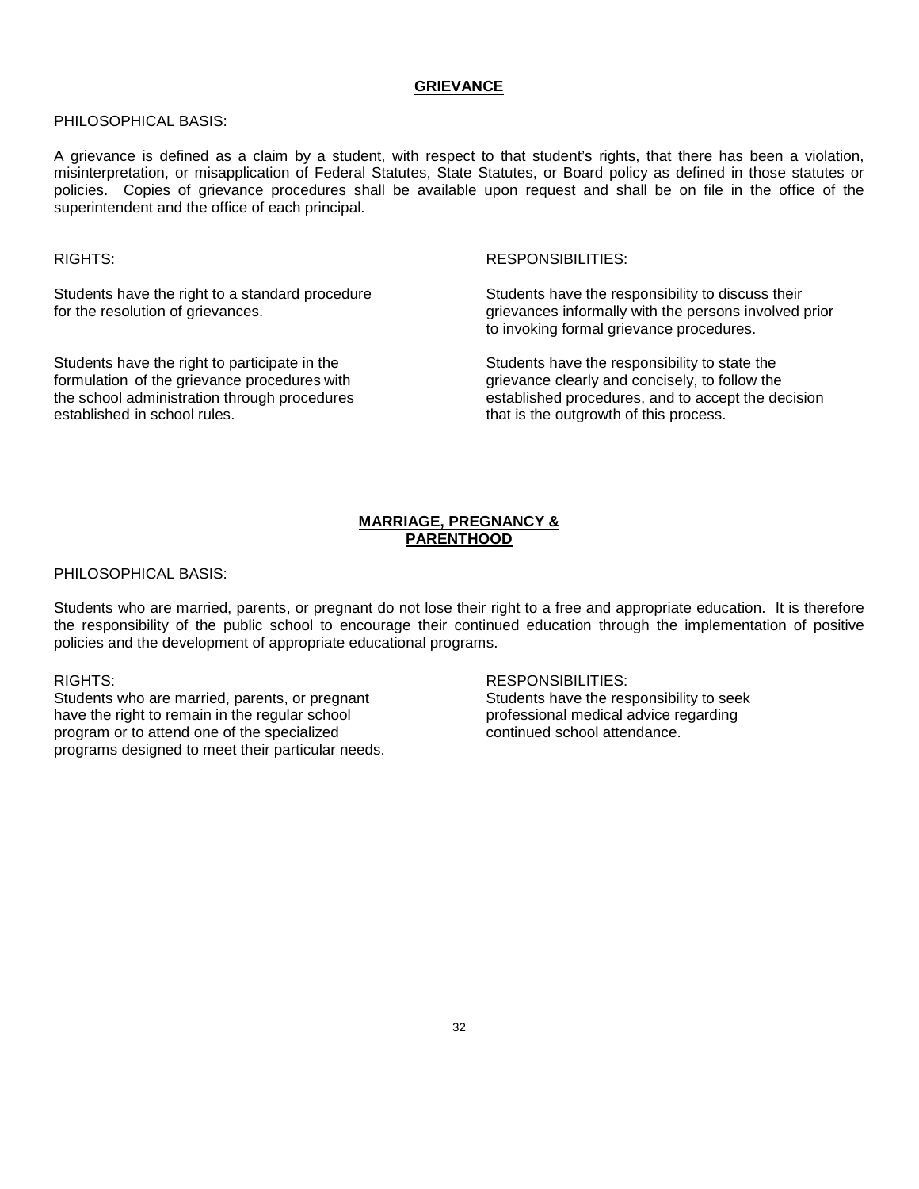## GRIEVANCE

PHILOSOPHICAL BASIS:

A grievance is defined as a claim by a student, with respect to that student's rights, that there has been a violation, misinterpretation, or misapplication of Federal Statutes, State Statutes, or Board policy as defined in those statutes or policies. Copies of grievance procedures shall be available upon request and shall be on file in the office of the superintendent and the office of each principal.

RIGHTS:

Students have the right to a standard procedure for the resolution of grievances.

Students have the right to participate in the formulation of the grievance procedures with the school administration through procedures established in school rules.

RESPONSIBILITIES:

Students have the responsibility to discuss their grievances informally with the persons involved prior to invoking formal grievance procedures.

Students have the responsibility to state the grievance clearly and concisely, to follow the established procedures, and to accept the decision that is the outgrowth of this process.

## MARRIAGE, PREGNANCY & PARENTHOOD

PHILOSOPHICAL BASIS:

Students who are married, parents, or pregnant do not lose their right to a free and appropriate education. It is therefore the responsibility of the public school to encourage their continued education through the implementation of positive policies and the development of appropriate educational programs.

RIGHTS:

Students who are married, parents, or pregnant have the right to remain in the regular school program or to attend one of the specialized programs designed to meet their particular needs.

RESPONSIBILITIES:

Students have the responsibility to seek professional medical advice regarding continued school attendance.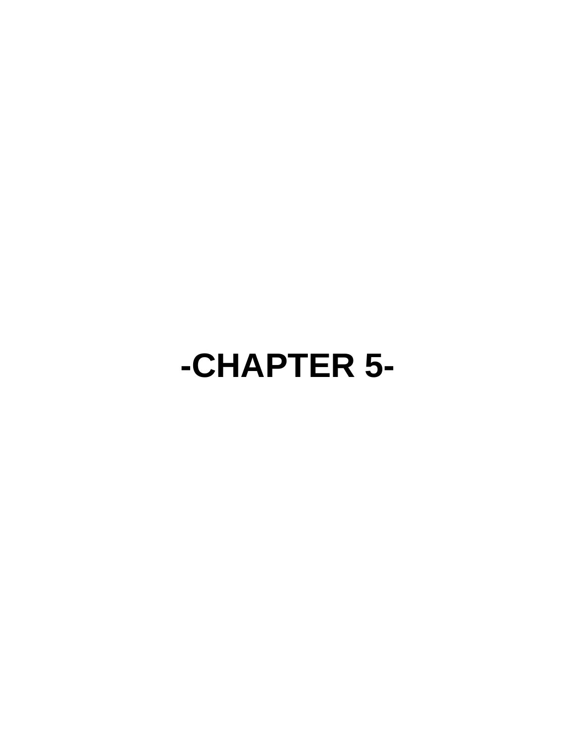# -CHAPTER 5-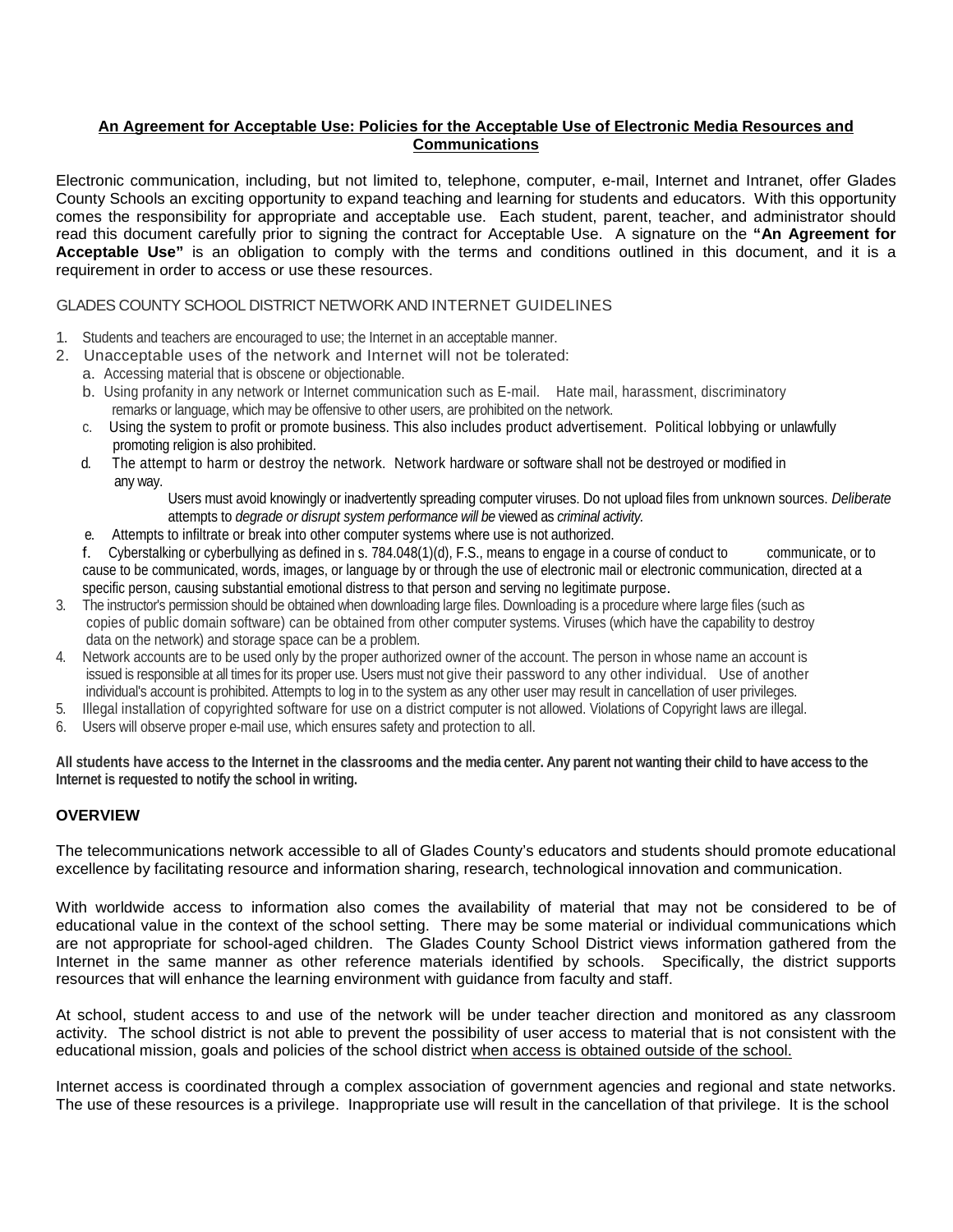**An Agreement for Acceptable Use: Policies for the Acceptable Use of Electronic Media Resources and Communications**

Electronic communication, including, but not limited to, telephone, computer, e-mail, Internet and Intranet, offer Glades County Schools an exciting opportunity to expand teaching and learning for students and educators. With this opportunity comes the responsibility for appropriate and acceptable use. Each student, parent, teacher, and administrator should read this document carefully prior to signing the contract for Acceptable Use. A signature on the **"An Agreement for Acceptable Use"** is an obligation to comply with the terms and conditions outlined in this document, and it is a requirement in order to access or use these resources.

GLADES COUNTY SCHOOL DISTRICT NETWORK AND INTERNET GUIDELINES

1. Students and teachers are encouraged to use; the Internet in an acceptable manner.
2. Unacceptable uses of the network and Internet will not be tolerated:
   a. Accessing material that is obscene or objectionable.
   b. Using profanity in any network or Internet communication such as E-mail. Hate mail, harassment, discriminatory remarks or language, which may be offensive to other users, are prohibited on the network.
   c. Using the system to profit or promote business. This also includes product advertisement. Political lobbying or unlawfully promoting religion is also prohibited.
   d. The attempt to harm or destroy the network. Network hardware or software shall not be destroyed or modified in any way.

      Users must avoid knowingly or inadvertently spreading computer viruses. Do not upload files from unknown sources. *Deliberate* attempts to *degrade or disrupt system performance will be* viewed as *criminal activity.*
   e. Attempts to infiltrate or break into other computer systems where use is not authorized.
   f. Cyberstalking or cyberbullying as defined in s. 784.048(1)(d), F.S., means to engage in a course of conduct to communicate, or to cause to be communicated, words, images, or language by or through the use of electronic mail or electronic communication, directed at a specific person, causing substantial emotional distress to that person and serving no legitimate purpose.
3. The instructor's permission should be obtained when downloading large files. Downloading is a procedure where large files (such as copies of public domain software) can be obtained from other computer systems. Viruses (which have the capability to destroy data on the network) and storage space can be a problem.
4. Network accounts are to be used only by the proper authorized owner of the account. The person in whose name an account is issued is responsible at all times for its proper use. Users must not give their password to any other individual. Use of another individual's account is prohibited. Attempts to log in to the system as any other user may result in cancellation of user privileges.
5. Illegal installation of copyrighted software for use on a district computer is not allowed. Violations of Copyright laws are illegal.
6. Users will observe proper e-mail use, which ensures safety and protection to all.

**All students have access to the Internet in the classrooms and the media center. Any parent not wanting their child to have access to the Internet is requested to notify the school in writing.**

**OVERVIEW**

The telecommunications network accessible to all of Glades County's educators and students should promote educational excellence by facilitating resource and information sharing, research, technological innovation and communication.

With worldwide access to information also comes the availability of material that may not be considered to be of educational value in the context of the school setting. There may be some material or individual communications which are not appropriate for school-aged children. The Glades County School District views information gathered from the Internet in the same manner as other reference materials identified by schools. Specifically, the district supports resources that will enhance the learning environment with guidance from faculty and staff.

At school, student access to and use of the network will be under teacher direction and monitored as any classroom activity. The school district is not able to prevent the possibility of user access to material that is not consistent with the educational mission, goals and policies of the school district <u>when access is obtained outside of the school.</u>

Internet access is coordinated through a complex association of government agencies and regional and state networks. The use of these resources is a privilege. Inappropriate use will result in the cancellation of that privilege. It is the school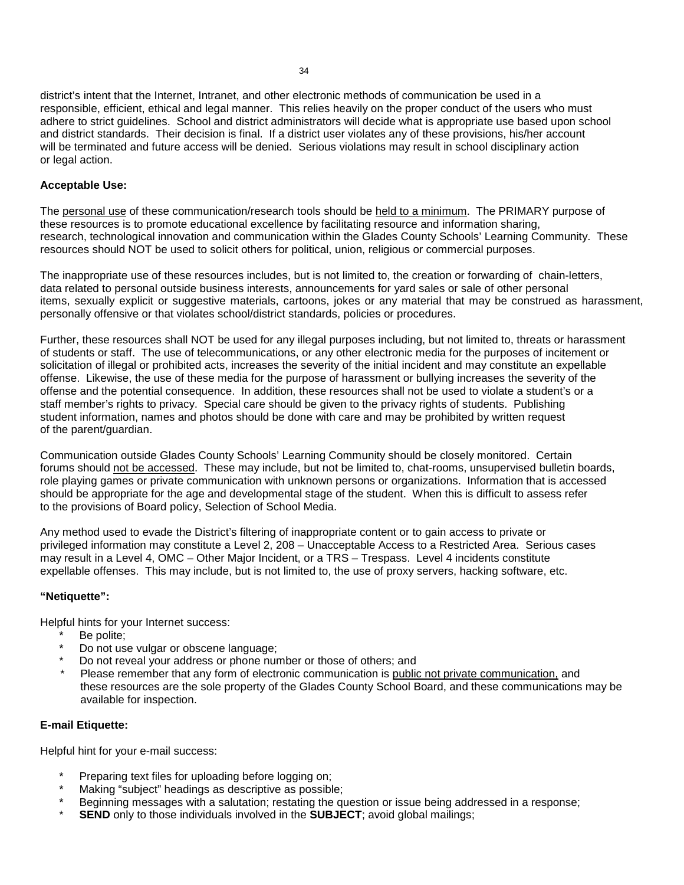district's intent that the Internet, Intranet, and other electronic methods of communication be used in a responsible, efficient, ethical and legal manner. This relies heavily on the proper conduct of the users who must adhere to strict guidelines. School and district administrators will decide what is appropriate use based upon school and district standards. Their decision is final. If a district user violates any of these provisions, his/her account will be terminated and future access will be denied. Serious violations may result in school disciplinary action or legal action.

**Acceptable Use:**

The personal use of these communication/research tools should be held to a minimum. The PRIMARY purpose of these resources is to promote educational excellence by facilitating resource and information sharing, research, technological innovation and communication within the Glades County Schools' Learning Community. These resources should NOT be used to solicit others for political, union, religious or commercial purposes.

The inappropriate use of these resources includes, but is not limited to, the creation or forwarding of chain-letters, data related to personal outside business interests, announcements for yard sales or sale of other personal items, sexually explicit or suggestive materials, cartoons, jokes or any material that may be construed as harassment, personally offensive or that violates school/district standards, policies or procedures.

Further, these resources shall NOT be used for any illegal purposes including, but not limited to, threats or harassment of students or staff. The use of telecommunications, or any other electronic media for the purposes of incitement or solicitation of illegal or prohibited acts, increases the severity of the initial incident and may constitute an expellable offense. Likewise, the use of these media for the purpose of harassment or bullying increases the severity of the offense and the potential consequence. In addition, these resources shall not be used to violate a student's or a staff member's rights to privacy. Special care should be given to the privacy rights of students. Publishing student information, names and photos should be done with care and may be prohibited by written request of the parent/guardian.

Communication outside Glades County Schools' Learning Community should be closely monitored. Certain forums should not be accessed. These may include, but not be limited to, chat-rooms, unsupervised bulletin boards, role playing games or private communication with unknown persons or organizations. Information that is accessed should be appropriate for the age and developmental stage of the student. When this is difficult to assess refer to the provisions of Board policy, Selection of School Media.

Any method used to evade the District's filtering of inappropriate content or to gain access to private or privileged information may constitute a Level 2, 208 – Unacceptable Access to a Restricted Area. Serious cases may result in a Level 4, OMC – Other Major Incident, or a TRS – Trespass. Level 4 incidents constitute expellable offenses. This may include, but is not limited to, the use of proxy servers, hacking software, etc.

**"Netiquette":**

Helpful hints for your Internet success:

* Be polite;
* Do not use vulgar or obscene language;
* Do not reveal your address or phone number or those of others; and
* Please remember that any form of electronic communication is public not private communication, and these resources are the sole property of the Glades County School Board, and these communications may be available for inspection.

**E-mail Etiquette:**

Helpful hint for your e-mail success:

* Preparing text files for uploading before logging on;
* Making "subject" headings as descriptive as possible;
* Beginning messages with a salutation; restating the question or issue being addressed in a response;
* **SEND** only to those individuals involved in the **SUBJECT**; avoid global mailings;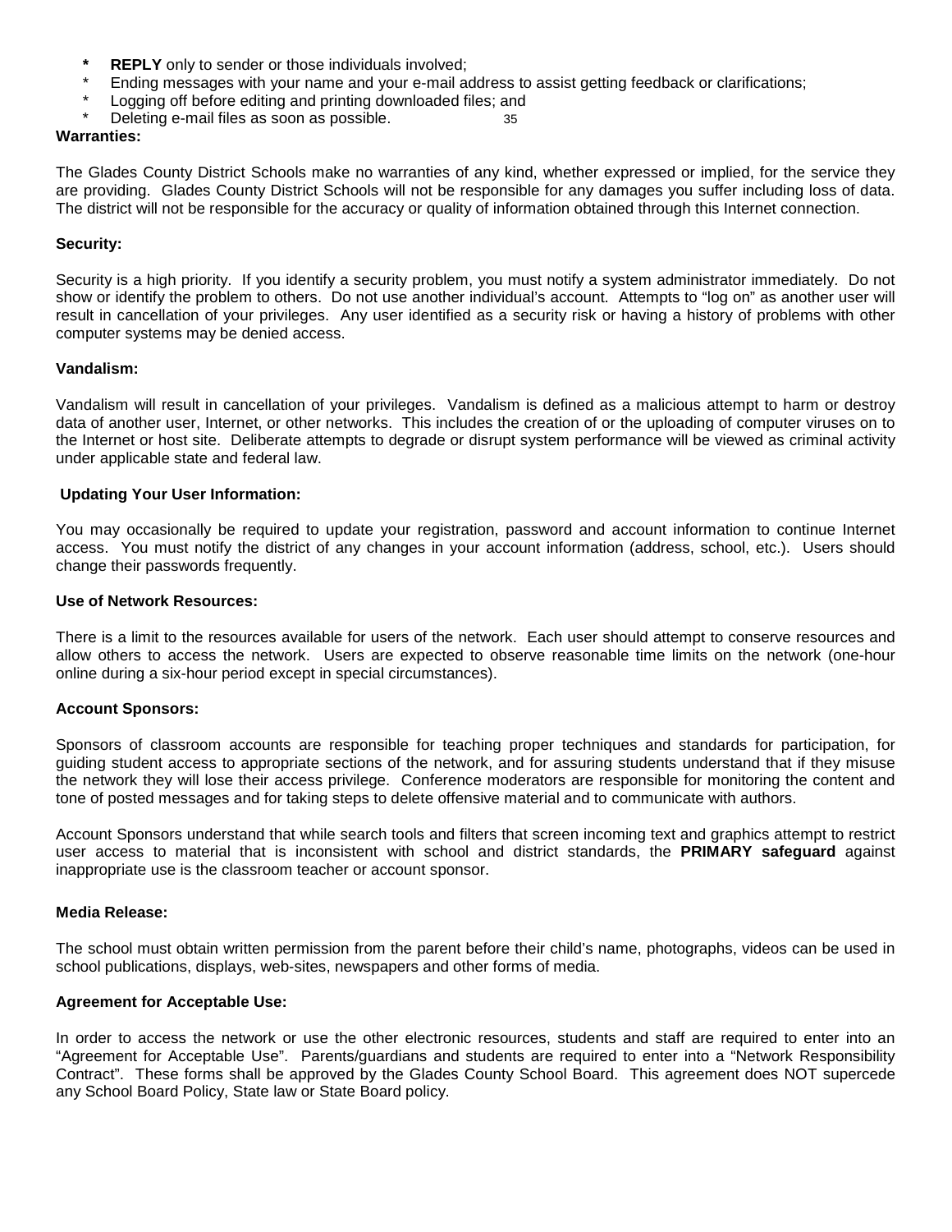* **REPLY** only to sender or those individuals involved;
* Ending messages with your name and your e-mail address to assist getting feedback or clarifications;
* Logging off before editing and printing downloaded files; and
* Deleting e-mail files as soon as possible.

**Warranties:**

The Glades County District Schools make no warranties of any kind, whether expressed or implied, for the service they are providing. Glades County District Schools will not be responsible for any damages you suffer including loss of data. The district will not be responsible for the accuracy or quality of information obtained through this Internet connection.

**Security:**

Security is a high priority. If you identify a security problem, you must notify a system administrator immediately. Do not show or identify the problem to others. Do not use another individual's account. Attempts to "log on" as another user will result in cancellation of your privileges. Any user identified as a security risk or having a history of problems with other computer systems may be denied access.

**Vandalism:**

Vandalism will result in cancellation of your privileges. Vandalism is defined as a malicious attempt to harm or destroy data of another user, Internet, or other networks. This includes the creation of or the uploading of computer viruses on to the Internet or host site. Deliberate attempts to degrade or disrupt system performance will be viewed as criminal activity under applicable state and federal law.

**Updating Your User Information:**

You may occasionally be required to update your registration, password and account information to continue Internet access. You must notify the district of any changes in your account information (address, school, etc.). Users should change their passwords frequently.

**Use of Network Resources:**

There is a limit to the resources available for users of the network. Each user should attempt to conserve resources and allow others to access the network. Users are expected to observe reasonable time limits on the network (one-hour online during a six-hour period except in special circumstances).

**Account Sponsors:**

Sponsors of classroom accounts are responsible for teaching proper techniques and standards for participation, for guiding student access to appropriate sections of the network, and for assuring students understand that if they misuse the network they will lose their access privilege. Conference moderators are responsible for monitoring the content and tone of posted messages and for taking steps to delete offensive material and to communicate with authors.

Account Sponsors understand that while search tools and filters that screen incoming text and graphics attempt to restrict user access to material that is inconsistent with school and district standards, the **PRIMARY safeguard** against inappropriate use is the classroom teacher or account sponsor.

**Media Release:**

The school must obtain written permission from the parent before their child's name, photographs, videos can be used in school publications, displays, web-sites, newspapers and other forms of media.

**Agreement for Acceptable Use:**

In order to access the network or use the other electronic resources, students and staff are required to enter into an "Agreement for Acceptable Use". Parents/guardians and students are required to enter into a "Network Responsibility Contract". These forms shall be approved by the Glades County School Board. This agreement does NOT supercede any School Board Policy, State law or State Board policy.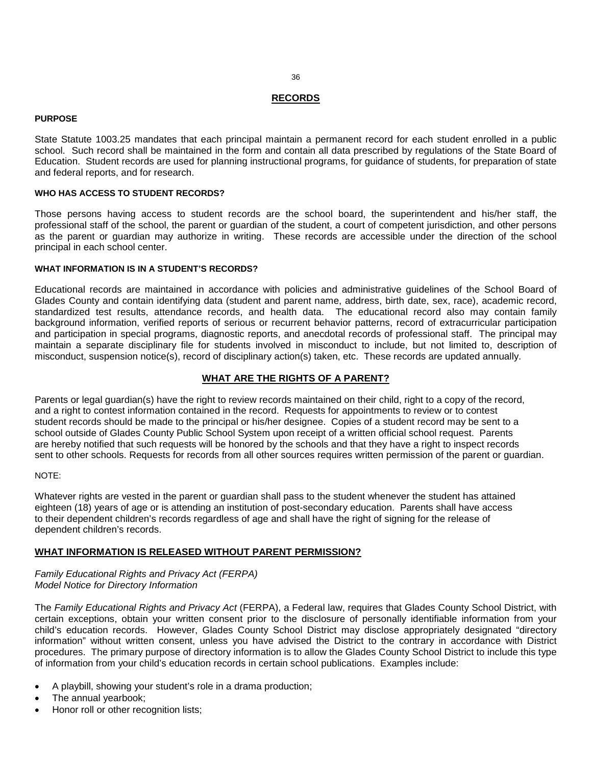# RECORDS

### PURPOSE

State Statute 1003.25 mandates that each principal maintain a permanent record for each student enrolled in a public school. Such record shall be maintained in the form and contain all data prescribed by regulations of the State Board of Education. Student records are used for planning instructional programs, for guidance of students, for preparation of state and federal reports, and for research.

### WHO HAS ACCESS TO STUDENT RECORDS?

Those persons having access to student records are the school board, the superintendent and his/her staff, the professional staff of the school, the parent or guardian of the student, a court of competent jurisdiction, and other persons as the parent or guardian may authorize in writing. These records are accessible under the direction of the school principal in each school center.

### WHAT INFORMATION IS IN A STUDENT'S RECORDS?

Educational records are maintained in accordance with policies and administrative guidelines of the School Board of Glades County and contain identifying data (student and parent name, address, birth date, sex, race), academic record, standardized test results, attendance records, and health data. The educational record also may contain family background information, verified reports of serious or recurrent behavior patterns, record of extracurricular participation and participation in special programs, diagnostic reports, and anecdotal records of professional staff. The principal may maintain a separate disciplinary file for students involved in misconduct to include, but not limited to, description of misconduct, suspension notice(s), record of disciplinary action(s) taken, etc. These records are updated annually.

## WHAT ARE THE RIGHTS OF A PARENT?

Parents or legal guardian(s) have the right to review records maintained on their child, right to a copy of the record, and a right to contest information contained in the record. Requests for appointments to review or to contest student records should be made to the principal or his/her designee. Copies of a student record may be sent to a school outside of Glades County Public School System upon receipt of a written official school request. Parents are hereby notified that such requests will be honored by the schools and that they have a right to inspect records sent to other schools. Requests for records from all other sources requires written permission of the parent or guardian.

NOTE:

Whatever rights are vested in the parent or guardian shall pass to the student whenever the student has attained eighteen (18) years of age or is attending an institution of post-secondary education. Parents shall have access to their dependent children's records regardless of age and shall have the right of signing for the release of dependent children's records.

## WHAT INFORMATION IS RELEASED WITHOUT PARENT PERMISSION?

*Family Educational Rights and Privacy Act (FERPA)*
*Model Notice for Directory Information*

The *Family Educational Rights and Privacy Act* (FERPA), a Federal law, requires that Glades County School District, with certain exceptions, obtain your written consent prior to the disclosure of personally identifiable information from your child's education records. However, Glades County School District may disclose appropriately designated "directory information" without written consent, unless you have advised the District to the contrary in accordance with District procedures. The primary purpose of directory information is to allow the Glades County School District to include this type of information from your child's education records in certain school publications. Examples include:

- A playbill, showing your student's role in a drama production;
- The annual yearbook;
- Honor roll or other recognition lists;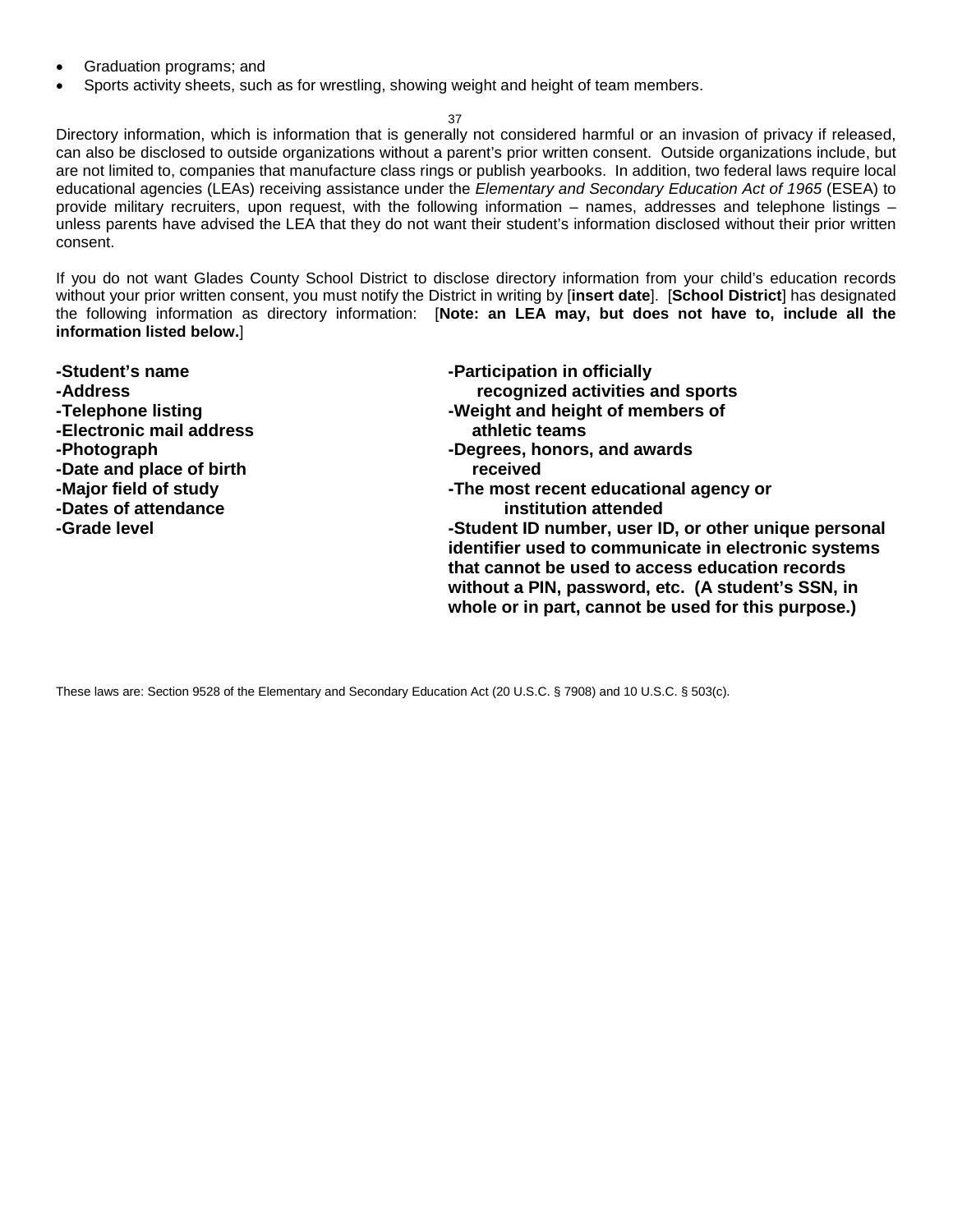- Graduation programs; and
- Sports activity sheets, such as for wrestling, showing weight and height of team members.

Directory information, which is information that is generally not considered harmful or an invasion of privacy if released, can also be disclosed to outside organizations without a parent's prior written consent. Outside organizations include, but are not limited to, companies that manufacture class rings or publish yearbooks. In addition, two federal laws require local educational agencies (LEAs) receiving assistance under the *Elementary and Secondary Education Act of 1965* (ESEA) to provide military recruiters, upon request, with the following information – names, addresses and telephone listings – unless parents have advised the LEA that they do not want their student's information disclosed without their prior written consent.

If you do not want Glades County School District to disclose directory information from your child's education records without your prior written consent, you must notify the District in writing by [**insert date**]. [**School District**] has designated the following information as directory information: [**Note: an LEA may, but does not have to, include all the information listed below.**]

**-Student's name**
**-Address**
**-Telephone listing**
**-Electronic mail address**
**-Photograph**
**-Date and place of birth**
**-Major field of study**
**-Dates of attendance**
**-Grade level**
**-Participation in officially recognized activities and sports**
**-Weight and height of members of athletic teams**
**-Degrees, honors, and awards received**
**-The most recent educational agency or institution attended**
**-Student ID number, user ID, or other unique personal identifier used to communicate in electronic systems that cannot be used to access education records without a PIN, password, etc. (A student's SSN, in whole or in part, cannot be used for this purpose.)**

These laws are: Section 9528 of the Elementary and Secondary Education Act (20 U.S.C. § 7908) and 10 U.S.C. § 503(c).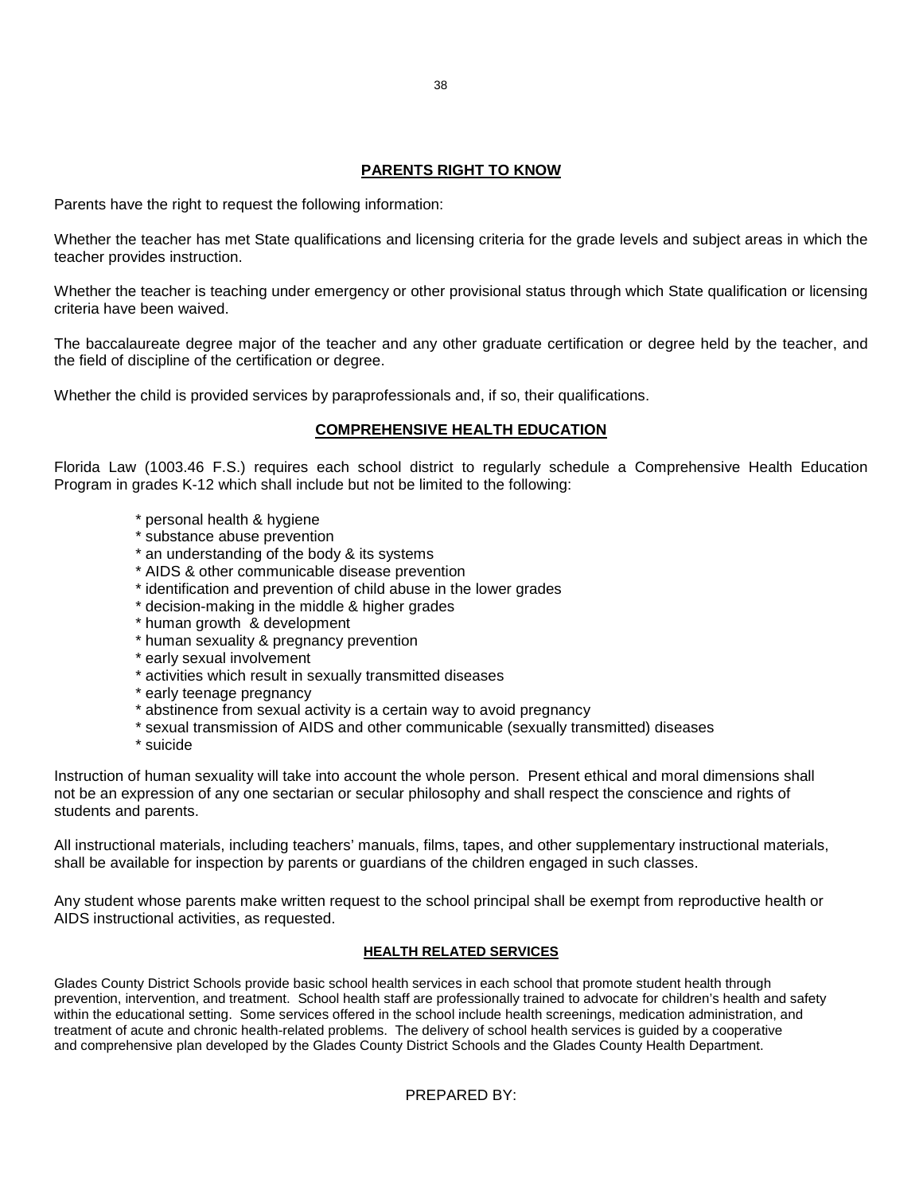## PARENTS RIGHT TO KNOW

Parents have the right to request the following information:

Whether the teacher has met State qualifications and licensing criteria for the grade levels and subject areas in which the teacher provides instruction.

Whether the teacher is teaching under emergency or other provisional status through which State qualification or licensing criteria have been waived.

The baccalaureate degree major of the teacher and any other graduate certification or degree held by the teacher, and the field of discipline of the certification or degree.

Whether the child is provided services by paraprofessionals and, if so, their qualifications.

## COMPREHENSIVE HEALTH EDUCATION

Florida Law (1003.46 F.S.) requires each school district to regularly schedule a Comprehensive Health Education Program in grades K-12 which shall include but not be limited to the following:

* personal health & hygiene
* substance abuse prevention
* an understanding of the body & its systems
* AIDS & other communicable disease prevention
* identification and prevention of child abuse in the lower grades
* decision-making in the middle & higher grades
* human growth & development
* human sexuality & pregnancy prevention
* early sexual involvement
* activities which result in sexually transmitted diseases
* early teenage pregnancy
* abstinence from sexual activity is a certain way to avoid pregnancy
* sexual transmission of AIDS and other communicable (sexually transmitted) diseases
* suicide

Instruction of human sexuality will take into account the whole person. Present ethical and moral dimensions shall not be an expression of any one sectarian or secular philosophy and shall respect the conscience and rights of students and parents.

All instructional materials, including teachers' manuals, films, tapes, and other supplementary instructional materials, shall be available for inspection by parents or guardians of the children engaged in such classes.

Any student whose parents make written request to the school principal shall be exempt from reproductive health or AIDS instructional activities, as requested.

## HEALTH RELATED SERVICES

Glades County District Schools provide basic school health services in each school that promote student health through prevention, intervention, and treatment. School health staff are professionally trained to advocate for children's health and safety within the educational setting. Some services offered in the school include health screenings, medication administration, and treatment of acute and chronic health-related problems. The delivery of school health services is guided by a cooperative and comprehensive plan developed by the Glades County District Schools and the Glades County Health Department.

PREPARED BY: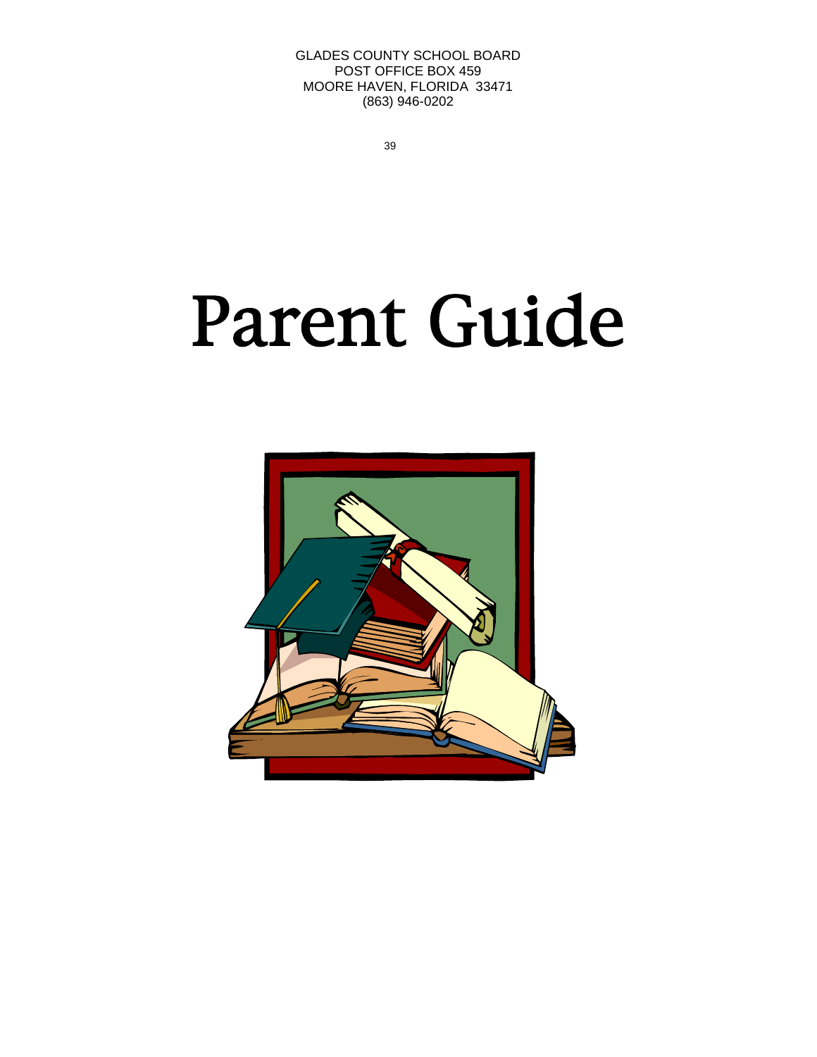GLADES COUNTY SCHOOL BOARD
POST OFFICE BOX 459
MOORE HAVEN, FLORIDA 33471
(863) 946-0202

# Parent Guide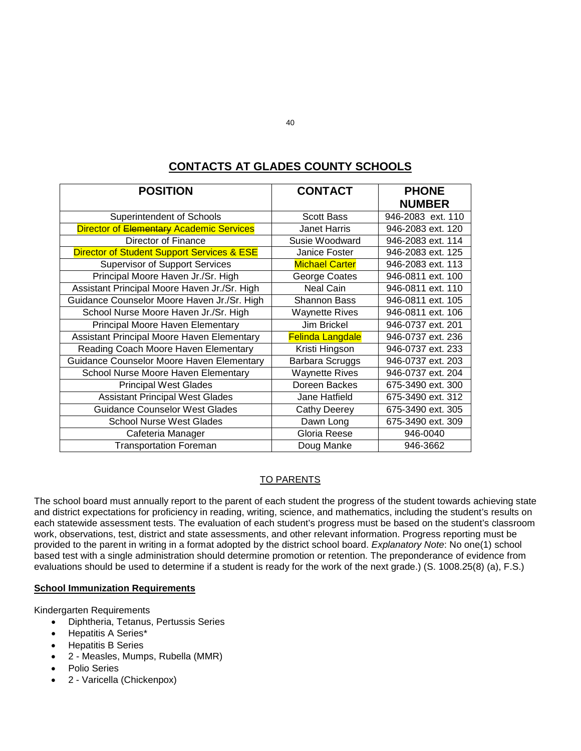## CONTACTS AT GLADES COUNTY SCHOOLS

| POSITION | CONTACT | PHONE NUMBER |
|---|---|---|
| Superintendent of Schools | Scott Bass | 946-2083 ext. 110 |
| Director of ~~Elementary~~ Academic Services | Janet Harris | 946-2083 ext. 120 |
| Director of Finance | Susie Woodward | 946-2083 ext. 114 |
| Director of Student Support Services & ESE | Janice Foster | 946-2083 ext. 125 |
| Supervisor of Support Services | Michael Carter | 946-2083 ext. 113 |
| Principal Moore Haven Jr./Sr. High | George Coates | 946-0811 ext. 100 |
| Assistant Principal Moore Haven Jr./Sr. High | Neal Cain | 946-0811 ext. 110 |
| Guidance Counselor Moore Haven Jr./Sr. High | Shannon Bass | 946-0811 ext. 105 |
| School Nurse Moore Haven Jr./Sr. High | Waynette Rives | 946-0811 ext. 106 |
| Principal Moore Haven Elementary | Jim Brickel | 946-0737 ext. 201 |
| Assistant Principal Moore Haven Elementary | Felinda Langdale | 946-0737 ext. 236 |
| Reading Coach Moore Haven Elementary | Kristi Hingson | 946-0737 ext. 233 |
| Guidance Counselor Moore Haven Elementary | Barbara Scruggs | 946-0737 ext. 203 |
| School Nurse Moore Haven Elementary | Waynette Rives | 946-0737 ext. 204 |
| Principal West Glades | Doreen Backes | 675-3490 ext. 300 |
| Assistant Principal West Glades | Jane Hatfield | 675-3490 ext. 312 |
| Guidance Counselor West Glades | Cathy Deerey | 675-3490 ext. 305 |
| School Nurse West Glades | Dawn Long | 675-3490 ext. 309 |
| Cafeteria Manager | Gloria Reese | 946-0040 |
| Transportation Foreman | Doug Manke | 946-3662 |

TO PARENTS

The school board must annually report to the parent of each student the progress of the student towards achieving state and district expectations for proficiency in reading, writing, science, and mathematics, including the student's results on each statewide assessment tests. The evaluation of each student's progress must be based on the student's classroom work, observations, test, district and state assessments, and other relevant information. Progress reporting must be provided to the parent in writing in a format adopted by the district school board. *Explanatory Note*: No one(1) school based test with a single administration should determine promotion or retention. The preponderance of evidence from evaluations should be used to determine if a student is ready for the work of the next grade.) (S. 1008.25(8) (a), F.S.)

**School Immunization Requirements**

Kindergarten Requirements

- Diphtheria, Tetanus, Pertussis Series
- Hepatitis A Series*
- Hepatitis B Series
- 2 - Measles, Mumps, Rubella (MMR)
- Polio Series
- 2 - Varicella (Chickenpox)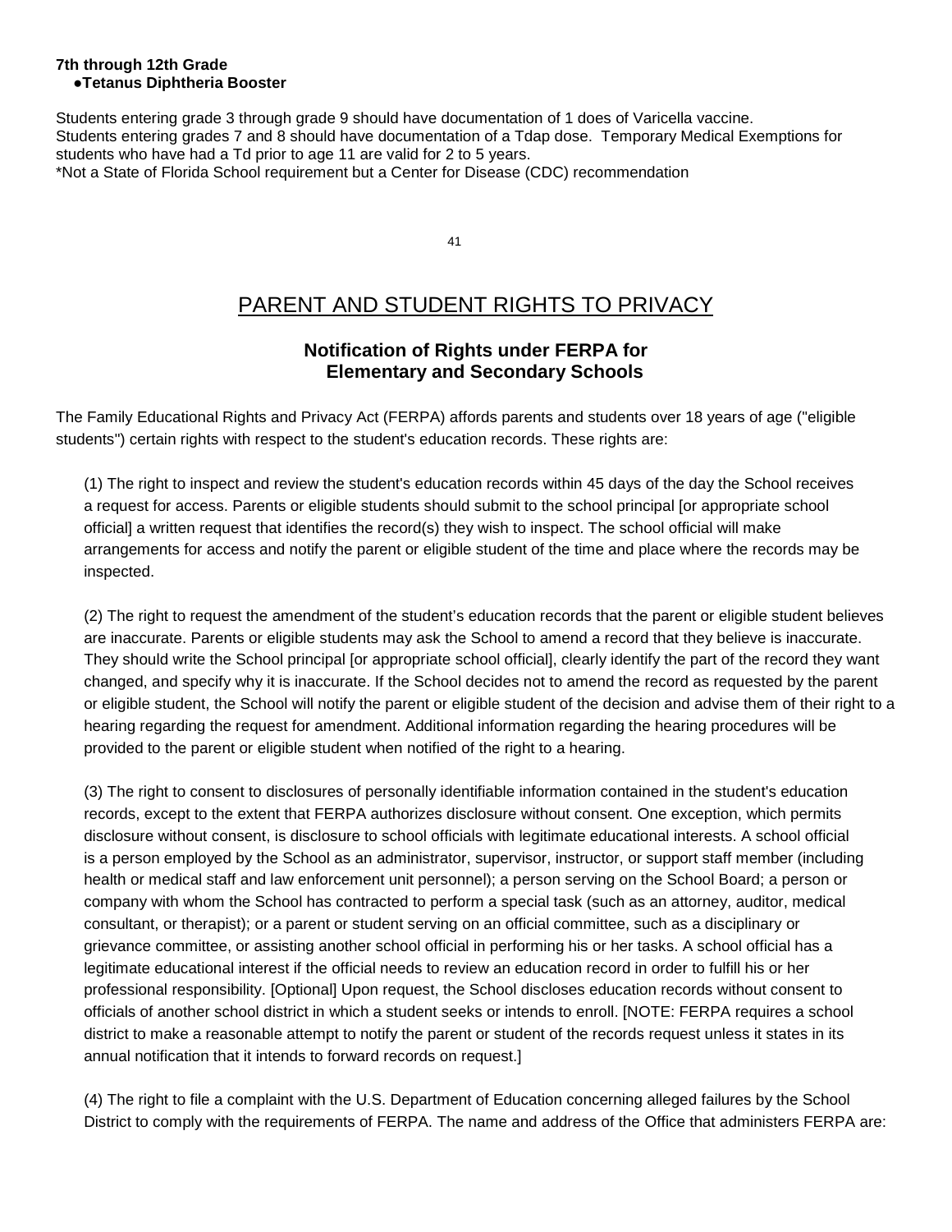**7th through 12th Grade**

- **Tetanus Diphtheria Booster**

Students entering grade 3 through grade 9 should have documentation of 1 does of Varicella vaccine.
Students entering grades 7 and 8 should have documentation of a Tdap dose. Temporary Medical Exemptions for students who have had a Td prior to age 11 are valid for 2 to 5 years.
*Not a State of Florida School requirement but a Center for Disease (CDC) recommendation

# PARENT AND STUDENT RIGHTS TO PRIVACY

## Notification of Rights under FERPA for Elementary and Secondary Schools

The Family Educational Rights and Privacy Act (FERPA) affords parents and students over 18 years of age ("eligible students") certain rights with respect to the student's education records. These rights are:

(1) The right to inspect and review the student's education records within 45 days of the day the School receives a request for access. Parents or eligible students should submit to the school principal [or appropriate school official] a written request that identifies the record(s) they wish to inspect. The school official will make arrangements for access and notify the parent or eligible student of the time and place where the records may be inspected.

(2) The right to request the amendment of the student's education records that the parent or eligible student believes are inaccurate. Parents or eligible students may ask the School to amend a record that they believe is inaccurate. They should write the School principal [or appropriate school official], clearly identify the part of the record they want changed, and specify why it is inaccurate. If the School decides not to amend the record as requested by the parent or eligible student, the School will notify the parent or eligible student of the decision and advise them of their right to a hearing regarding the request for amendment. Additional information regarding the hearing procedures will be provided to the parent or eligible student when notified of the right to a hearing.

(3) The right to consent to disclosures of personally identifiable information contained in the student's education records, except to the extent that FERPA authorizes disclosure without consent. One exception, which permits disclosure without consent, is disclosure to school officials with legitimate educational interests. A school official is a person employed by the School as an administrator, supervisor, instructor, or support staff member (including health or medical staff and law enforcement unit personnel); a person serving on the School Board; a person or company with whom the School has contracted to perform a special task (such as an attorney, auditor, medical consultant, or therapist); or a parent or student serving on an official committee, such as a disciplinary or grievance committee, or assisting another school official in performing his or her tasks. A school official has a legitimate educational interest if the official needs to review an education record in order to fulfill his or her professional responsibility. [Optional] Upon request, the School discloses education records without consent to officials of another school district in which a student seeks or intends to enroll. [NOTE: FERPA requires a school district to make a reasonable attempt to notify the parent or student of the records request unless it states in its annual notification that it intends to forward records on request.]

(4) The right to file a complaint with the U.S. Department of Education concerning alleged failures by the School District to comply with the requirements of FERPA. The name and address of the Office that administers FERPA are: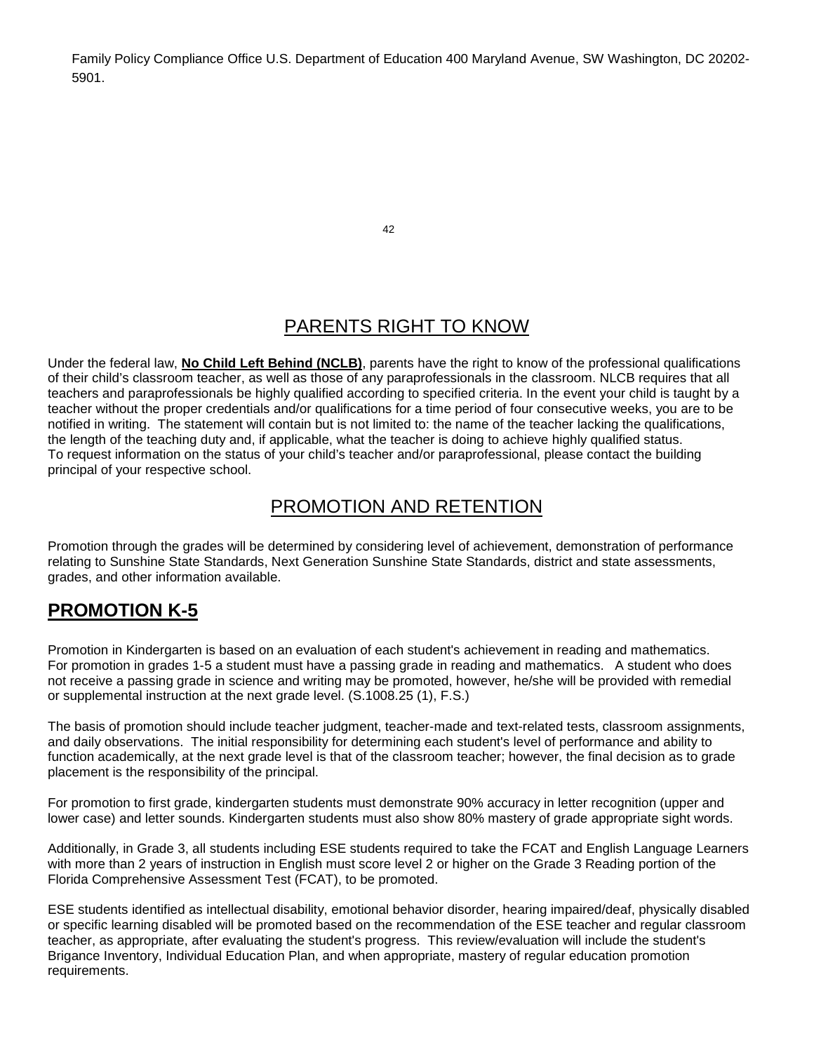Family Policy Compliance Office U.S. Department of Education 400 Maryland Avenue, SW Washington, DC 20202-5901.

## PARENTS RIGHT TO KNOW

Under the federal law, **No Child Left Behind (NCLB)**, parents have the right to know of the professional qualifications of their child's classroom teacher, as well as those of any paraprofessionals in the classroom. NLCB requires that all teachers and paraprofessionals be highly qualified according to specified criteria. In the event your child is taught by a teacher without the proper credentials and/or qualifications for a time period of four consecutive weeks, you are to be notified in writing. The statement will contain but is not limited to: the name of the teacher lacking the qualifications, the length of the teaching duty and, if applicable, what the teacher is doing to achieve highly qualified status. To request information on the status of your child's teacher and/or paraprofessional, please contact the building principal of your respective school.

## PROMOTION AND RETENTION

Promotion through the grades will be determined by considering level of achievement, demonstration of performance relating to Sunshine State Standards, Next Generation Sunshine State Standards, district and state assessments, grades, and other information available.

## PROMOTION K-5

Promotion in Kindergarten is based on an evaluation of each student's achievement in reading and mathematics. For promotion in grades 1-5 a student must have a passing grade in reading and mathematics. A student who does not receive a passing grade in science and writing may be promoted, however, he/she will be provided with remedial or supplemental instruction at the next grade level. (S.1008.25 (1), F.S.)

The basis of promotion should include teacher judgment, teacher-made and text-related tests, classroom assignments, and daily observations. The initial responsibility for determining each student's level of performance and ability to function academically, at the next grade level is that of the classroom teacher; however, the final decision as to grade placement is the responsibility of the principal.

For promotion to first grade, kindergarten students must demonstrate 90% accuracy in letter recognition (upper and lower case) and letter sounds. Kindergarten students must also show 80% mastery of grade appropriate sight words.

Additionally, in Grade 3, all students including ESE students required to take the FCAT and English Language Learners with more than 2 years of instruction in English must score level 2 or higher on the Grade 3 Reading portion of the Florida Comprehensive Assessment Test (FCAT), to be promoted.

ESE students identified as intellectual disability, emotional behavior disorder, hearing impaired/deaf, physically disabled or specific learning disabled will be promoted based on the recommendation of the ESE teacher and regular classroom teacher, as appropriate, after evaluating the student's progress. This review/evaluation will include the student's Brigance Inventory, Individual Education Plan, and when appropriate, mastery of regular education promotion requirements.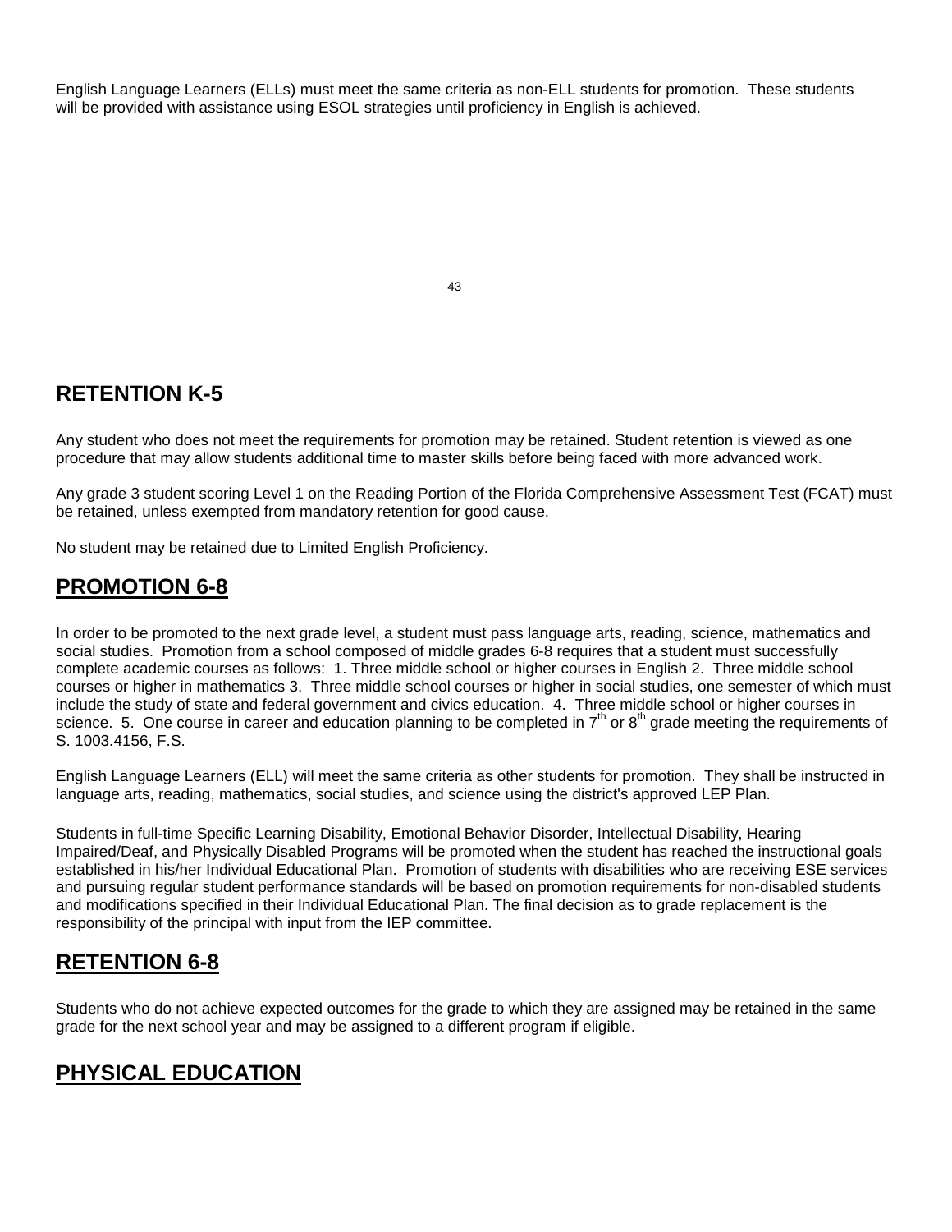English Language Learners (ELLs) must meet the same criteria as non-ELL students for promotion. These students will be provided with assistance using ESOL strategies until proficiency in English is achieved.

## RETENTION K-5

Any student who does not meet the requirements for promotion may be retained. Student retention is viewed as one procedure that may allow students additional time to master skills before being faced with more advanced work.

Any grade 3 student scoring Level 1 on the Reading Portion of the Florida Comprehensive Assessment Test (FCAT) must be retained, unless exempted from mandatory retention for good cause.

No student may be retained due to Limited English Proficiency.

## PROMOTION 6-8

In order to be promoted to the next grade level, a student must pass language arts, reading, science, mathematics and social studies. Promotion from a school composed of middle grades 6-8 requires that a student must successfully complete academic courses as follows: 1. Three middle school or higher courses in English 2. Three middle school courses or higher in mathematics 3. Three middle school courses or higher in social studies, one semester of which must include the study of state and federal government and civics education. 4. Three middle school or higher courses in science. 5. One course in career and education planning to be completed in 7th or 8th grade meeting the requirements of S. 1003.4156, F.S.

English Language Learners (ELL) will meet the same criteria as other students for promotion. They shall be instructed in language arts, reading, mathematics, social studies, and science using the district's approved LEP Plan.

Students in full-time Specific Learning Disability, Emotional Behavior Disorder, Intellectual Disability, Hearing Impaired/Deaf, and Physically Disabled Programs will be promoted when the student has reached the instructional goals established in his/her Individual Educational Plan. Promotion of students with disabilities who are receiving ESE services and pursuing regular student performance standards will be based on promotion requirements for non-disabled students and modifications specified in their Individual Educational Plan. The final decision as to grade replacement is the responsibility of the principal with input from the IEP committee.

## RETENTION 6-8

Students who do not achieve expected outcomes for the grade to which they are assigned may be retained in the same grade for the next school year and may be assigned to a different program if eligible.

## PHYSICAL EDUCATION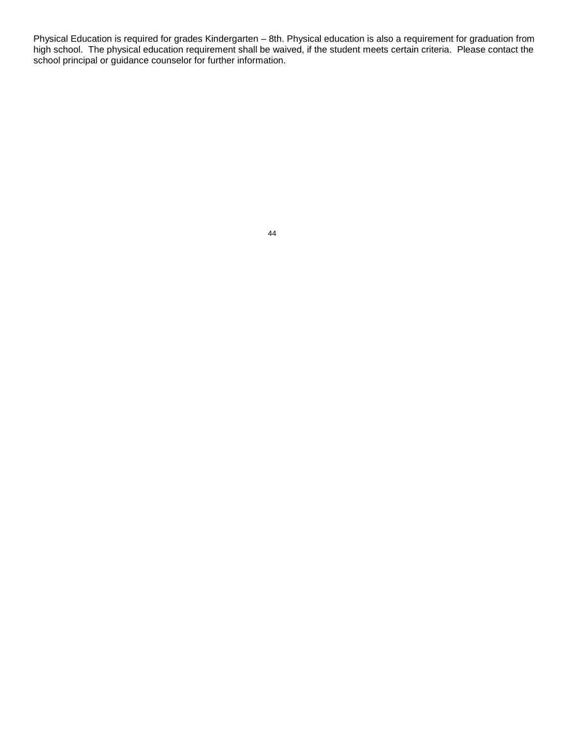Physical Education is required for grades Kindergarten – 8th. Physical education is also a requirement for graduation from high school. The physical education requirement shall be waived, if the student meets certain criteria. Please contact the school principal or guidance counselor for further information.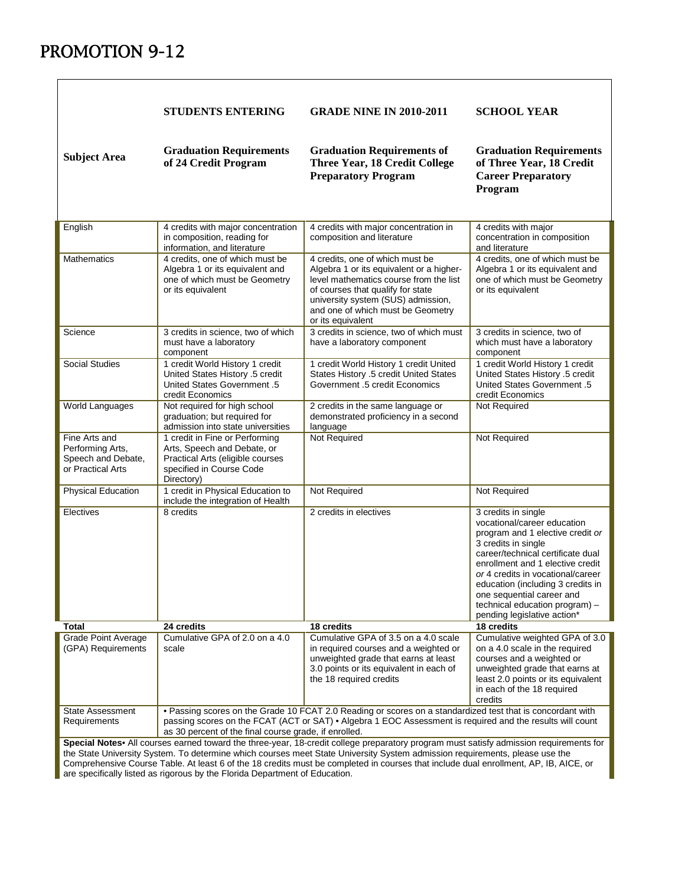# PROMOTION 9-12

| | STUDENTS ENTERING | GRADE NINE IN 2010-2011 | SCHOOL YEAR |
|---|---|---|---|
| **Subject Area** | **Graduation Requirements of 24 Credit Program** | **Graduation Requirements of Three Year, 18 Credit College Preparatory Program** | **Graduation Requirements of Three Year, 18 Credit Career Preparatory Program** |
| English | 4 credits with major concentration in composition, reading for information, and literature | 4 credits with major concentration in composition and literature | 4 credits with major concentration in composition and literature |
| Mathematics | 4 credits, one of which must be Algebra 1 or its equivalent and one of which must be Geometry or its equivalent | 4 credits, one of which must be Algebra 1 or its equivalent or a higher-level mathematics course from the list of courses that qualify for state university system (SUS) admission, and one of which must be Geometry or its equivalent | 4 credits, one of which must be Algebra 1 or its equivalent and one of which must be Geometry or its equivalent |
| Science | 3 credits in science, two of which must have a laboratory component | 3 credits in science, two of which must have a laboratory component | 3 credits in science, two of which must have a laboratory component |
| Social Studies | 1 credit World History 1 credit United States History .5 credit United States Government .5 credit Economics | 1 credit World History 1 credit United States History .5 credit United States Government .5 credit Economics | 1 credit World History 1 credit United States History .5 credit United States Government .5 credit Economics |
| World Languages | Not required for high school graduation; but required for admission into state universities | 2 credits in the same language or demonstrated proficiency in a second language | Not Required |
| Fine Arts and Performing Arts, Speech and Debate, or Practical Arts | 1 credit in Fine or Performing Arts, Speech and Debate, or Practical Arts (eligible courses specified in Course Code Directory) | Not Required | Not Required |
| Physical Education | 1 credit in Physical Education to include the integration of Health | Not Required | Not Required |
| Electives | 8 credits | 2 credits in electives | 3 credits in single vocational/career education program and 1 elective credit *or* 3 credits in single career/technical certificate dual enrollment and 1 elective credit *or* 4 credits in vocational/career education (including 3 credits in one sequential career and technical education program) – pending legislative action* |
| **Total** | **24 credits** | **18 credits** | **18 credits** |
| Grade Point Average (GPA) Requirements | Cumulative GPA of 2.0 on a 4.0 scale | Cumulative GPA of 3.5 on a 4.0 scale in required courses and a weighted or unweighted grade that earns at least 3.0 points or its equivalent in each of the 18 required credits | Cumulative weighted GPA of 3.0 on a 4.0 scale in the required courses and a weighted or unweighted grade that earns at least 2.0 points or its equivalent in each of the 18 required credits |
| State Assessment Requirements | • Passing scores on the Grade 10 FCAT 2.0 Reading or scores on a standardized test that is concordant with passing scores on the FCAT (ACT or SAT) • Algebra 1 EOC Assessment is required and the results will count as 30 percent of the final course grade, if enrolled. | | |

**Special Notes•** All courses earned toward the three-year, 18-credit college preparatory program must satisfy admission requirements for the State University System. To determine which courses meet State University System admission requirements, please use the Comprehensive Course Table. At least 6 of the 18 credits must be completed in courses that include dual enrollment, AP, IB, AICE, or are specifically listed as rigorous by the Florida Department of Education.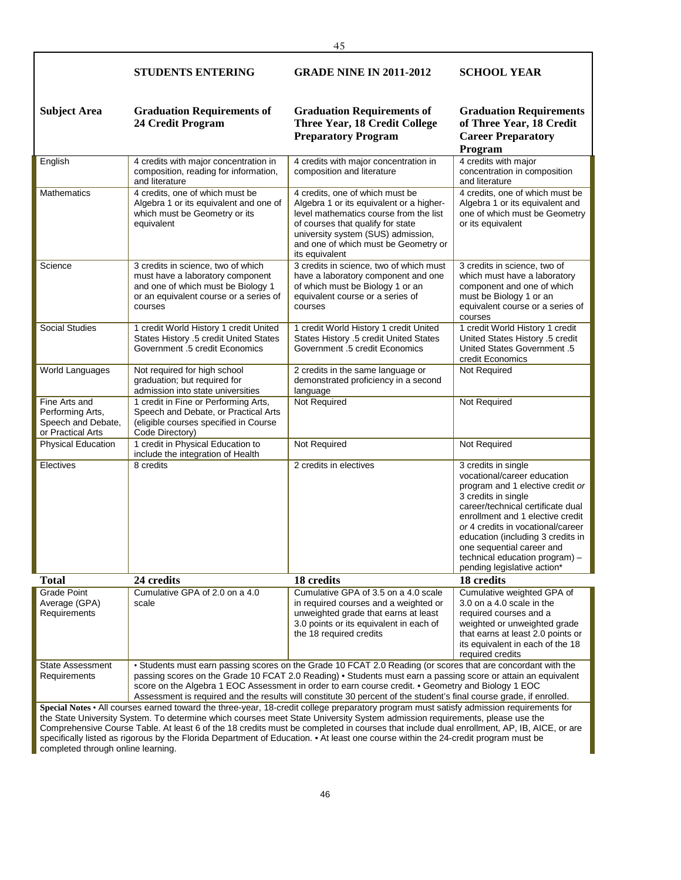## STUDENTS ENTERING GRADE NINE IN 2011-2012 SCHOOL YEAR

| Subject Area | Graduation Requirements of 24 Credit Program | Graduation Requirements of Three Year, 18 Credit College Preparatory Program | Graduation Requirements of Three Year, 18 Credit Career Preparatory Program |
|---|---|---|---|
| English | 4 credits with major concentration in composition, reading for information, and literature | 4 credits with major concentration in composition and literature | 4 credits with major concentration in composition and literature |
| Mathematics | 4 credits, one of which must be Algebra 1 or its equivalent and one of which must be Geometry or its equivalent | 4 credits, one of which must be Algebra 1 or its equivalent or a higher-level mathematics course from the list of courses that qualify for state university system (SUS) admission, and one of which must be Geometry or its equivalent | 4 credits, one of which must be Algebra 1 or its equivalent and one of which must be Geometry or its equivalent |
| Science | 3 credits in science, two of which must have a laboratory component and one of which must be Biology 1 or an equivalent course or a series of courses | 3 credits in science, two of which must have a laboratory component and one of which must be Biology 1 or an equivalent course or a series of courses | 3 credits in science, two of which must have a laboratory component and one of which must be Biology 1 or an equivalent course or a series of courses |
| Social Studies | 1 credit World History 1 credit United States History .5 credit United States Government .5 credit Economics | 1 credit World History 1 credit United States History .5 credit United States Government .5 credit Economics | 1 credit World History 1 credit United States History .5 credit United States Government .5 credit Economics |
| World Languages | Not required for high school graduation; but required for admission into state universities | 2 credits in the same language or demonstrated proficiency in a second language | Not Required |
| Fine Arts and Performing Arts, Speech and Debate, or Practical Arts | 1 credit in Fine or Performing Arts, Speech and Debate, or Practical Arts (eligible courses specified in Course Code Directory) | Not Required | Not Required |
| Physical Education | 1 credit in Physical Education to include the integration of Health | Not Required | Not Required |
| Electives | 8 credits | 2 credits in electives | 3 credits in single vocational/career education program and 1 elective credit *or* 3 credits in single career/technical certificate dual enrollment and 1 elective credit *or* 4 credits in vocational/career education (including 3 credits in one sequential career and technical education program) – pending legislative action* |
| **Total** | **24 credits** | **18 credits** | **18 credits** |
| Grade Point Average (GPA) Requirements | Cumulative GPA of 2.0 on a 4.0 scale | Cumulative GPA of 3.5 on a 4.0 scale in required courses and a weighted or unweighted grade that earns at least 3.0 points or its equivalent in each of the 18 required credits | Cumulative weighted GPA of 3.0 on a 4.0 scale in the required courses and a weighted or unweighted grade that earns at least 2.0 points or its equivalent in each of the 18 required credits |
| State Assessment Requirements | • Students must earn passing scores on the Grade 10 FCAT 2.0 Reading (or scores that are concordant with the passing scores on the Grade 10 FCAT 2.0 Reading) • Students must earn a passing score or attain an equivalent score on the Algebra 1 EOC Assessment in order to earn course credit. • Geometry and Biology 1 EOC Assessment is required and the results will constitute 30 percent of the student's final course grade, if enrolled. | | |

**Special Notes** • All courses earned toward the three-year, 18-credit college preparatory program must satisfy admission requirements for the State University System. To determine which courses meet State University System admission requirements, please use the Comprehensive Course Table. At least 6 of the 18 credits must be completed in courses that include dual enrollment, AP, IB, AICE, or are specifically listed as rigorous by the Florida Department of Education. • At least one course within the 24-credit program must be completed through online learning.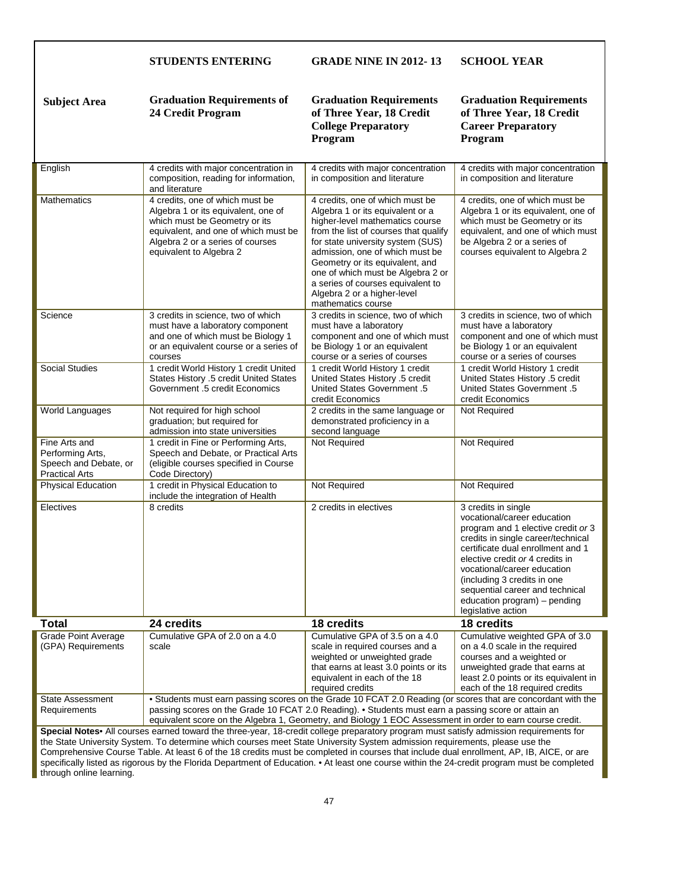| | STUDENTS ENTERING | GRADE NINE IN 2012-13 | SCHOOL YEAR |
|---|---|---|---|
| **Subject Area** | **Graduation Requirements of 24 Credit Program** | **Graduation Requirements of Three Year, 18 Credit College Preparatory Program** | **Graduation Requirements of Three Year, 18 Credit Career Preparatory Program** |
| English | 4 credits with major concentration in composition, reading for information, and literature | 4 credits with major concentration in composition and literature | 4 credits with major concentration in composition and literature |
| Mathematics | 4 credits, one of which must be Algebra 1 or its equivalent, one of which must be Geometry or its equivalent, and one of which must be Algebra 2 or a series of courses equivalent to Algebra 2 | 4 credits, one of which must be Algebra 1 or its equivalent or a higher-level mathematics course from the list of courses that qualify for state university system (SUS) admission, one of which must be Geometry or its equivalent, and one of which must be Algebra 2 or a series of courses equivalent to Algebra 2 or a higher-level mathematics course | 4 credits, one of which must be Algebra 1 or its equivalent, one of which must be Geometry or its equivalent, and one of which must be Algebra 2 or a series of courses equivalent to Algebra 2 |
| Science | 3 credits in science, two of which must have a laboratory component and one of which must be Biology 1 or an equivalent course or a series of courses | 3 credits in science, two of which must have a laboratory component and one of which must be Biology 1 or an equivalent course or a series of courses | 3 credits in science, two of which must have a laboratory component and one of which must be Biology 1 or an equivalent course or a series of courses |
| Social Studies | 1 credit World History 1 credit United States History .5 credit United States Government .5 credit Economics | 1 credit World History 1 credit United States History .5 credit United States Government .5 credit Economics | 1 credit World History 1 credit United States History .5 credit United States Government .5 credit Economics |
| World Languages | Not required for high school graduation; but required for admission into state universities | 2 credits in the same language or demonstrated proficiency in a second language | Not Required |
| Fine Arts and Performing Arts, Speech and Debate, or Practical Arts | 1 credit in Fine or Performing Arts, Speech and Debate, or Practical Arts (eligible courses specified in Course Code Directory) | Not Required | Not Required |
| Physical Education | 1 credit in Physical Education to include the integration of Health | Not Required | Not Required |
| Electives | 8 credits | 2 credits in electives | 3 credits in single vocational/career education program and 1 elective credit *or* 3 credits in single career/technical certificate dual enrollment and 1 elective credit *or* 4 credits in vocational/career education (including 3 credits in one sequential career and technical education program) – pending legislative action |
| **Total** | **24 credits** | **18 credits** | **18 credits** |
| Grade Point Average (GPA) Requirements | Cumulative GPA of 2.0 on a 4.0 scale | Cumulative GPA of 3.5 on a 4.0 scale in required courses and a weighted or unweighted grade that earns at least 3.0 points or its equivalent in each of the 18 required credits | Cumulative weighted GPA of 3.0 on a 4.0 scale in the required courses and a weighted or unweighted grade that earns at least 2.0 points or its equivalent in each of the 18 required credits |
| State Assessment Requirements | • Students must earn passing scores on the Grade 10 FCAT 2.0 Reading (or scores that are concordant with the passing scores on the Grade 10 FCAT 2.0 Reading). • Students must earn a passing score or attain an equivalent score on the Algebra 1, Geometry, and Biology 1 EOC Assessment in order to earn course credit. | | |

**Special Notes•** All courses earned toward the three-year, 18-credit college preparatory program must satisfy admission requirements for the State University System. To determine which courses meet State University System admission requirements, please use the Comprehensive Course Table. At least 6 of the 18 credits must be completed in courses that include dual enrollment, AP, IB, AICE, or are specifically listed as rigorous by the Florida Department of Education. • At least one course within the 24-credit program must be completed through online learning.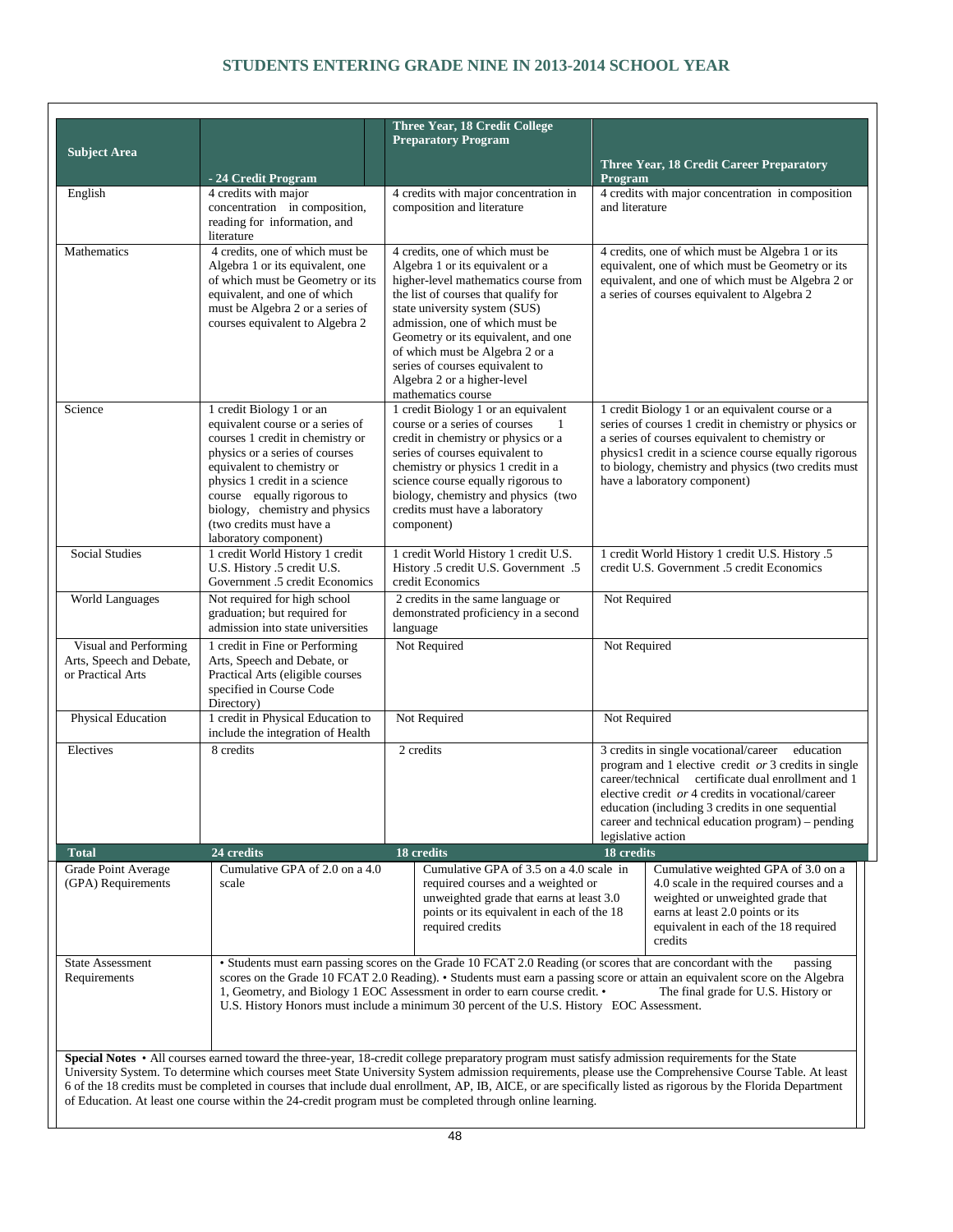## STUDENTS ENTERING GRADE NINE IN 2013-2014 SCHOOL YEAR

| Subject Area | - 24 Credit Program | Three Year, 18 Credit College Preparatory Program | Three Year, 18 Credit Career Preparatory Program |
|---|---|---|---|
| English | 4 credits with major concentration in composition, reading for information, and literature | 4 credits with major concentration in composition and literature | 4 credits with major concentration in composition and literature |
| Mathematics | 4 credits, one of which must be Algebra 1 or its equivalent, one of which must be Geometry or its equivalent, and one of which must be Algebra 2 or a series of courses equivalent to Algebra 2 | 4 credits, one of which must be Algebra 1 or its equivalent or a higher-level mathematics course from the list of courses that qualify for state university system (SUS) admission, one of which must be Geometry or its equivalent, and one of which must be Algebra 2 or a series of courses equivalent to Algebra 2 or a higher-level mathematics course | 4 credits, one of which must be Algebra 1 or its equivalent, one of which must be Geometry or its equivalent, and one of which must be Algebra 2 or a series of courses equivalent to Algebra 2 |
| Science | 1 credit Biology 1 or an equivalent course or a series of courses 1 credit in chemistry or physics or a series of courses equivalent to chemistry or physics 1 credit in a science course equally rigorous to biology, chemistry and physics (two credits must have a laboratory component) | 1 credit Biology 1 or an equivalent course or a series of courses 1 credit in chemistry or physics or a series of courses equivalent to chemistry or physics 1 credit in a science course equally rigorous to biology, chemistry and physics (two credits must have a laboratory component) | 1 credit Biology 1 or an equivalent course or a series of courses 1 credit in chemistry or physics or a series of courses equivalent to chemistry or physics1 credit in a science course equally rigorous to biology, chemistry and physics (two credits must have a laboratory component) |
| Social Studies | 1 credit World History 1 credit U.S. History .5 credit U.S. Government .5 credit Economics | 1 credit World History 1 credit U.S. History .5 credit U.S. Government .5 credit Economics | 1 credit World History 1 credit U.S. History .5 credit U.S. Government .5 credit Economics |
| World Languages | Not required for high school graduation; but required for admission into state universities | 2 credits in the same language or demonstrated proficiency in a second language | Not Required |
| Visual and Performing Arts, Speech and Debate, or Practical Arts | 1 credit in Fine or Performing Arts, Speech and Debate, or Practical Arts (eligible courses specified in Course Code Directory) | Not Required | Not Required |
| Physical Education | 1 credit in Physical Education to include the integration of Health | Not Required | Not Required |
| Electives | 8 credits | 2 credits | 3 credits in single vocational/career education program and 1 elective credit *or* 3 credits in single career/technical certificate dual enrollment and 1 elective credit *or* 4 credits in vocational/career education (including 3 credits in one sequential career and technical education program) – pending legislative action |
| **Total** | **24 credits** | **18 credits** | **18 credits** |
| Grade Point Average (GPA) Requirements | Cumulative GPA of 2.0 on a 4.0 scale | Cumulative GPA of 3.5 on a 4.0 scale in required courses and a weighted or unweighted grade that earns at least 3.0 points or its equivalent in each of the 18 required credits | Cumulative weighted GPA of 3.0 on a 4.0 scale in the required courses and a weighted or unweighted grade that earns at least 2.0 points or its equivalent in each of the 18 required credits |
| State Assessment Requirements | • Students must earn passing scores on the Grade 10 FCAT 2.0 Reading (or scores that are concordant with the passing scores on the Grade 10 FCAT 2.0 Reading). • Students must earn a passing score or attain an equivalent score on the Algebra 1, Geometry, and Biology 1 EOC Assessment in order to earn course credit. • The final grade for U.S. History or U.S. History Honors must include a minimum 30 percent of the U.S. History EOC Assessment. | | |

**Special Notes** • All courses earned toward the three-year, 18-credit college preparatory program must satisfy admission requirements for the State University System. To determine which courses meet State University System admission requirements, please use the Comprehensive Course Table. At least 6 of the 18 credits must be completed in courses that include dual enrollment, AP, IB, AICE, or are specifically listed as rigorous by the Florida Department of Education. At least one course within the 24-credit program must be completed through online learning.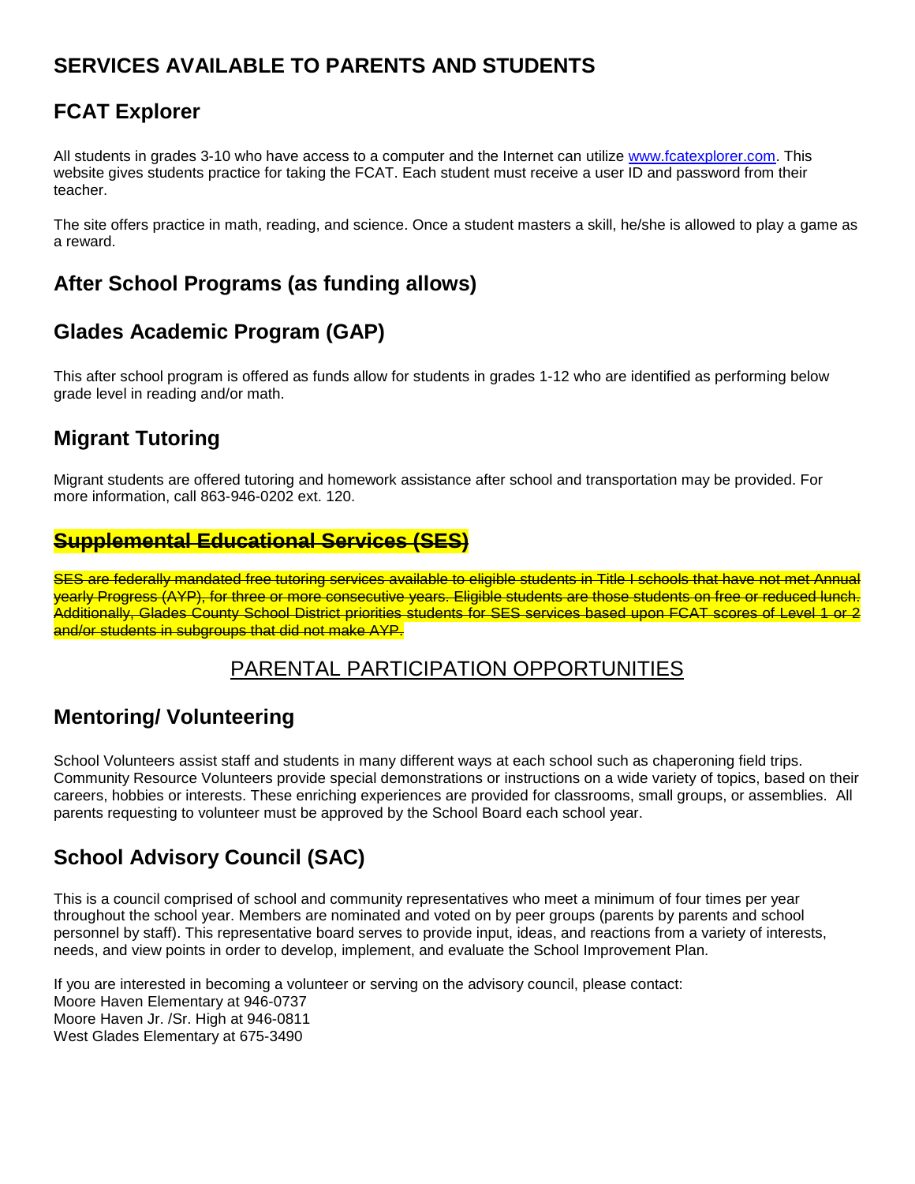# SERVICES AVAILABLE TO PARENTS AND STUDENTS

## FCAT Explorer

All students in grades 3-10 who have access to a computer and the Internet can utilize www.fcatexplorer.com. This website gives students practice for taking the FCAT. Each student must receive a user ID and password from their teacher.

The site offers practice in math, reading, and science. Once a student masters a skill, he/she is allowed to play a game as a reward.

## After School Programs (as funding allows)

## Glades Academic Program (GAP)

This after school program is offered as funds allow for students in grades 1-12 who are identified as performing below grade level in reading and/or math.

## Migrant Tutoring

Migrant students are offered tutoring and homework assistance after school and transportation may be provided. For more information, call 863-946-0202 ext. 120.

## ~~Supplemental Educational Services (SES)~~

~~SES are federally mandated free tutoring services available to eligible students in Title I schools that have not met Annual yearly Progress (AYP), for three or more consecutive years. Eligible students are those students on free or reduced lunch. Additionally, Glades County School District priorities students for SES services based upon FCAT scores of Level 1 or 2 and/or students in subgroups that did not make AYP.~~

## PARENTAL PARTICIPATION OPPORTUNITIES

## Mentoring/ Volunteering

School Volunteers assist staff and students in many different ways at each school such as chaperoning field trips. Community Resource Volunteers provide special demonstrations or instructions on a wide variety of topics, based on their careers, hobbies or interests. These enriching experiences are provided for classrooms, small groups, or assemblies. All parents requesting to volunteer must be approved by the School Board each school year.

## School Advisory Council (SAC)

This is a council comprised of school and community representatives who meet a minimum of four times per year throughout the school year. Members are nominated and voted on by peer groups (parents by parents and school personnel by staff). This representative board serves to provide input, ideas, and reactions from a variety of interests, needs, and view points in order to develop, implement, and evaluate the School Improvement Plan.

If you are interested in becoming a volunteer or serving on the advisory council, please contact:
Moore Haven Elementary at 946-0737
Moore Haven Jr. /Sr. High at 946-0811
West Glades Elementary at 675-3490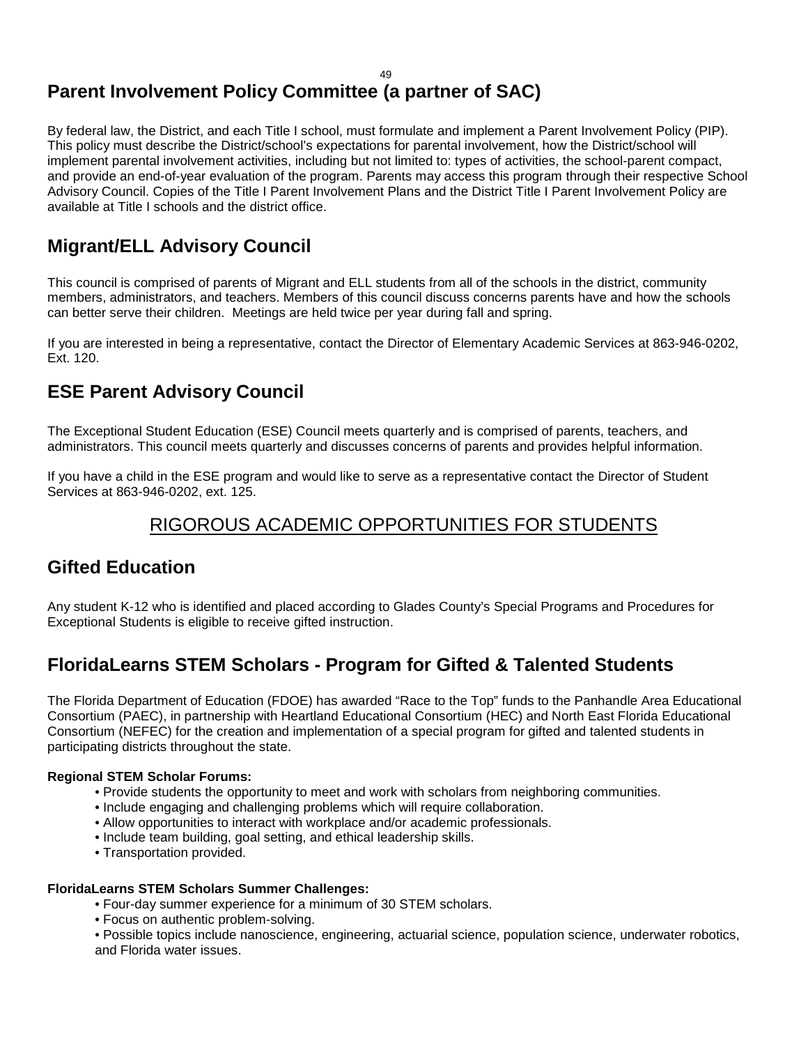## Parent Involvement Policy Committee (a partner of SAC)

By federal law, the District, and each Title I school, must formulate and implement a Parent Involvement Policy (PIP). This policy must describe the District/school's expectations for parental involvement, how the District/school will implement parental involvement activities, including but not limited to: types of activities, the school-parent compact, and provide an end-of-year evaluation of the program. Parents may access this program through their respective School Advisory Council. Copies of the Title I Parent Involvement Plans and the District Title I Parent Involvement Policy are available at Title I schools and the district office.

## Migrant/ELL Advisory Council

This council is comprised of parents of Migrant and ELL students from all of the schools in the district, community members, administrators, and teachers. Members of this council discuss concerns parents have and how the schools can better serve their children. Meetings are held twice per year during fall and spring.

If you are interested in being a representative, contact the Director of Elementary Academic Services at 863-946-0202, Ext. 120.

## ESE Parent Advisory Council

The Exceptional Student Education (ESE) Council meets quarterly and is comprised of parents, teachers, and administrators. This council meets quarterly and discusses concerns of parents and provides helpful information.

If you have a child in the ESE program and would like to serve as a representative contact the Director of Student Services at 863-946-0202, ext. 125.

# RIGOROUS ACADEMIC OPPORTUNITIES FOR STUDENTS

## Gifted Education

Any student K-12 who is identified and placed according to Glades County's Special Programs and Procedures for Exceptional Students is eligible to receive gifted instruction.

## FloridaLearns STEM Scholars - Program for Gifted & Talented Students

The Florida Department of Education (FDOE) has awarded "Race to the Top" funds to the Panhandle Area Educational Consortium (PAEC), in partnership with Heartland Educational Consortium (HEC) and North East Florida Educational Consortium (NEFEC) for the creation and implementation of a special program for gifted and talented students in participating districts throughout the state.

**Regional STEM Scholar Forums:**

- Provide students the opportunity to meet and work with scholars from neighboring communities.
- Include engaging and challenging problems which will require collaboration.
- Allow opportunities to interact with workplace and/or academic professionals.
- Include team building, goal setting, and ethical leadership skills.
- Transportation provided.

**FloridaLearns STEM Scholars Summer Challenges:**

- Four-day summer experience for a minimum of 30 STEM scholars.
- Focus on authentic problem-solving.
- Possible topics include nanoscience, engineering, actuarial science, population science, underwater robotics, and Florida water issues.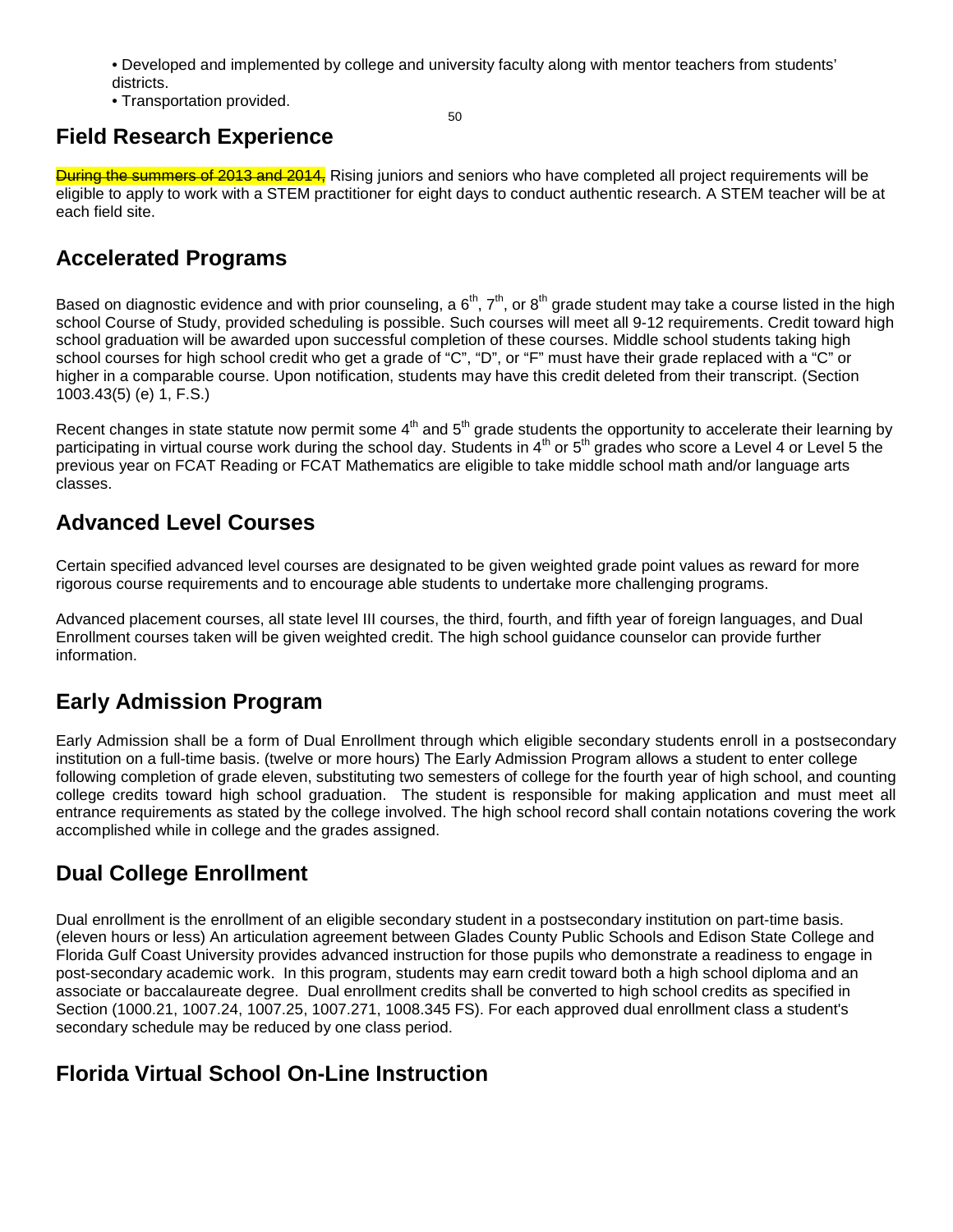• Developed and implemented by college and university faculty along with mentor teachers from students' districts.
• Transportation provided.

## Field Research Experience

~~During the summers of 2013 and 2014,~~ Rising juniors and seniors who have completed all project requirements will be eligible to apply to work with a STEM practitioner for eight days to conduct authentic research. A STEM teacher will be at each field site.

## Accelerated Programs

Based on diagnostic evidence and with prior counseling, a $6^{th}$, $7^{th}$, or $8^{th}$ grade student may take a course listed in the high school Course of Study, provided scheduling is possible. Such courses will meet all 9-12 requirements. Credit toward high school graduation will be awarded upon successful completion of these courses. Middle school students taking high school courses for high school credit who get a grade of "C", "D", or "F" must have their grade replaced with a "C" or higher in a comparable course. Upon notification, students may have this credit deleted from their transcript. (Section 1003.43(5) (e) 1, F.S.)

Recent changes in state statute now permit some $4^{th}$ and $5^{th}$ grade students the opportunity to accelerate their learning by participating in virtual course work during the school day. Students in $4^{th}$ or $5^{th}$ grades who score a Level 4 or Level 5 the previous year on FCAT Reading or FCAT Mathematics are eligible to take middle school math and/or language arts classes.

## Advanced Level Courses

Certain specified advanced level courses are designated to be given weighted grade point values as reward for more rigorous course requirements and to encourage able students to undertake more challenging programs.

Advanced placement courses, all state level III courses, the third, fourth, and fifth year of foreign languages, and Dual Enrollment courses taken will be given weighted credit. The high school guidance counselor can provide further information.

## Early Admission Program

Early Admission shall be a form of Dual Enrollment through which eligible secondary students enroll in a postsecondary institution on a full-time basis. (twelve or more hours) The Early Admission Program allows a student to enter college following completion of grade eleven, substituting two semesters of college for the fourth year of high school, and counting college credits toward high school graduation. The student is responsible for making application and must meet all entrance requirements as stated by the college involved. The high school record shall contain notations covering the work accomplished while in college and the grades assigned.

## Dual College Enrollment

Dual enrollment is the enrollment of an eligible secondary student in a postsecondary institution on part-time basis. (eleven hours or less) An articulation agreement between Glades County Public Schools and Edison State College and Florida Gulf Coast University provides advanced instruction for those pupils who demonstrate a readiness to engage in post-secondary academic work. In this program, students may earn credit toward both a high school diploma and an associate or baccalaureate degree. Dual enrollment credits shall be converted to high school credits as specified in Section (1000.21, 1007.24, 1007.25, 1007.271, 1008.345 FS). For each approved dual enrollment class a student's secondary schedule may be reduced by one class period.

## Florida Virtual School On-Line Instruction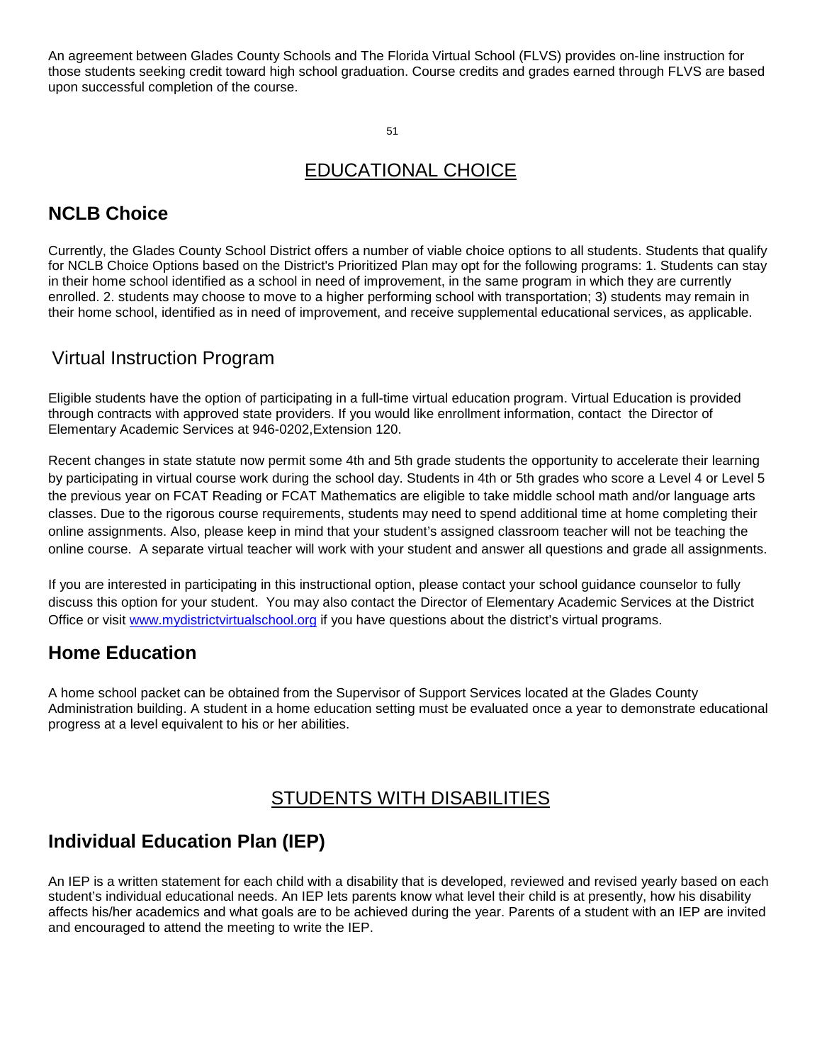An agreement between Glades County Schools and The Florida Virtual School (FLVS) provides on-line instruction for those students seeking credit toward high school graduation. Course credits and grades earned through FLVS are based upon successful completion of the course.

# EDUCATIONAL CHOICE

## NCLB Choice

Currently, the Glades County School District offers a number of viable choice options to all students. Students that qualify for NCLB Choice Options based on the District's Prioritized Plan may opt for the following programs: 1. Students can stay in their home school identified as a school in need of improvement, in the same program in which they are currently enrolled. 2. students may choose to move to a higher performing school with transportation; 3) students may remain in their home school, identified as in need of improvement, and receive supplemental educational services, as applicable.

## Virtual Instruction Program

Eligible students have the option of participating in a full-time virtual education program. Virtual Education is provided through contracts with approved state providers. If you would like enrollment information, contact the Director of Elementary Academic Services at 946-0202,Extension 120.

Recent changes in state statute now permit some 4th and 5th grade students the opportunity to accelerate their learning by participating in virtual course work during the school day. Students in 4th or 5th grades who score a Level 4 or Level 5 the previous year on FCAT Reading or FCAT Mathematics are eligible to take middle school math and/or language arts classes. Due to the rigorous course requirements, students may need to spend additional time at home completing their online assignments. Also, please keep in mind that your student's assigned classroom teacher will not be teaching the online course. A separate virtual teacher will work with your student and answer all questions and grade all assignments.

If you are interested in participating in this instructional option, please contact your school guidance counselor to fully discuss this option for your student. You may also contact the Director of Elementary Academic Services at the District Office or visit [www.mydistrictvirtualschool.org](http://www.mydistrictvirtualschool.org) if you have questions about the district's virtual programs.

## Home Education

A home school packet can be obtained from the Supervisor of Support Services located at the Glades County Administration building. A student in a home education setting must be evaluated once a year to demonstrate educational progress at a level equivalent to his or her abilities.

# STUDENTS WITH DISABILITIES

## Individual Education Plan (IEP)

An IEP is a written statement for each child with a disability that is developed, reviewed and revised yearly based on each student's individual educational needs. An IEP lets parents know what level their child is at presently, how his disability affects his/her academics and what goals are to be achieved during the year. Parents of a student with an IEP are invited and encouraged to attend the meeting to write the IEP.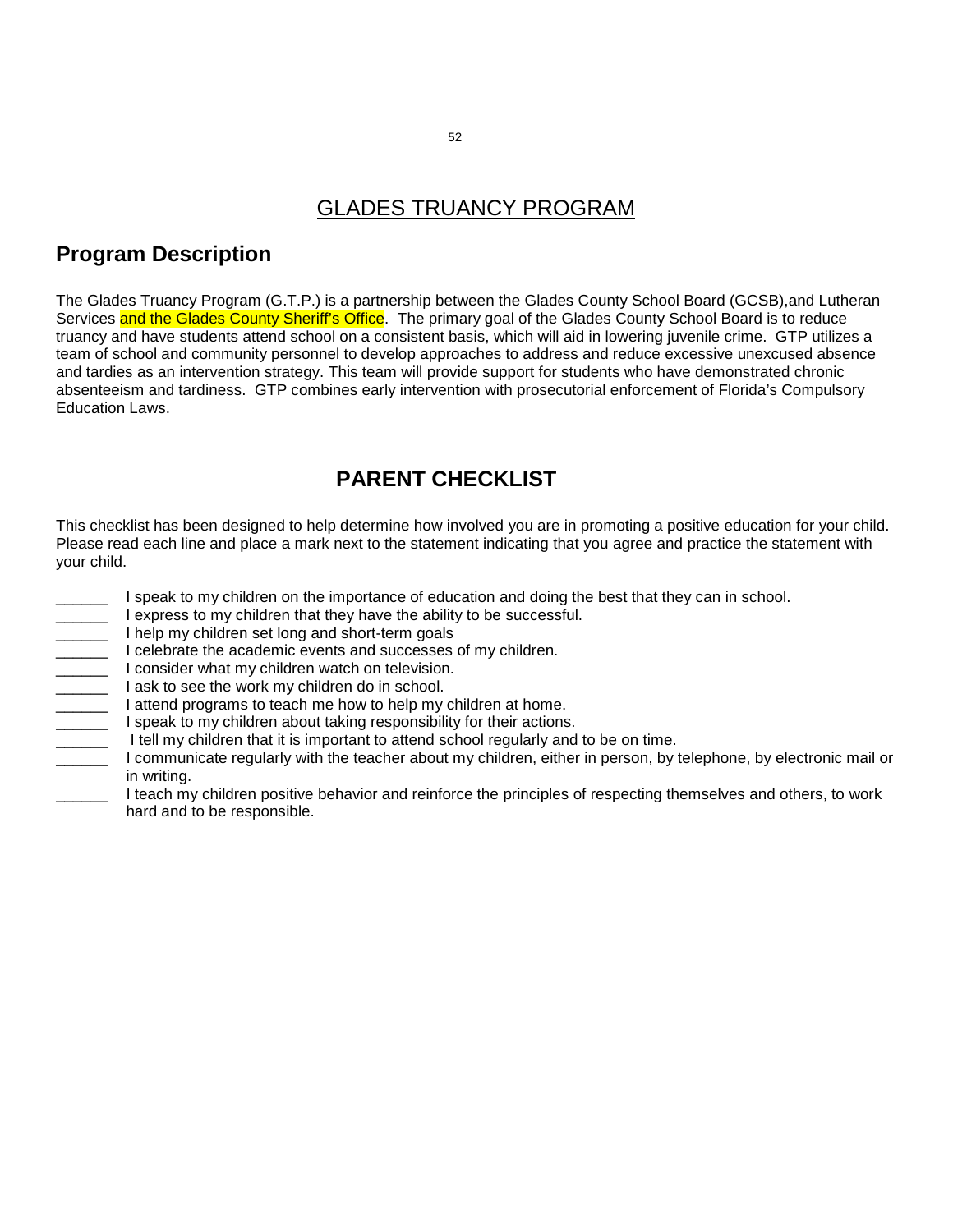# GLADES TRUANCY PROGRAM

## Program Description

The Glades Truancy Program (G.T.P.) is a partnership between the Glades County School Board (GCSB),and Lutheran Services and the Glades County Sheriff's Office. The primary goal of the Glades County School Board is to reduce truancy and have students attend school on a consistent basis, which will aid in lowering juvenile crime. GTP utilizes a team of school and community personnel to develop approaches to address and reduce excessive unexcused absence and tardies as an intervention strategy. This team will provide support for students who have demonstrated chronic absenteeism and tardiness. GTP combines early intervention with prosecutorial enforcement of Florida's Compulsory Education Laws.

## PARENT CHECKLIST

This checklist has been designed to help determine how involved you are in promoting a positive education for your child. Please read each line and place a mark next to the statement indicating that you agree and practice the statement with your child.

______ I speak to my children on the importance of education and doing the best that they can in school.
______ I express to my children that they have the ability to be successful.
______ I help my children set long and short-term goals
______ I celebrate the academic events and successes of my children.
______ I consider what my children watch on television.
______ I ask to see the work my children do in school.
______ I attend programs to teach me how to help my children at home.
______ I speak to my children about taking responsibility for their actions.
______ I tell my children that it is important to attend school regularly and to be on time.
______ I communicate regularly with the teacher about my children, either in person, by telephone, by electronic mail or in writing.
______ I teach my children positive behavior and reinforce the principles of respecting themselves and others, to work hard and to be responsible.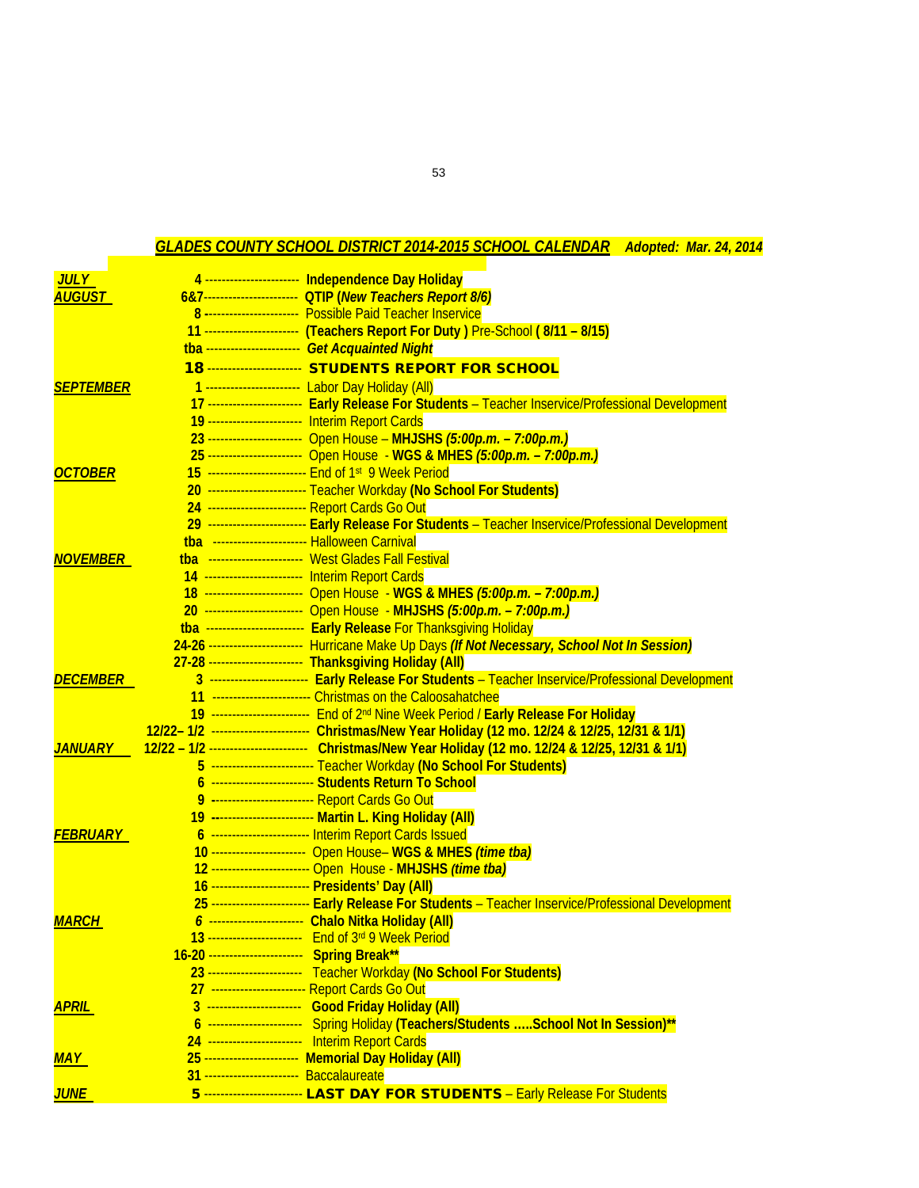## *GLADES COUNTY SCHOOL DISTRICT 2014-2015 SCHOOL CALENDAR* ***Adopted: Mar. 24, 2014***

| Month | Date | Event |
|---|---|---|
| ***JULY*** | **4** | **Independence Day Holiday** |
| ***AUGUST*** | **6&7** | **QTIP (*New Teachers Report 8/6)*** |
| | **8** | Possible Paid Teacher Inservice |
| | **11** | **(Teachers Report For Duty )** Pre-School **( 8/11 – 8/15)** |
| | **tba** | ***Get Acquainted Night*** |
| | **18** | **STUDENTS REPORT FOR SCHOOL** |
| ***SEPTEMBER*** | **1** | Labor Day Holiday (All) |
| | **17** | **Early Release For Students** – Teacher Inservice/Professional Development |
| | **19** | Interim Report Cards |
| | **23** | Open House – **MHJSHS *(5:00p.m. – 7:00p.m.)*** |
| | **25** | Open House - **WGS & MHES *(5:00p.m. – 7:00p.m.)*** |
| ***OCTOBER*** | **15** | End of 1st 9 Week Period |
| | **20** | Teacher Workday **(No School For Students)** |
| | **24** | Report Cards Go Out |
| | **29** | **Early Release For Students** – Teacher Inservice/Professional Development |
| | **tba** | Halloween Carnival |
| ***NOVEMBER*** | **tba** | West Glades Fall Festival |
| | **14** | Interim Report Cards |
| | **18** | Open House - **WGS & MHES *(5:00p.m. – 7:00p.m.)*** |
| | **20** | Open House - **MHJSHS *(5:00p.m. – 7:00p.m.)*** |
| | **tba** | **Early Release** For Thanksgiving Holiday |
| | **24-26** | Hurricane Make Up Days ***(If Not Necessary, School Not In Session)*** |
| | **27-28** | **Thanksgiving Holiday (All)** |
| ***DECEMBER*** | **3** | **Early Release For Students** – Teacher Inservice/Professional Development |
| | **11** | Christmas on the Caloosahatchee |
| | **19** | End of 2nd Nine Week Period / **Early Release For Holiday** |
| | **12/22– 1/2** | **Christmas/New Year Holiday (12 mo. 12/24 & 12/25, 12/31 & 1/1)** |
| ***JANUARY*** | **12/22 – 1/2** | **Christmas/New Year Holiday (12 mo. 12/24 & 12/25, 12/31 & 1/1)** |
| | **5** | Teacher Workday **(No School For Students)** |
| | **6** | **Students Return To School** |
| | **9** | Report Cards Go Out |
| | **19** | **Martin L. King Holiday (All)** |
| ***FEBRUARY*** | **6** | Interim Report Cards Issued |
| | **10** | Open House– **WGS & MHES *(time tba)*** |
| | **12** | Open House - **MHJSHS *(time tba)*** |
| | **16** | **Presidents' Day (All)** |
| | **25** | **Early Release For Students** – Teacher Inservice/Professional Development |
| ***MARCH*** | ***6*** | **Chalo Nitka Holiday (All)** |
| | **13** | End of 3rd 9 Week Period |
| | **16-20** | **Spring Break**** |
| | **23** | Teacher Workday **(No School For Students)** |
| | **27** | Report Cards Go Out |
| ***APRIL*** | **3** | **Good Friday Holiday (All)** |
| | **6** | Spring Holiday **(Teachers/Students .....School Not In Session)**** |
| | **24** | Interim Report Cards |
| ***MAY*** | **25** | **Memorial Day Holiday (All)** |
| | **31** | Baccalaureate |
| ***JUNE*** | **5** | **LAST DAY FOR STUDENTS** – Early Release For Students |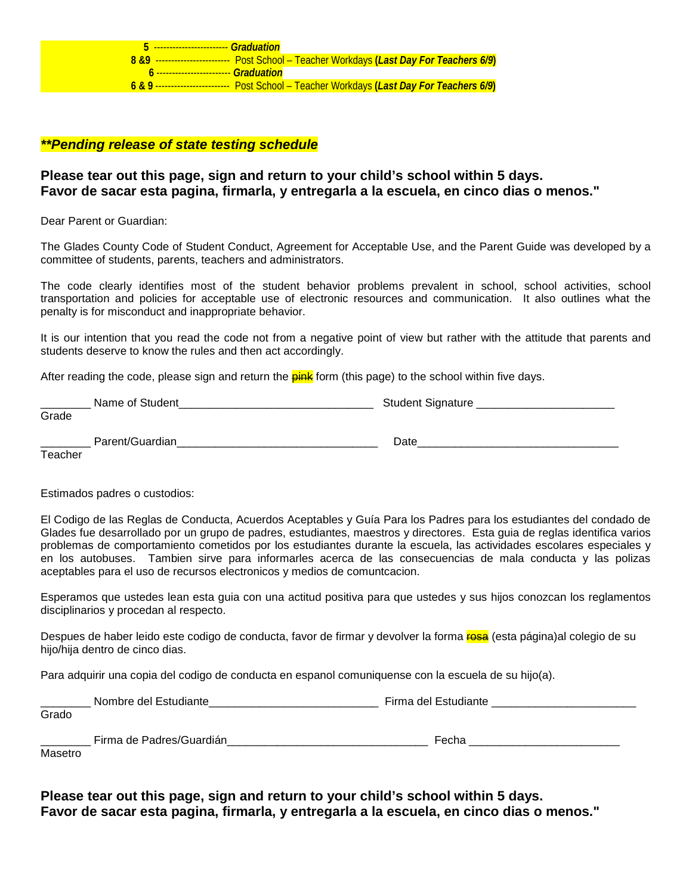5 ------------------------ ***Graduation***
8 &9 ------------------------ Post School – Teacher Workdays (***Last Day For Teachers 6/9***)
6 ------------------------ ***Graduation***
6 & 9 ------------------------ Post School – Teacher Workdays (***Last Day For Teachers 6/9***)

***\*\*Pending release of state testing schedule***

**Please tear out this page, sign and return to your child's school within 5 days.**
**Favor de sacar esta pagina, firmarla, y entregarla a la escuela, en cinco dias o menos."**

Dear Parent or Guardian:

The Glades County Code of Student Conduct, Agreement for Acceptable Use, and the Parent Guide was developed by a committee of students, parents, teachers and administrators.

The code clearly identifies most of the student behavior problems prevalent in school, school activities, school transportation and policies for acceptable use of electronic resources and communication. It also outlines what the penalty is for misconduct and inappropriate behavior.

It is our intention that you read the code not from a negative point of view but rather with the attitude that parents and students deserve to know the rules and then act accordingly.

After reading the code, please sign and return the ~~pink~~ form (this page) to the school within five days.

________ Name of Student_______________________________ Student Signature _____________________
Grade

________ Parent/Guardian________________________________ Date________________________________
Teacher

Estimados padres o custodios:

El Codigo de las Reglas de Conducta, Acuerdos Aceptables y Guía Para los Padres para los estudiantes del condado de Glades fue desarrollado por un grupo de padres, estudiantes, maestros y directores. Esta guia de reglas identifica varios problemas de comportamiento cometidos por los estudiantes durante la escuela, las actividades escolares especiales y en los autobuses. Tambien sirve para informarles acerca de las consecuencias de mala conducta y las polizas aceptables para el uso de recursos electronicos y medios de comuntcacion.

Esperamos que ustedes lean esta guia con una actitud positiva para que ustedes y sus hijos conozcan los reglamentos disciplinarios y procedan al respecto.

Despues de haber leido este codigo de conducta, favor de firmar y devolver la forma ~~rosa~~ (esta página)al colegio de su hijo/hija dentro de cinco dias.

Para adquirir una copia del codigo de conducta en espanol comuniquense con la escuela de su hijo(a).

________ Nombre del Estudiante___________________________ Firma del Estudiante ______________________
Grado

________ Firma de Padres/Guardián________________________________ Fecha _______________________
Masetro

**Please tear out this page, sign and return to your child's school within 5 days.**
**Favor de sacar esta pagina, firmarla, y entregarla a la escuela, en cinco dias o menos."**